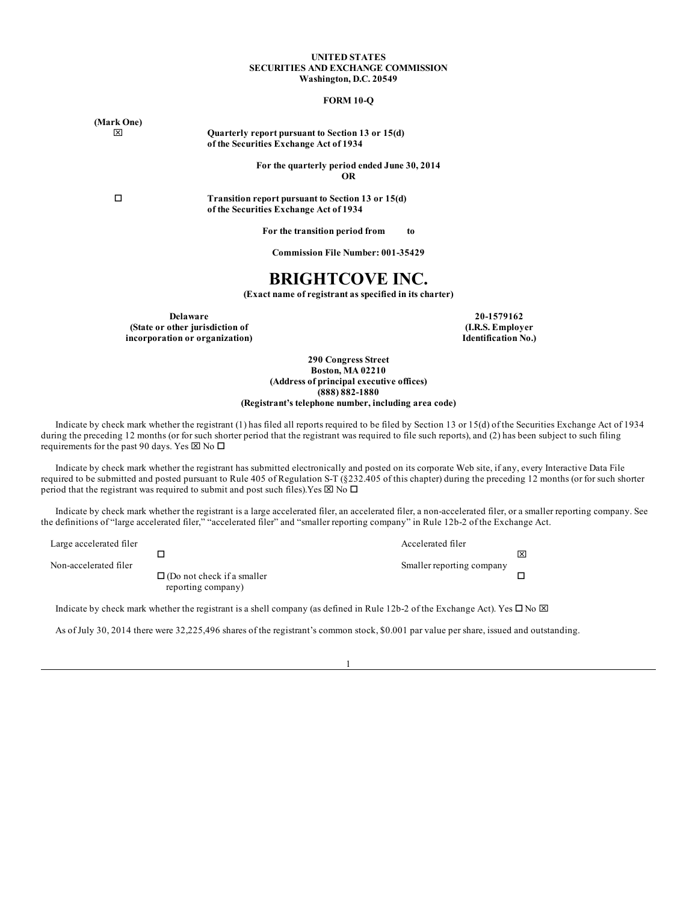**UNITED STATES**
**SECURITIES AND EXCHANGE COMMISSION**
**Washington, D.C. 20549**

**FORM 10-Q**

**(Mark One)**

☒ **Quarterly report pursuant to Section 13 or 15(d) of the Securities Exchange Act of 1934**

**For the quarterly period ended June 30, 2014**

**OR**

☐ **Transition report pursuant to Section 13 or 15(d) of the Securities Exchange Act of 1934**

**For the transition period from to**

**Commission File Number: 001-35429**

# BRIGHTCOVE INC.

**(Exact name of registrant as specified in its charter)**

| **Delaware** | **20-1579162** |
|---|---|
| **(State or other jurisdiction of incorporation or organization)** | **(I.R.S. Employer Identification No.)** |

**290 Congress Street**
**Boston, MA 02210**
**(Address of principal executive offices)**
**(888) 882-1880**
**(Registrant's telephone number, including area code)**

Indicate by check mark whether the registrant (1) has filed all reports required to be filed by Section 13 or 15(d) of the Securities Exchange Act of 1934 during the preceding 12 months (or for such shorter period that the registrant was required to file such reports), and (2) has been subject to such filing requirements for the past 90 days. Yes ☒ No ☐

Indicate by check mark whether the registrant has submitted electronically and posted on its corporate Web site, if any, every Interactive Data File required to be submitted and posted pursuant to Rule 405 of Regulation S-T (§232.405 of this chapter) during the preceding 12 months (or for such shorter period that the registrant was required to submit and post such files).Yes ☒ No ☐

Indicate by check mark whether the registrant is a large accelerated filer, an accelerated filer, a non-accelerated filer, or a smaller reporting company. See the definitions of "large accelerated filer," "accelerated filer" and "smaller reporting company" in Rule 12b-2 of the Exchange Act.

| | | | |
|---|---|---|---|
| Large accelerated filer | ☐ | Accelerated filer | ☒ |
| Non-accelerated filer | ☐ (Do not check if a smaller reporting company) | Smaller reporting company | ☐ |

Indicate by check mark whether the registrant is a shell company (as defined in Rule 12b-2 of the Exchange Act). Yes ☐ No ☒

As of July 30, 2014 there were 32,225,496 shares of the registrant's common stock, $0.001 par value per share, issued and outstanding.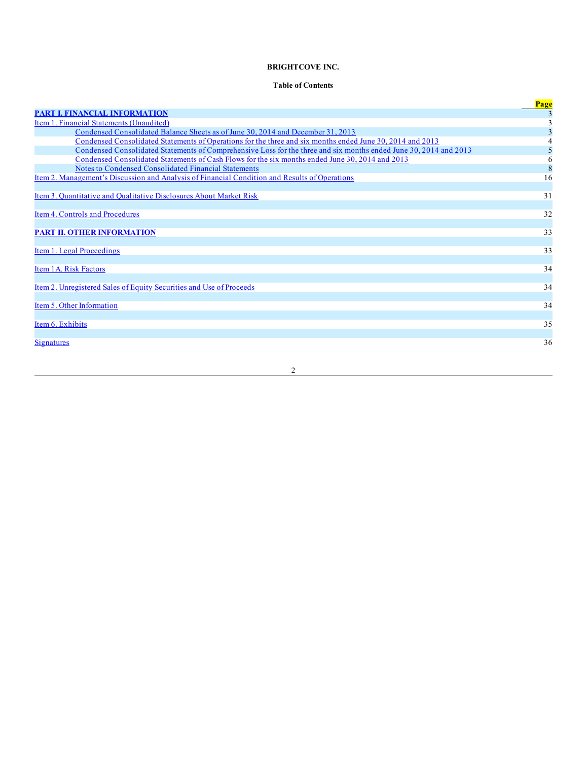**BRIGHTCOVE INC.**

**Table of Contents**

| | Page |
|---|---|
| **PART I. FINANCIAL INFORMATION** | 3 |
| Item 1. Financial Statements (Unaudited) | 3 |
| Condensed Consolidated Balance Sheets as of June 30, 2014 and December 31, 2013 | 3 |
| Condensed Consolidated Statements of Operations for the three and six months ended June 30, 2014 and 2013 | 4 |
| Condensed Consolidated Statements of Comprehensive Loss for the three and six months ended June 30, 2014 and 2013 | 5 |
| Condensed Consolidated Statements of Cash Flows for the six months ended June 30, 2014 and 2013 | 6 |
| Notes to Condensed Consolidated Financial Statements | 8 |
| Item 2. Management's Discussion and Analysis of Financial Condition and Results of Operations | 16 |
| Item 3. Quantitative and Qualitative Disclosures About Market Risk | 31 |
| Item 4. Controls and Procedures | 32 |
| **PART II. OTHER INFORMATION** | 33 |
| Item 1. Legal Proceedings | 33 |
| Item 1A. Risk Factors | 34 |
| Item 2. Unregistered Sales of Equity Securities and Use of Proceeds | 34 |
| Item 5. Other Information | 34 |
| Item 6. Exhibits | 35 |
| Signatures | 36 |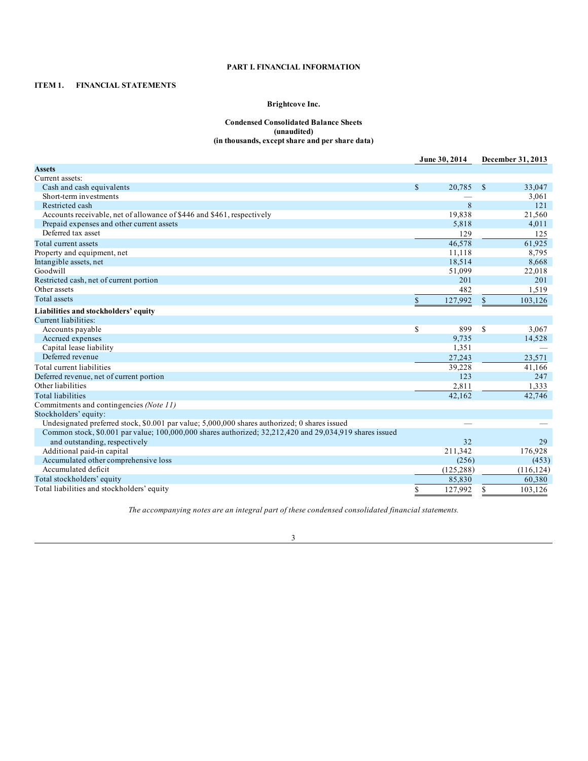# PART I. FINANCIAL INFORMATION

## ITEM 1. FINANCIAL STATEMENTS

### Brightcove Inc.

### Condensed Consolidated Balance Sheets
**(unaudited)**
**(in thousands, except share and per share data)**

| | June 30, 2014 | December 31, 2013 |
|---|---|---|
| **Assets** | | |
| Current assets: | | |
| Cash and cash equivalents | $ 20,785 | $ 33,047 |
| Short-term investments | — | 3,061 |
| Restricted cash | 8 | 121 |
| Accounts receivable, net of allowance of $446 and $461, respectively | 19,838 | 21,560 |
| Prepaid expenses and other current assets | 5,818 | 4,011 |
| Deferred tax asset | 129 | 125 |
| Total current assets | 46,578 | 61,925 |
| Property and equipment, net | 11,118 | 8,795 |
| Intangible assets, net | 18,514 | 8,668 |
| Goodwill | 51,099 | 22,018 |
| Restricted cash, net of current portion | 201 | 201 |
| Other assets | 482 | 1,519 |
| Total assets | $ 127,992 | $ 103,126 |
| **Liabilities and stockholders' equity** | | |
| Current liabilities: | | |
| Accounts payable | $ 899 | $ 3,067 |
| Accrued expenses | 9,735 | 14,528 |
| Capital lease liability | 1,351 | — |
| Deferred revenue | 27,243 | 23,571 |
| Total current liabilities | 39,228 | 41,166 |
| Deferred revenue, net of current portion | 123 | 247 |
| Other liabilities | 2,811 | 1,333 |
| Total liabilities | 42,162 | 42,746 |
| Commitments and contingencies *(Note 11)* | | |
| Stockholders' equity: | | |
| Undesignated preferred stock, $0.001 par value; 5,000,000 shares authorized; 0 shares issued | — | — |
| Common stock, $0.001 par value; 100,000,000 shares authorized; 32,212,420 and 29,034,919 shares issued and outstanding, respectively | 32 | 29 |
| Additional paid-in capital | 211,342 | 176,928 |
| Accumulated other comprehensive loss | (256) | (453) |
| Accumulated deficit | (125,288) | (116,124) |
| Total stockholders' equity | 85,830 | 60,380 |
| Total liabilities and stockholders' equity | $ 127,992 | $ 103,126 |

*The accompanying notes are an integral part of these condensed consolidated financial statements.*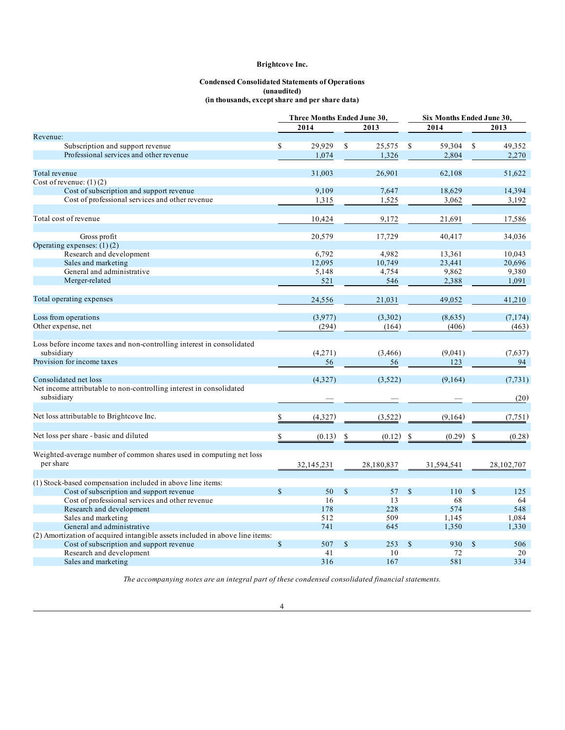**Brightcove Inc.**

**Condensed Consolidated Statements of Operations**
**(unaudited)**
**(in thousands, except share and per share data)**

| | Three Months Ended June 30, | | Six Months Ended June 30, | |
|---|---|---|---|---|
| | 2014 | 2013 | 2014 | 2013 |
| Revenue: | | | | |
| Subscription and support revenue | $ 29,929 | $ 25,575 | $ 59,304 | $ 49,352 |
| Professional services and other revenue | 1,074 | 1,326 | 2,804 | 2,270 |
| Total revenue | 31,003 | 26,901 | 62,108 | 51,622 |
| Cost of revenue: (1) (2) | | | | |
| Cost of subscription and support revenue | 9,109 | 7,647 | 18,629 | 14,394 |
| Cost of professional services and other revenue | 1,315 | 1,525 | 3,062 | 3,192 |
| Total cost of revenue | 10,424 | 9,172 | 21,691 | 17,586 |
| Gross profit | 20,579 | 17,729 | 40,417 | 34,036 |
| Operating expenses: (1) (2) | | | | |
| Research and development | 6,792 | 4,982 | 13,361 | 10,043 |
| Sales and marketing | 12,095 | 10,749 | 23,441 | 20,696 |
| General and administrative | 5,148 | 4,754 | 9,862 | 9,380 |
| Merger-related | 521 | 546 | 2,388 | 1,091 |
| Total operating expenses | 24,556 | 21,031 | 49,052 | 41,210 |
| Loss from operations | (3,977) | (3,302) | (8,635) | (7,174) |
| Other expense, net | (294) | (164) | (406) | (463) |
| Loss before income taxes and non-controlling interest in consolidated subsidiary | (4,271) | (3,466) | (9,041) | (7,637) |
| Provision for income taxes | 56 | 56 | 123 | 94 |
| Consolidated net loss | (4,327) | (3,522) | (9,164) | (7,731) |
| Net income attributable to non-controlling interest in consolidated subsidiary | — | — | — | (20) |
| Net loss attributable to Brightcove Inc. | $ (4,327) | (3,522) | (9,164) | (7,751) |
| Net loss per share - basic and diluted | $ (0.13) | $ (0.12) | $ (0.29) | $ (0.28) |
| Weighted-average number of common shares used in computing net loss per share | 32,145,231 | 28,180,837 | 31,594,541 | 28,102,707 |
| (1) Stock-based compensation included in above line items: | | | | |
| Cost of subscription and support revenue | $ 50 | $ 57 | $ 110 | $ 125 |
| Cost of professional services and other revenue | 16 | 13 | 68 | 64 |
| Research and development | 178 | 228 | 574 | 548 |
| Sales and marketing | 512 | 509 | 1,145 | 1,084 |
| General and administrative | 741 | 645 | 1,350 | 1,330 |
| (2) Amortization of acquired intangible assets included in above line items: | | | | |
| Cost of subscription and support revenue | $ 507 | $ 253 | $ 930 | $ 506 |
| Research and development | 41 | 10 | 72 | 20 |
| Sales and marketing | 316 | 167 | 581 | 334 |

*The accompanying notes are an integral part of these condensed consolidated financial statements.*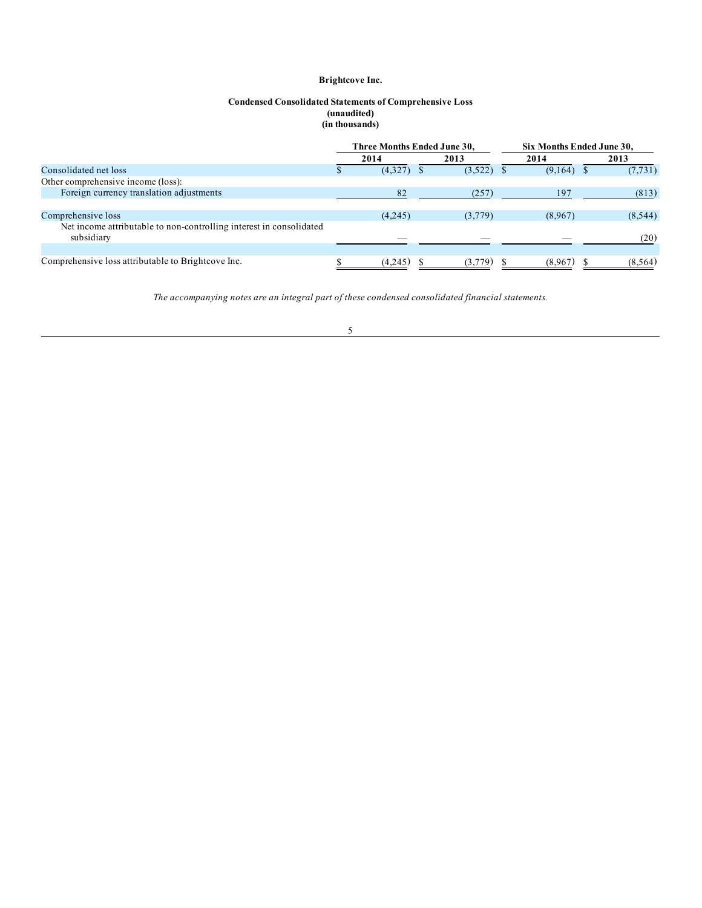**Brightcove Inc.**

**Condensed Consolidated Statements of Comprehensive Loss**
**(unaudited)**
**(in thousands)**

| | Three Months Ended June 30, | | Six Months Ended June 30, | |
|---|---|---|---|---|
| | 2014 | 2013 | 2014 | 2013 |
| Consolidated net loss | $ (4,327) | $ (3,522) | $ (9,164) | $ (7,731) |
| Other comprehensive income (loss): | | | | |
| Foreign currency translation adjustments | 82 | (257) | 197 | (813) |
| Comprehensive loss | (4,245) | (3,779) | (8,967) | (8,544) |
| Net income attributable to non-controlling interest in consolidated subsidiary | — | — | — | (20) |
| Comprehensive loss attributable to Brightcove Inc. | $ (4,245) | $ (3,779) | $ (8,967) | $ (8,564) |

*The accompanying notes are an integral part of these condensed consolidated financial statements.*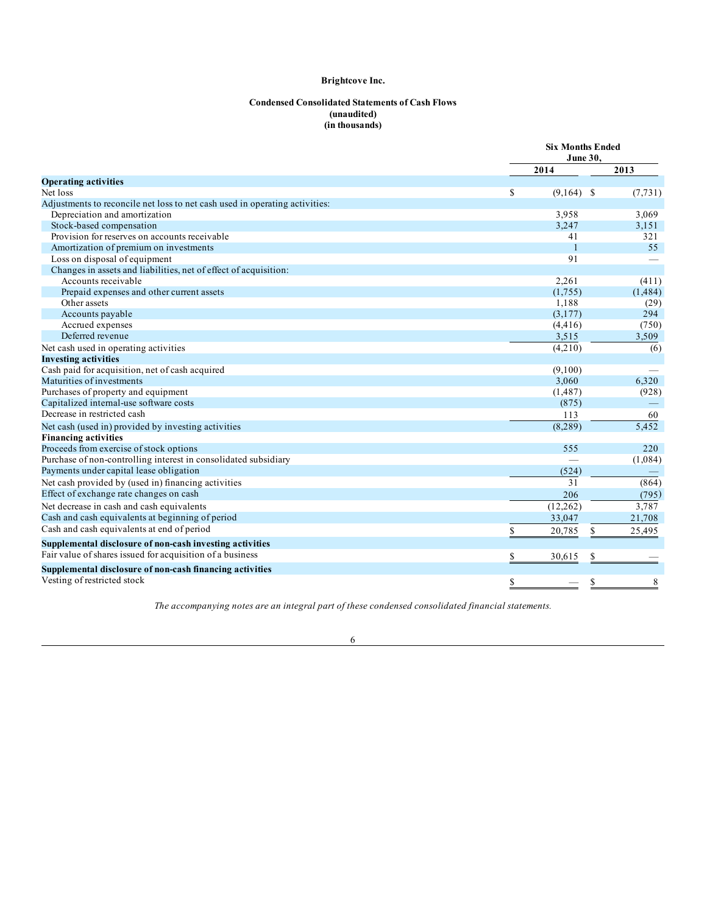**Brightcove Inc.**

**Condensed Consolidated Statements of Cash Flows**
**(unaudited)**
**(in thousands)**

| | Six Months Ended June 30, | |
|---|---|---|
| | 2014 | 2013 |
| **Operating activities** | | |
| Net loss | $ (9,164) | $ (7,731) |
| Adjustments to reconcile net loss to net cash used in operating activities: | | |
| Depreciation and amortization | 3,958 | 3,069 |
| Stock-based compensation | 3,247 | 3,151 |
| Provision for reserves on accounts receivable | 41 | 321 |
| Amortization of premium on investments | 1 | 55 |
| Loss on disposal of equipment | 91 | — |
| Changes in assets and liabilities, net of effect of acquisition: | | |
| Accounts receivable | 2,261 | (411) |
| Prepaid expenses and other current assets | (1,755) | (1,484) |
| Other assets | 1,188 | (29) |
| Accounts payable | (3,177) | 294 |
| Accrued expenses | (4,416) | (750) |
| Deferred revenue | 3,515 | 3,509 |
| Net cash used in operating activities | (4,210) | (6) |
| **Investing activities** | | |
| Cash paid for acquisition, net of cash acquired | (9,100) | — |
| Maturities of investments | 3,060 | 6,320 |
| Purchases of property and equipment | (1,487) | (928) |
| Capitalized internal-use software costs | (875) | — |
| Decrease in restricted cash | 113 | 60 |
| Net cash (used in) provided by investing activities | (8,289) | 5,452 |
| **Financing activities** | | |
| Proceeds from exercise of stock options | 555 | 220 |
| Purchase of non-controlling interest in consolidated subsidiary | — | (1,084) |
| Payments under capital lease obligation | (524) | — |
| Net cash provided by (used in) financing activities | 31 | (864) |
| Effect of exchange rate changes on cash | 206 | (795) |
| Net decrease in cash and cash equivalents | (12,262) | 3,787 |
| Cash and cash equivalents at beginning of period | 33,047 | 21,708 |
| Cash and cash equivalents at end of period | $ 20,785 | $ 25,495 |
| **Supplemental disclosure of non-cash investing activities** | | |
| Fair value of shares issued for acquisition of a business | $ 30,615 | $ — |
| **Supplemental disclosure of non-cash financing activities** | | |
| Vesting of restricted stock | $ — | $ 8 |

*The accompanying notes are an integral part of these condensed consolidated financial statements.*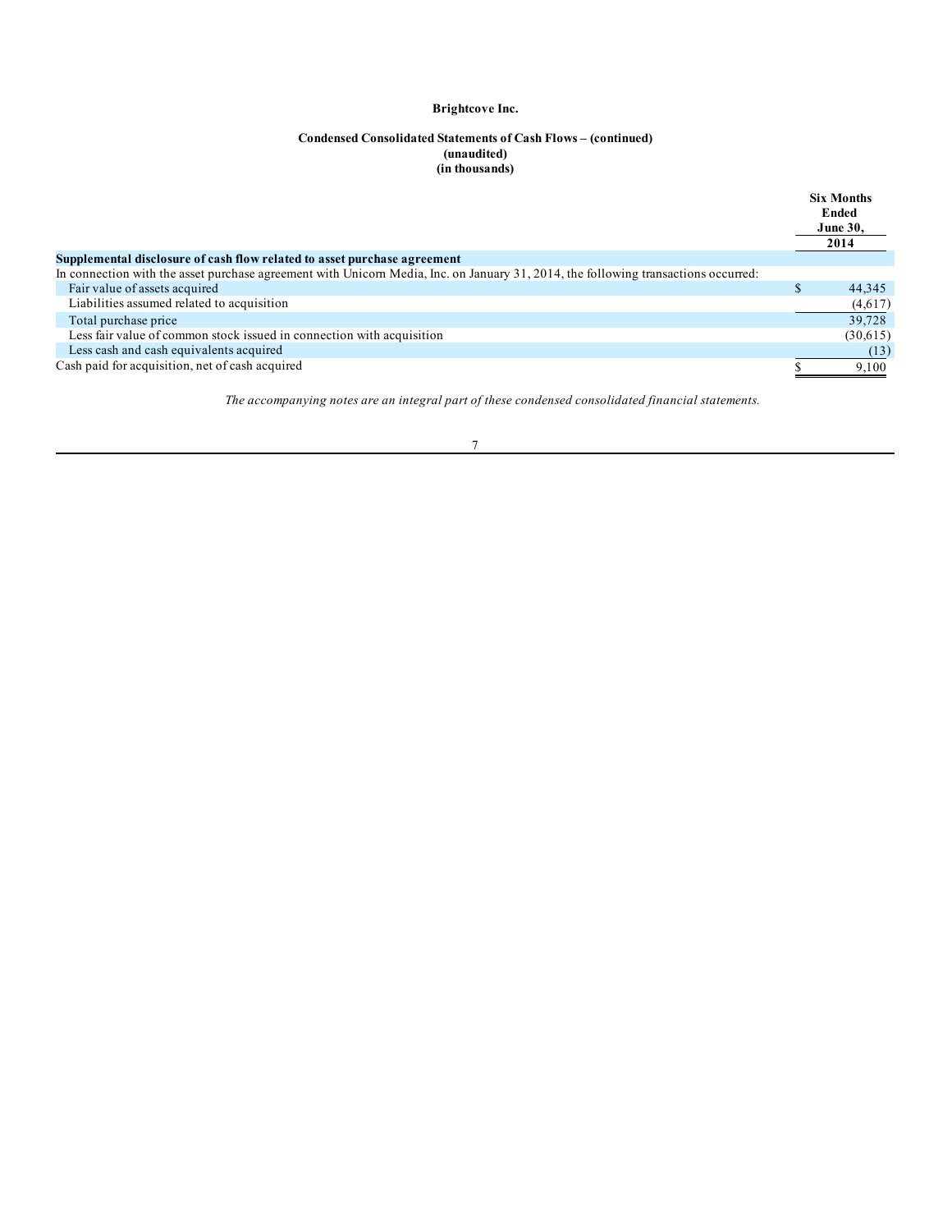**Brightcove Inc.**

**Condensed Consolidated Statements of Cash Flows – (continued)**
**(unaudited)**
**(in thousands)**

| | Six Months Ended June 30, 2014 |
|---|---|
| **Supplemental disclosure of cash flow related to asset purchase agreement** | |
| In connection with the asset purchase agreement with Unicorn Media, Inc. on January 31, 2014, the following transactions occurred: | |
| Fair value of assets acquired | $ 44,345 |
| Liabilities assumed related to acquisition | (4,617) |
| Total purchase price | 39,728 |
| Less fair value of common stock issued in connection with acquisition | (30,615) |
| Less cash and cash equivalents acquired | (13) |
| Cash paid for acquisition, net of cash acquired | $ 9,100 |

*The accompanying notes are an integral part of these condensed consolidated financial statements.*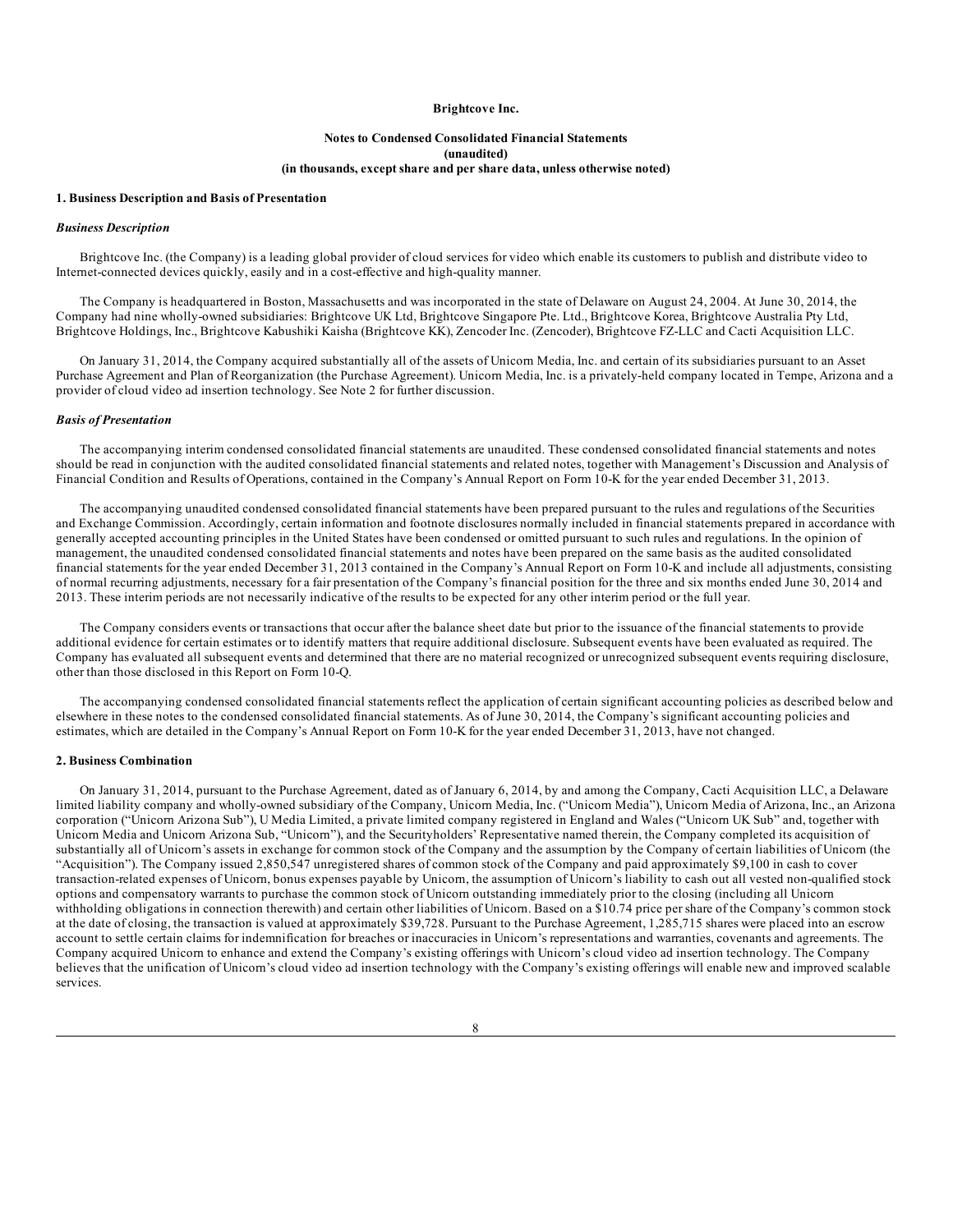**Brightcove Inc.**

**Notes to Condensed Consolidated Financial Statements**
**(unaudited)**
**(in thousands, except share and per share data, unless otherwise noted)**

**1. Business Description and Basis of Presentation**

***Business Description***

Brightcove Inc. (the Company) is a leading global provider of cloud services for video which enable its customers to publish and distribute video to Internet-connected devices quickly, easily and in a cost-effective and high-quality manner.

The Company is headquartered in Boston, Massachusetts and was incorporated in the state of Delaware on August 24, 2004. At June 30, 2014, the Company had nine wholly-owned subsidiaries: Brightcove UK Ltd, Brightcove Singapore Pte. Ltd., Brightcove Korea, Brightcove Australia Pty Ltd, Brightcove Holdings, Inc., Brightcove Kabushiki Kaisha (Brightcove KK), Zencoder Inc. (Zencoder), Brightcove FZ-LLC and Cacti Acquisition LLC.

On January 31, 2014, the Company acquired substantially all of the assets of Unicorn Media, Inc. and certain of its subsidiaries pursuant to an Asset Purchase Agreement and Plan of Reorganization (the Purchase Agreement). Unicorn Media, Inc. is a privately-held company located in Tempe, Arizona and a provider of cloud video ad insertion technology. See Note 2 for further discussion.

***Basis of Presentation***

The accompanying interim condensed consolidated financial statements are unaudited. These condensed consolidated financial statements and notes should be read in conjunction with the audited consolidated financial statements and related notes, together with Management's Discussion and Analysis of Financial Condition and Results of Operations, contained in the Company's Annual Report on Form 10-K for the year ended December 31, 2013.

The accompanying unaudited condensed consolidated financial statements have been prepared pursuant to the rules and regulations of the Securities and Exchange Commission. Accordingly, certain information and footnote disclosures normally included in financial statements prepared in accordance with generally accepted accounting principles in the United States have been condensed or omitted pursuant to such rules and regulations. In the opinion of management, the unaudited condensed consolidated financial statements and notes have been prepared on the same basis as the audited consolidated financial statements for the year ended December 31, 2013 contained in the Company's Annual Report on Form 10-K and include all adjustments, consisting of normal recurring adjustments, necessary for a fair presentation of the Company's financial position for the three and six months ended June 30, 2014 and 2013. These interim periods are not necessarily indicative of the results to be expected for any other interim period or the full year.

The Company considers events or transactions that occur after the balance sheet date but prior to the issuance of the financial statements to provide additional evidence for certain estimates or to identify matters that require additional disclosure. Subsequent events have been evaluated as required. The Company has evaluated all subsequent events and determined that there are no material recognized or unrecognized subsequent events requiring disclosure, other than those disclosed in this Report on Form 10-Q.

The accompanying condensed consolidated financial statements reflect the application of certain significant accounting policies as described below and elsewhere in these notes to the condensed consolidated financial statements. As of June 30, 2014, the Company's significant accounting policies and estimates, which are detailed in the Company's Annual Report on Form 10-K for the year ended December 31, 2013, have not changed.

**2. Business Combination**

On January 31, 2014, pursuant to the Purchase Agreement, dated as of January 6, 2014, by and among the Company, Cacti Acquisition LLC, a Delaware limited liability company and wholly-owned subsidiary of the Company, Unicorn Media, Inc. ("Unicorn Media"), Unicorn Media of Arizona, Inc., an Arizona corporation ("Unicorn Arizona Sub"), U Media Limited, a private limited company registered in England and Wales ("Unicorn UK Sub" and, together with Unicorn Media and Unicorn Arizona Sub, "Unicorn"), and the Securityholders' Representative named therein, the Company completed its acquisition of substantially all of Unicorn's assets in exchange for common stock of the Company and the assumption by the Company of certain liabilities of Unicorn (the "Acquisition"). The Company issued 2,850,547 unregistered shares of common stock of the Company and paid approximately $9,100 in cash to cover transaction-related expenses of Unicorn, bonus expenses payable by Unicorn, the assumption of Unicorn's liability to cash out all vested non-qualified stock options and compensatory warrants to purchase the common stock of Unicorn outstanding immediately prior to the closing (including all Unicorn withholding obligations in connection therewith) and certain other liabilities of Unicorn. Based on a $10.74 price per share of the Company's common stock at the date of closing, the transaction is valued at approximately $39,728. Pursuant to the Purchase Agreement, 1,285,715 shares were placed into an escrow account to settle certain claims for indemnification for breaches or inaccuracies in Unicorn's representations and warranties, covenants and agreements. The Company acquired Unicorn to enhance and extend the Company's existing offerings with Unicorn's cloud video ad insertion technology. The Company believes that the unification of Unicorn's cloud video ad insertion technology with the Company's existing offerings will enable new and improved scalable services.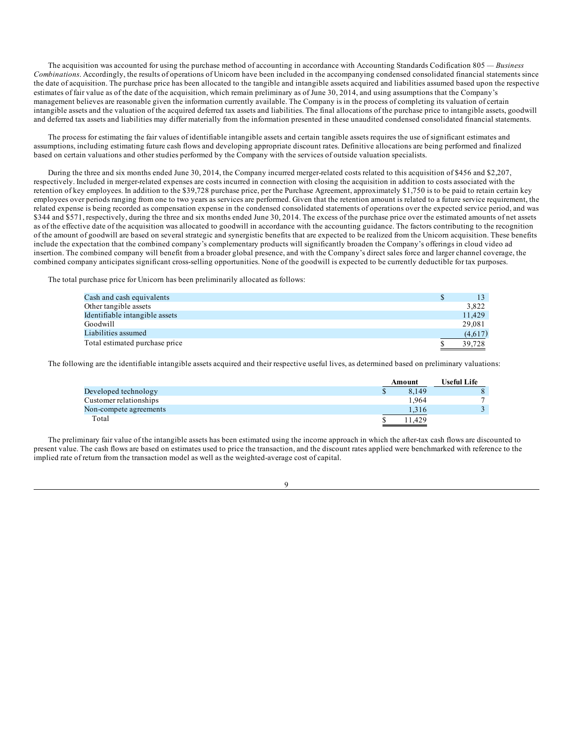The acquisition was accounted for using the purchase method of accounting in accordance with Accounting Standards Codification 805 — *Business Combinations*. Accordingly, the results of operations of Unicorn have been included in the accompanying condensed consolidated financial statements since the date of acquisition. The purchase price has been allocated to the tangible and intangible assets acquired and liabilities assumed based upon the respective estimates of fair value as of the date of the acquisition, which remain preliminary as of June 30, 2014, and using assumptions that the Company's management believes are reasonable given the information currently available. The Company is in the process of completing its valuation of certain intangible assets and the valuation of the acquired deferred tax assets and liabilities. The final allocations of the purchase price to intangible assets, goodwill and deferred tax assets and liabilities may differ materially from the information presented in these unaudited condensed consolidated financial statements.

The process for estimating the fair values of identifiable intangible assets and certain tangible assets requires the use of significant estimates and assumptions, including estimating future cash flows and developing appropriate discount rates. Definitive allocations are being performed and finalized based on certain valuations and other studies performed by the Company with the services of outside valuation specialists.

During the three and six months ended June 30, 2014, the Company incurred merger-related costs related to this acquisition of $456 and $2,207, respectively. Included in merger-related expenses are costs incurred in connection with closing the acquisition in addition to costs associated with the retention of key employees. In addition to the $39,728 purchase price, per the Purchase Agreement, approximately $1,750 is to be paid to retain certain key employees over periods ranging from one to two years as services are performed. Given that the retention amount is related to a future service requirement, the related expense is being recorded as compensation expense in the condensed consolidated statements of operations over the expected service period, and was $344 and $571, respectively, during the three and six months ended June 30, 2014. The excess of the purchase price over the estimated amounts of net assets as of the effective date of the acquisition was allocated to goodwill in accordance with the accounting guidance. The factors contributing to the recognition of the amount of goodwill are based on several strategic and synergistic benefits that are expected to be realized from the Unicorn acquisition. These benefits include the expectation that the combined company's complementary products will significantly broaden the Company's offerings in cloud video ad insertion. The combined company will benefit from a broader global presence, and with the Company's direct sales force and larger channel coverage, the combined company anticipates significant cross-selling opportunities. None of the goodwill is expected to be currently deductible for tax purposes.

The total purchase price for Unicorn has been preliminarily allocated as follows:

| | |
|---|---|
| Cash and cash equivalents | $ 13 |
| Other tangible assets | 3,822 |
| Identifiable intangible assets | 11,429 |
| Goodwill | 29,081 |
| Liabilities assumed | (4,617) |
| Total estimated purchase price | $ 39,728 |

The following are the identifiable intangible assets acquired and their respective useful lives, as determined based on preliminary valuations:

| | Amount | Useful Life |
|---|---|---|
| Developed technology | $ 8,149 | 8 |
| Customer relationships | 1,964 | 7 |
| Non-compete agreements | 1,316 | 3 |
| Total | $ 11,429 | |

The preliminary fair value of the intangible assets has been estimated using the income approach in which the after-tax cash flows are discounted to present value. The cash flows are based on estimates used to price the transaction, and the discount rates applied were benchmarked with reference to the implied rate of return from the transaction model as well as the weighted-average cost of capital.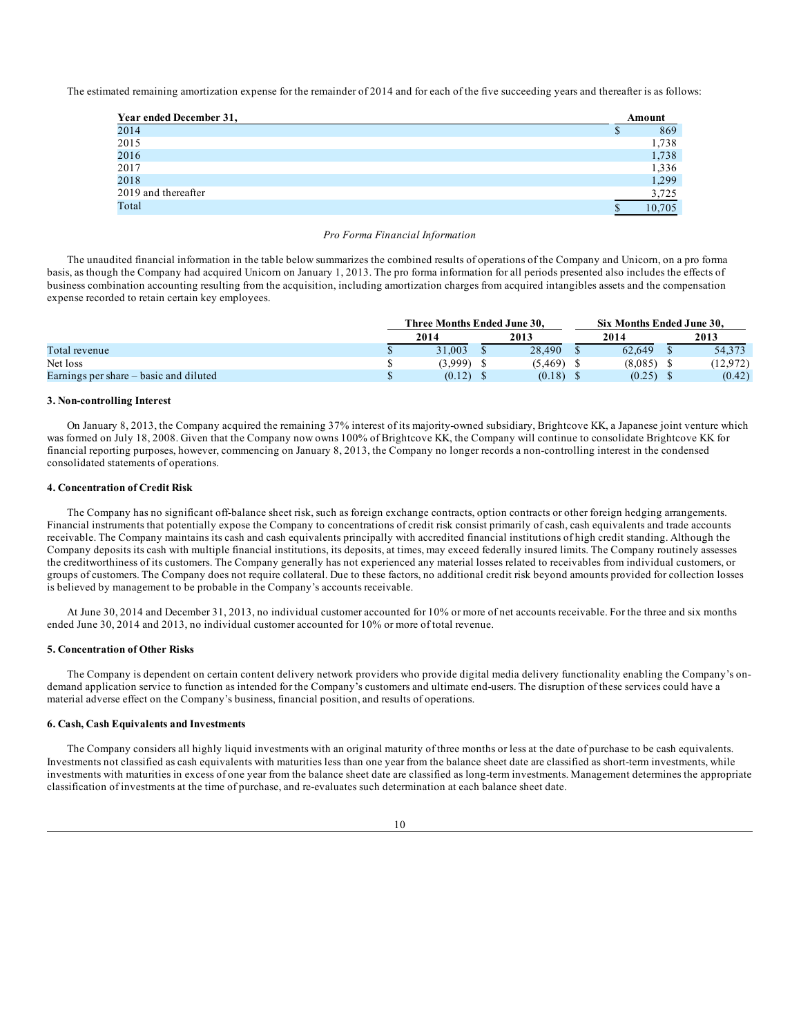The estimated remaining amortization expense for the remainder of 2014 and for each of the five succeeding years and thereafter is as follows:

| Year ended December 31, | Amount |
|---|---|
| 2014 | $ 869 |
| 2015 | 1,738 |
| 2016 | 1,738 |
| 2017 | 1,336 |
| 2018 | 1,299 |
| 2019 and thereafter | 3,725 |
| Total | $ 10,705 |

*Pro Forma Financial Information*

The unaudited financial information in the table below summarizes the combined results of operations of the Company and Unicorn, on a pro forma basis, as though the Company had acquired Unicorn on January 1, 2013. The pro forma information for all periods presented also includes the effects of business combination accounting resulting from the acquisition, including amortization charges from acquired intangibles assets and the compensation expense recorded to retain certain key employees.

| | Three Months Ended June 30, | | Six Months Ended June 30, | |
|---|---|---|---|---|
| | 2014 | 2013 | 2014 | 2013 |
| Total revenue | $ 31,003 | $ 28,490 | $ 62,649 | $ 54,373 |
| Net loss | $ (3,999) | $ (5,469) | $ (8,085) | $ (12,972) |
| Earnings per share – basic and diluted | $ (0.12) | $ (0.18) | $ (0.25) | $ (0.42) |

### 3. Non-controlling Interest

On January 8, 2013, the Company acquired the remaining 37% interest of its majority-owned subsidiary, Brightcove KK, a Japanese joint venture which was formed on July 18, 2008. Given that the Company now owns 100% of Brightcove KK, the Company will continue to consolidate Brightcove KK for financial reporting purposes, however, commencing on January 8, 2013, the Company no longer records a non-controlling interest in the condensed consolidated statements of operations.

### 4. Concentration of Credit Risk

The Company has no significant off-balance sheet risk, such as foreign exchange contracts, option contracts or other foreign hedging arrangements. Financial instruments that potentially expose the Company to concentrations of credit risk consist primarily of cash, cash equivalents and trade accounts receivable. The Company maintains its cash and cash equivalents principally with accredited financial institutions of high credit standing. Although the Company deposits its cash with multiple financial institutions, its deposits, at times, may exceed federally insured limits. The Company routinely assesses the creditworthiness of its customers. The Company generally has not experienced any material losses related to receivables from individual customers, or groups of customers. The Company does not require collateral. Due to these factors, no additional credit risk beyond amounts provided for collection losses is believed by management to be probable in the Company's accounts receivable.

At June 30, 2014 and December 31, 2013, no individual customer accounted for 10% or more of net accounts receivable. For the three and six months ended June 30, 2014 and 2013, no individual customer accounted for 10% or more of total revenue.

### 5. Concentration of Other Risks

The Company is dependent on certain content delivery network providers who provide digital media delivery functionality enabling the Company's on-demand application service to function as intended for the Company's customers and ultimate end-users. The disruption of these services could have a material adverse effect on the Company's business, financial position, and results of operations.

### 6. Cash, Cash Equivalents and Investments

The Company considers all highly liquid investments with an original maturity of three months or less at the date of purchase to be cash equivalents. Investments not classified as cash equivalents with maturities less than one year from the balance sheet date are classified as short-term investments, while investments with maturities in excess of one year from the balance sheet date are classified as long-term investments. Management determines the appropriate classification of investments at the time of purchase, and re-evaluates such determination at each balance sheet date.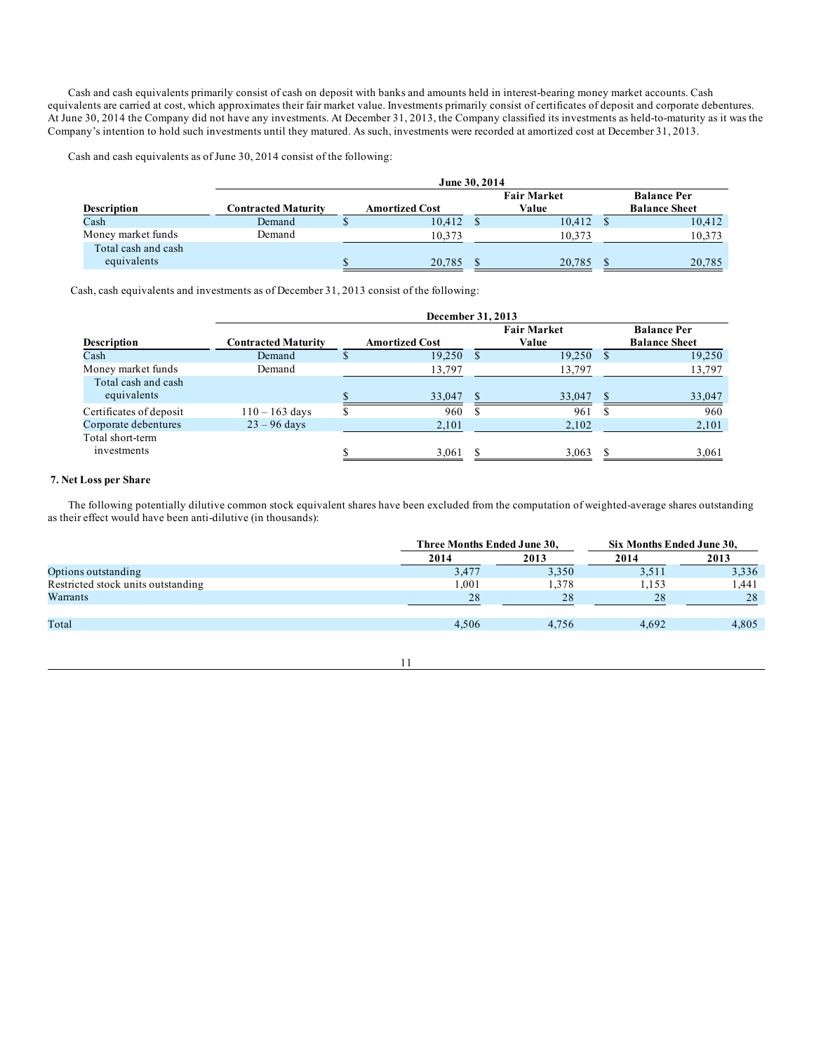Cash and cash equivalents primarily consist of cash on deposit with banks and amounts held in interest-bearing money market accounts. Cash equivalents are carried at cost, which approximates their fair market value. Investments primarily consist of certificates of deposit and corporate debentures. At June 30, 2014 the Company did not have any investments. At December 31, 2013, the Company classified its investments as held-to-maturity as it was the Company's intention to hold such investments until they matured. As such, investments were recorded at amortized cost at December 31, 2013.

Cash and cash equivalents as of June 30, 2014 consist of the following:

| | June 30, 2014 | | | |
|---|---|---|---|---|
| Description | Contracted Maturity | Amortized Cost | Fair Market Value | Balance Per Balance Sheet |
| Cash | Demand | $ 10,412 | $ 10,412 | $ 10,412 |
| Money market funds | Demand | 10,373 | 10,373 | 10,373 |
| Total cash and cash equivalents | | $ 20,785 | $ 20,785 | $ 20,785 |

Cash, cash equivalents and investments as of December 31, 2013 consist of the following:

| | December 31, 2013 | | | |
|---|---|---|---|---|
| Description | Contracted Maturity | Amortized Cost | Fair Market Value | Balance Per Balance Sheet |
| Cash | Demand | $ 19,250 | $ 19,250 | $ 19,250 |
| Money market funds | Demand | 13,797 | 13,797 | 13,797 |
| Total cash and cash equivalents | | $ 33,047 | $ 33,047 | $ 33,047 |
| Certificates of deposit | 110 – 163 days | $ 960 | $ 961 | $ 960 |
| Corporate debentures | 23 – 96 days | 2,101 | 2,102 | 2,101 |
| Total short-term investments | | $ 3,061 | $ 3,063 | $ 3,061 |

**7. Net Loss per Share**

The following potentially dilutive common stock equivalent shares have been excluded from the computation of weighted-average shares outstanding as their effect would have been anti-dilutive (in thousands):

| | Three Months Ended June 30, | | Six Months Ended June 30, | |
|---|---|---|---|---|
| | 2014 | 2013 | 2014 | 2013 |
| Options outstanding | 3,477 | 3,350 | 3,511 | 3,336 |
| Restricted stock units outstanding | 1,001 | 1,378 | 1,153 | 1,441 |
| Warrants | 28 | 28 | 28 | 28 |
| Total | 4,506 | 4,756 | 4,692 | 4,805 |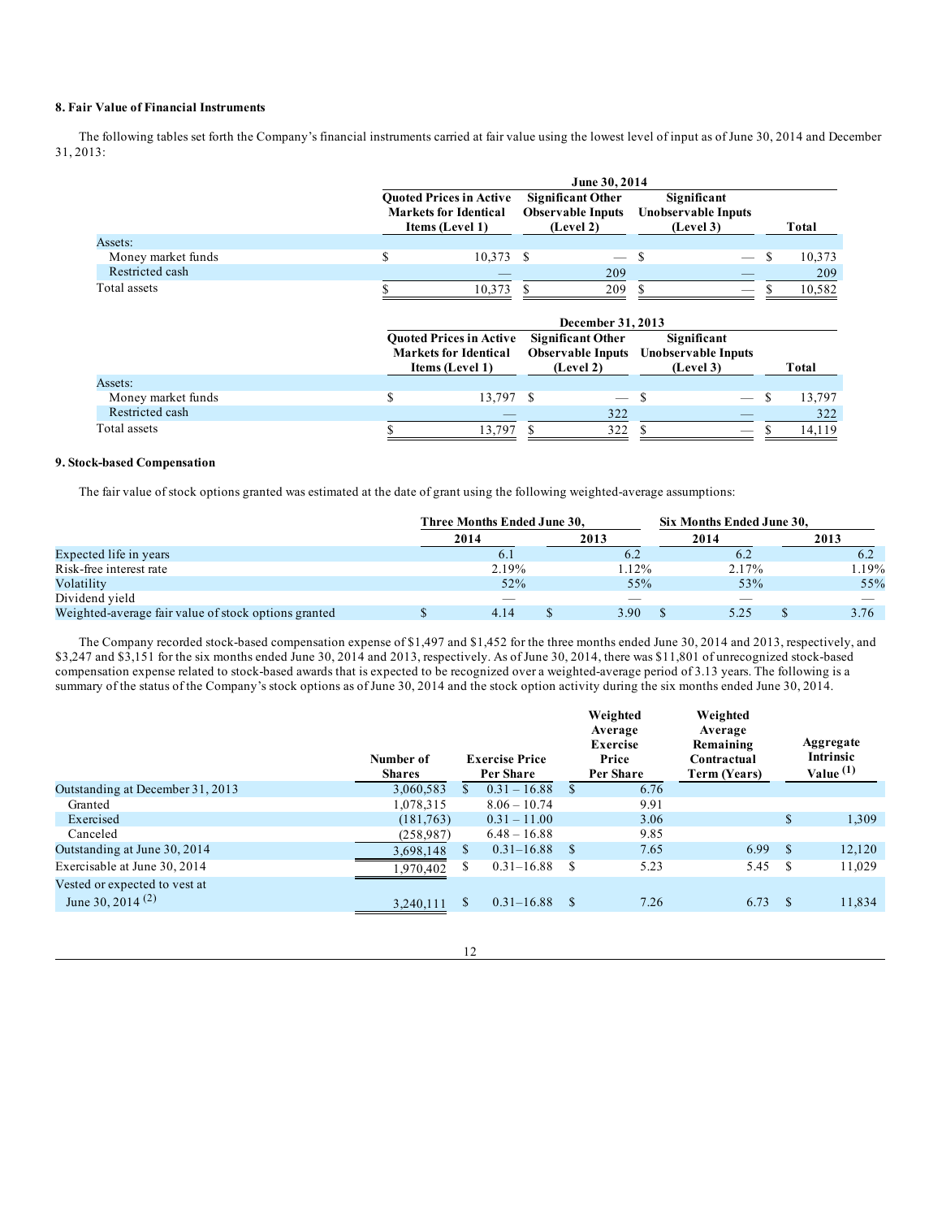### 8. Fair Value of Financial Instruments

The following tables set forth the Company's financial instruments carried at fair value using the lowest level of input as of June 30, 2014 and December 31, 2013:

| | June 30, 2014 | | | |
|---|---|---|---|---|
| | Quoted Prices in Active Markets for Identical Items (Level 1) | Significant Other Observable Inputs (Level 2) | Significant Unobservable Inputs (Level 3) | Total |
| Assets: | | | | |
| Money market funds | $ 10,373 | $ — | $ — | $ 10,373 |
| Restricted cash | — | 209 | — | 209 |
| Total assets | $ 10,373 | $ 209 | $ — | $ 10,582 |

| | December 31, 2013 | | | |
|---|---|---|---|---|
| | Quoted Prices in Active Markets for Identical Items (Level 1) | Significant Other Observable Inputs (Level 2) | Significant Unobservable Inputs (Level 3) | Total |
| Assets: | | | | |
| Money market funds | $ 13,797 | $ — | $ — | $ 13,797 |
| Restricted cash | — | 322 | — | 322 |
| Total assets | $ 13,797 | $ 322 | $ — | $ 14,119 |

### 9. Stock-based Compensation

The fair value of stock options granted was estimated at the date of grant using the following weighted-average assumptions:

| | Three Months Ended June 30, | | Six Months Ended June 30, | |
|---|---|---|---|---|
| | 2014 | 2013 | 2014 | 2013 |
| Expected life in years | 6.1 | 6.2 | 6.2 | 6.2 |
| Risk-free interest rate | 2.19% | 1.12% | 2.17% | 1.19% |
| Volatility | 52% | 55% | 53% | 55% |
| Dividend yield | — | — | — | — |
| Weighted-average fair value of stock options granted | $ 4.14 | $ 3.90 | $ 5.25 | $ 3.76 |

The Company recorded stock-based compensation expense of $1,497 and $1,452 for the three months ended June 30, 2014 and 2013, respectively, and $3,247 and $3,151 for the six months ended June 30, 2014 and 2013, respectively. As of June 30, 2014, there was $11,801 of unrecognized stock-based compensation expense related to stock-based awards that is expected to be recognized over a weighted-average period of 3.13 years. The following is a summary of the status of the Company's stock options as of June 30, 2014 and the stock option activity during the six months ended June 30, 2014.

| | Number of Shares | Exercise Price Per Share | Weighted Average Exercise Price Per Share | Weighted Average Remaining Contractual Term (Years) | Aggregate Intrinsic Value [(1)] |
|---|---|---|---|---|---|
| Outstanding at December 31, 2013 | 3,060,583 | $ 0.31 – 16.88 | $ 6.76 | | |
| Granted | 1,078,315 | 8.06 – 10.74 | 9.91 | | |
| Exercised | (181,763) | 0.31 – 11.00 | 3.06 | | $ 1,309 |
| Canceled | (258,987) | 6.48 – 16.88 | 9.85 | | |
| Outstanding at June 30, 2014 | 3,698,148 | $ 0.31–16.88 | $ 7.65 | 6.99 | $ 12,120 |
| Exercisable at June 30, 2014 | 1,970,402 | $ 0.31–16.88 | $ 5.23 | 5.45 | $ 11,029 |
| Vested or expected to vest at June 30, 2014 [(2)] | 3,240,111 | $ 0.31–16.88 | $ 7.26 | 6.73 | $ 11,834 |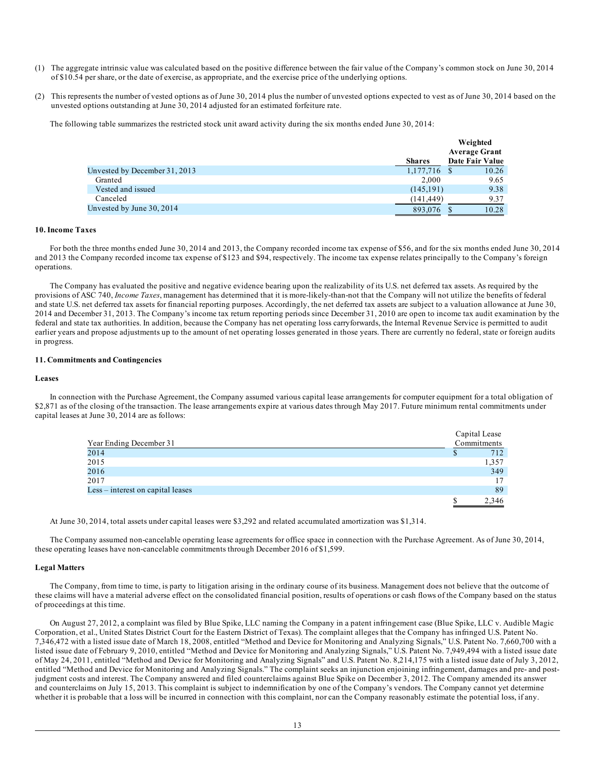(1) The aggregate intrinsic value was calculated based on the positive difference between the fair value of the Company's common stock on June 30, 2014 of $10.54 per share, or the date of exercise, as appropriate, and the exercise price of the underlying options.

(2) This represents the number of vested options as of June 30, 2014 plus the number of unvested options expected to vest as of June 30, 2014 based on the unvested options outstanding at June 30, 2014 adjusted for an estimated forfeiture rate.

The following table summarizes the restricted stock unit award activity during the six months ended June 30, 2014:

| | Shares | Weighted Average Grant Date Fair Value |
|---|---|---|
| Unvested by December 31, 2013 | 1,177,716 | $ 10.26 |
| Granted | 2,000 | 9.65 |
| Vested and issued | (145,191) | 9.38 |
| Canceled | (141,449) | 9.37 |
| Unvested by June 30, 2014 | 893,076 | $ 10.28 |

#### 10. Income Taxes

For both the three months ended June 30, 2014 and 2013, the Company recorded income tax expense of $56, and for the six months ended June 30, 2014 and 2013 the Company recorded income tax expense of $123 and $94, respectively. The income tax expense relates principally to the Company's foreign operations.

The Company has evaluated the positive and negative evidence bearing upon the realizability of its U.S. net deferred tax assets. As required by the provisions of ASC 740, *Income Taxes*, management has determined that it is more-likely-than-not that the Company will not utilize the benefits of federal and state U.S. net deferred tax assets for financial reporting purposes. Accordingly, the net deferred tax assets are subject to a valuation allowance at June 30, 2014 and December 31, 2013. The Company's income tax return reporting periods since December 31, 2010 are open to income tax audit examination by the federal and state tax authorities. In addition, because the Company has net operating loss carryforwards, the Internal Revenue Service is permitted to audit earlier years and propose adjustments up to the amount of net operating losses generated in those years. There are currently no federal, state or foreign audits in progress.

#### 11. Commitments and Contingencies

**Leases**

In connection with the Purchase Agreement, the Company assumed various capital lease arrangements for computer equipment for a total obligation of $2,871 as of the closing of the transaction. The lease arrangements expire at various dates through May 2017. Future minimum rental commitments under capital leases at June 30, 2014 are as follows:

| Year Ending December 31 | Capital Lease Commitments |
|---|---|
| 2014 | $ 712 |
| 2015 | 1,357 |
| 2016 | 349 |
| 2017 | 17 |
| Less – interest on capital leases | 89 |
| | $ 2,346 |

At June 30, 2014, total assets under capital leases were $3,292 and related accumulated amortization was $1,314.

The Company assumed non-cancelable operating lease agreements for office space in connection with the Purchase Agreement. As of June 30, 2014, these operating leases have non-cancelable commitments through December 2016 of $1,599.

**Legal Matters**

The Company, from time to time, is party to litigation arising in the ordinary course of its business. Management does not believe that the outcome of these claims will have a material adverse effect on the consolidated financial position, results of operations or cash flows of the Company based on the status of proceedings at this time.

On August 27, 2012, a complaint was filed by Blue Spike, LLC naming the Company in a patent infringement case (Blue Spike, LLC v. Audible Magic Corporation, et al., United States District Court for the Eastern District of Texas). The complaint alleges that the Company has infringed U.S. Patent No. 7,346,472 with a listed issue date of March 18, 2008, entitled "Method and Device for Monitoring and Analyzing Signals," U.S. Patent No. 7,660,700 with a listed issue date of February 9, 2010, entitled "Method and Device for Monitoring and Analyzing Signals," U.S. Patent No. 7,949,494 with a listed issue date of May 24, 2011, entitled "Method and Device for Monitoring and Analyzing Signals" and U.S. Patent No. 8,214,175 with a listed issue date of July 3, 2012, entitled "Method and Device for Monitoring and Analyzing Signals." The complaint seeks an injunction enjoining infringement, damages and pre- and post-judgment costs and interest. The Company answered and filed counterclaims against Blue Spike on December 3, 2012. The Company amended its answer and counterclaims on July 15, 2013. This complaint is subject to indemnification by one of the Company's vendors. The Company cannot yet determine whether it is probable that a loss will be incurred in connection with this complaint, nor can the Company reasonably estimate the potential loss, if any.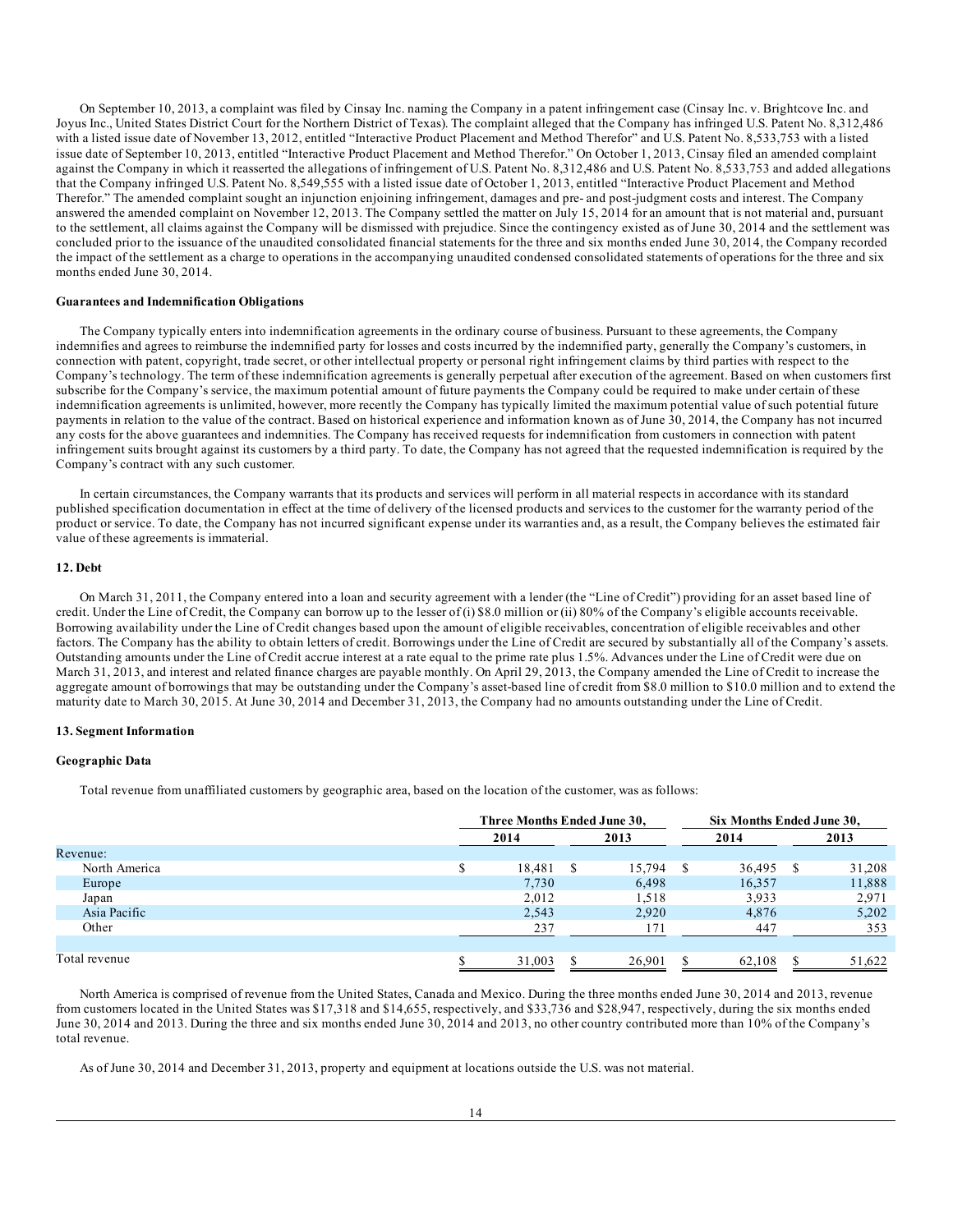On September 10, 2013, a complaint was filed by Cinsay Inc. naming the Company in a patent infringement case (Cinsay Inc. v. Brightcove Inc. and Joyus Inc., United States District Court for the Northern District of Texas). The complaint alleged that the Company has infringed U.S. Patent No. 8,312,486 with a listed issue date of November 13, 2012, entitled "Interactive Product Placement and Method Therefor" and U.S. Patent No. 8,533,753 with a listed issue date of September 10, 2013, entitled "Interactive Product Placement and Method Therefor." On October 1, 2013, Cinsay filed an amended complaint against the Company in which it reasserted the allegations of infringement of U.S. Patent No. 8,312,486 and U.S. Patent No. 8,533,753 and added allegations that the Company infringed U.S. Patent No. 8,549,555 with a listed issue date of October 1, 2013, entitled "Interactive Product Placement and Method Therefor." The amended complaint sought an injunction enjoining infringement, damages and pre- and post-judgment costs and interest. The Company answered the amended complaint on November 12, 2013. The Company settled the matter on July 15, 2014 for an amount that is not material and, pursuant to the settlement, all claims against the Company will be dismissed with prejudice. Since the contingency existed as of June 30, 2014 and the settlement was concluded prior to the issuance of the unaudited consolidated financial statements for the three and six months ended June 30, 2014, the Company recorded the impact of the settlement as a charge to operations in the accompanying unaudited condensed consolidated statements of operations for the three and six months ended June 30, 2014.

**Guarantees and Indemnification Obligations**

The Company typically enters into indemnification agreements in the ordinary course of business. Pursuant to these agreements, the Company indemnifies and agrees to reimburse the indemnified party for losses and costs incurred by the indemnified party, generally the Company's customers, in connection with patent, copyright, trade secret, or other intellectual property or personal right infringement claims by third parties with respect to the Company's technology. The term of these indemnification agreements is generally perpetual after execution of the agreement. Based on when customers first subscribe for the Company's service, the maximum potential amount of future payments the Company could be required to make under certain of these indemnification agreements is unlimited, however, more recently the Company has typically limited the maximum potential value of such potential future payments in relation to the value of the contract. Based on historical experience and information known as of June 30, 2014, the Company has not incurred any costs for the above guarantees and indemnities. The Company has received requests for indemnification from customers in connection with patent infringement suits brought against its customers by a third party. To date, the Company has not agreed that the requested indemnification is required by the Company's contract with any such customer.

In certain circumstances, the Company warrants that its products and services will perform in all material respects in accordance with its standard published specification documentation in effect at the time of delivery of the licensed products and services to the customer for the warranty period of the product or service. To date, the Company has not incurred significant expense under its warranties and, as a result, the Company believes the estimated fair value of these agreements is immaterial.

**12. Debt**

On March 31, 2011, the Company entered into a loan and security agreement with a lender (the "Line of Credit") providing for an asset based line of credit. Under the Line of Credit, the Company can borrow up to the lesser of (i) $8.0 million or (ii) 80% of the Company's eligible accounts receivable. Borrowing availability under the Line of Credit changes based upon the amount of eligible receivables, concentration of eligible receivables and other factors. The Company has the ability to obtain letters of credit. Borrowings under the Line of Credit are secured by substantially all of the Company's assets. Outstanding amounts under the Line of Credit accrue interest at a rate equal to the prime rate plus 1.5%. Advances under the Line of Credit were due on March 31, 2013, and interest and related finance charges are payable monthly. On April 29, 2013, the Company amended the Line of Credit to increase the aggregate amount of borrowings that may be outstanding under the Company's asset-based line of credit from $8.0 million to $10.0 million and to extend the maturity date to March 30, 2015. At June 30, 2014 and December 31, 2013, the Company had no amounts outstanding under the Line of Credit.

**13. Segment Information**

**Geographic Data**

Total revenue from unaffiliated customers by geographic area, based on the location of the customer, was as follows:

| | Three Months Ended June 30, | | Six Months Ended June 30, | |
|---|---|---|---|---|
| | 2014 | 2013 | 2014 | 2013 |
| Revenue: | | | | |
| North America | $ 18,481 | $ 15,794 | $ 36,495 | $ 31,208 |
| Europe | 7,730 | 6,498 | 16,357 | 11,888 |
| Japan | 2,012 | 1,518 | 3,933 | 2,971 |
| Asia Pacific | 2,543 | 2,920 | 4,876 | 5,202 |
| Other | 237 | 171 | 447 | 353 |
| Total revenue | $ 31,003 | $ 26,901 | $ 62,108 | $ 51,622 |

North America is comprised of revenue from the United States, Canada and Mexico. During the three months ended June 30, 2014 and 2013, revenue from customers located in the United States was $17,318 and $14,655, respectively, and $33,736 and $28,947, respectively, during the six months ended June 30, 2014 and 2013. During the three and six months ended June 30, 2014 and 2013, no other country contributed more than 10% of the Company's total revenue.

As of June 30, 2014 and December 31, 2013, property and equipment at locations outside the U.S. was not material.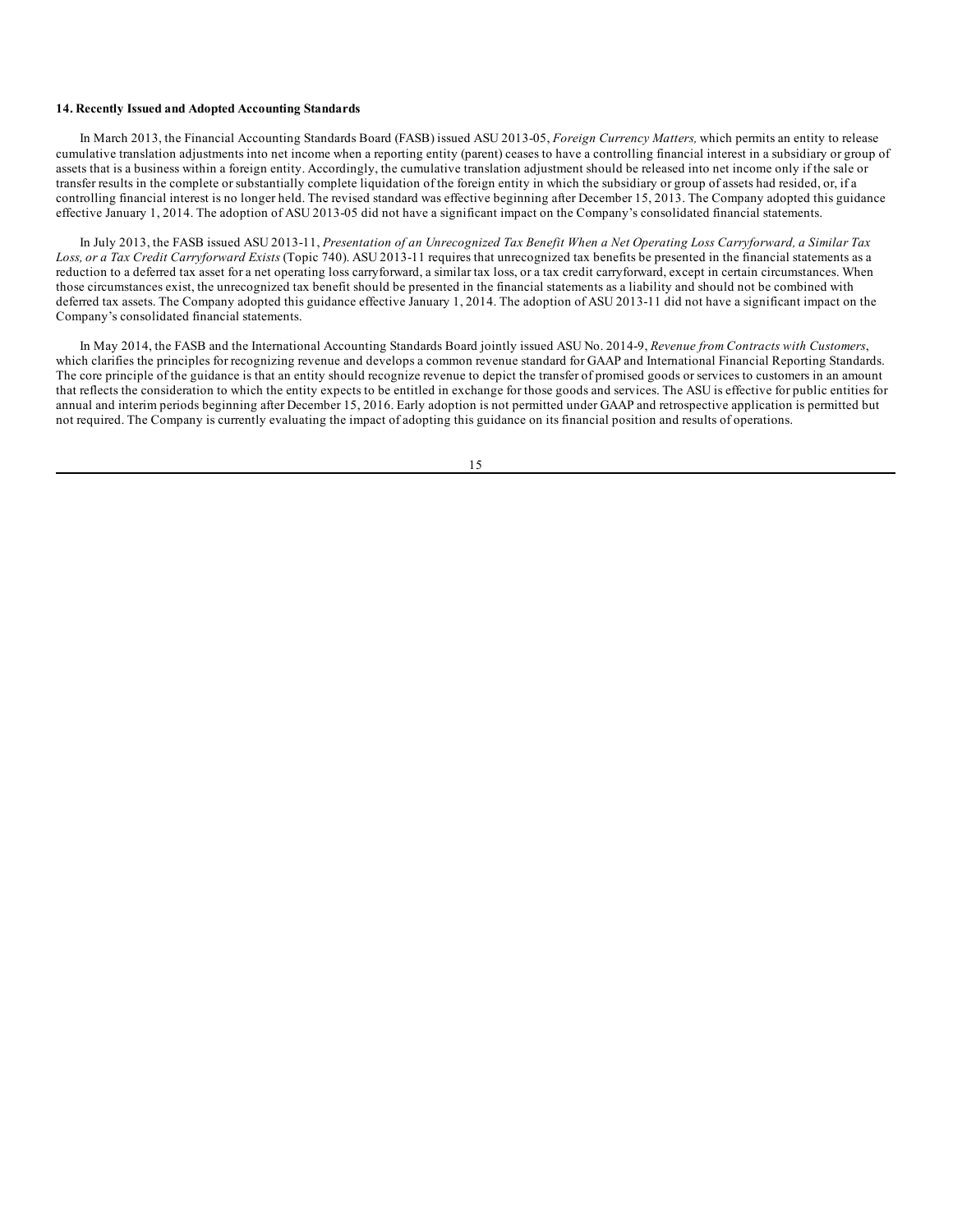### 14. Recently Issued and Adopted Accounting Standards

In March 2013, the Financial Accounting Standards Board (FASB) issued ASU 2013-05, *Foreign Currency Matters,* which permits an entity to release cumulative translation adjustments into net income when a reporting entity (parent) ceases to have a controlling financial interest in a subsidiary or group of assets that is a business within a foreign entity. Accordingly, the cumulative translation adjustment should be released into net income only if the sale or transfer results in the complete or substantially complete liquidation of the foreign entity in which the subsidiary or group of assets had resided, or, if a controlling financial interest is no longer held. The revised standard was effective beginning after December 15, 2013. The Company adopted this guidance effective January 1, 2014. The adoption of ASU 2013-05 did not have a significant impact on the Company's consolidated financial statements.

In July 2013, the FASB issued ASU 2013-11, *Presentation of an Unrecognized Tax Benefit When a Net Operating Loss Carryforward, a Similar Tax Loss, or a Tax Credit Carryforward Exists* (Topic 740). ASU 2013-11 requires that unrecognized tax benefits be presented in the financial statements as a reduction to a deferred tax asset for a net operating loss carryforward, a similar tax loss, or a tax credit carryforward, except in certain circumstances. When those circumstances exist, the unrecognized tax benefit should be presented in the financial statements as a liability and should not be combined with deferred tax assets. The Company adopted this guidance effective January 1, 2014. The adoption of ASU 2013-11 did not have a significant impact on the Company's consolidated financial statements.

In May 2014, the FASB and the International Accounting Standards Board jointly issued ASU No. 2014-9, *Revenue from Contracts with Customers*, which clarifies the principles for recognizing revenue and develops a common revenue standard for GAAP and International Financial Reporting Standards. The core principle of the guidance is that an entity should recognize revenue to depict the transfer of promised goods or services to customers in an amount that reflects the consideration to which the entity expects to be entitled in exchange for those goods and services. The ASU is effective for public entities for annual and interim periods beginning after December 15, 2016. Early adoption is not permitted under GAAP and retrospective application is permitted but not required. The Company is currently evaluating the impact of adopting this guidance on its financial position and results of operations.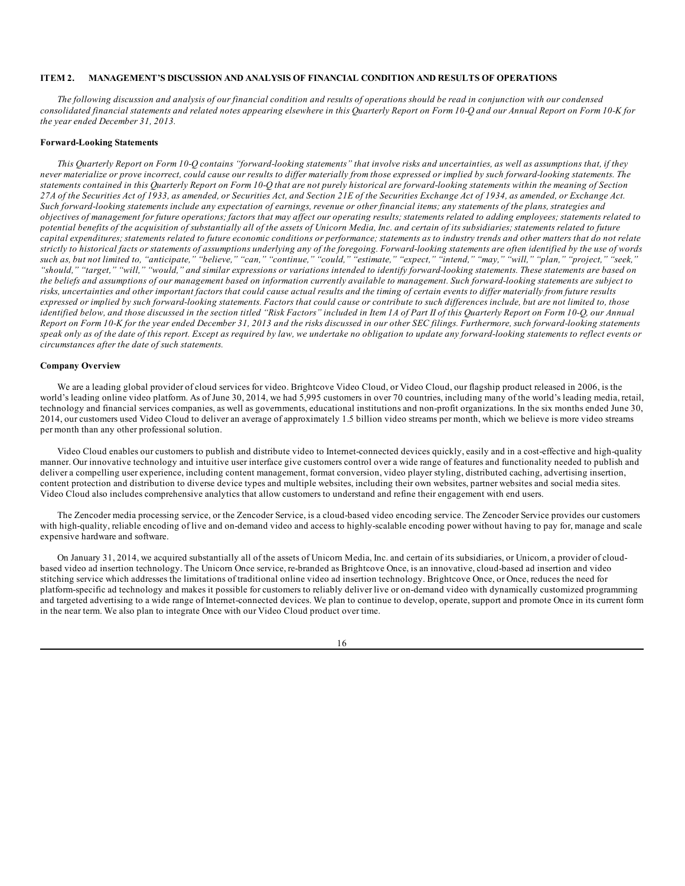## ITEM 2. MANAGEMENT'S DISCUSSION AND ANALYSIS OF FINANCIAL CONDITION AND RESULTS OF OPERATIONS

*The following discussion and analysis of our financial condition and results of operations should be read in conjunction with our condensed consolidated financial statements and related notes appearing elsewhere in this Quarterly Report on Form 10-Q and our Annual Report on Form 10-K for the year ended December 31, 2013.*

### Forward-Looking Statements

*This Quarterly Report on Form 10-Q contains "forward-looking statements" that involve risks and uncertainties, as well as assumptions that, if they never materialize or prove incorrect, could cause our results to differ materially from those expressed or implied by such forward-looking statements. The statements contained in this Quarterly Report on Form 10-Q that are not purely historical are forward-looking statements within the meaning of Section 27A of the Securities Act of 1933, as amended, or Securities Act, and Section 21E of the Securities Exchange Act of 1934, as amended, or Exchange Act. Such forward-looking statements include any expectation of earnings, revenue or other financial items; any statements of the plans, strategies and objectives of management for future operations; factors that may affect our operating results; statements related to adding employees; statements related to potential benefits of the acquisition of substantially all of the assets of Unicorn Media, Inc. and certain of its subsidiaries; statements related to future capital expenditures; statements related to future economic conditions or performance; statements as to industry trends and other matters that do not relate strictly to historical facts or statements of assumptions underlying any of the foregoing. Forward-looking statements are often identified by the use of words such as, but not limited to, "anticipate," "believe," "can," "continue," "could," "estimate," "expect," "intend," "may," "will," "plan," "project," "seek," "should," "target," "will," "would," and similar expressions or variations intended to identify forward-looking statements. These statements are based on the beliefs and assumptions of our management based on information currently available to management. Such forward-looking statements are subject to risks, uncertainties and other important factors that could cause actual results and the timing of certain events to differ materially from future results expressed or implied by such forward-looking statements. Factors that could cause or contribute to such differences include, but are not limited to, those identified below, and those discussed in the section titled "Risk Factors" included in Item 1A of Part II of this Quarterly Report on Form 10-Q, our Annual Report on Form 10-K for the year ended December 31, 2013 and the risks discussed in our other SEC filings. Furthermore, such forward-looking statements speak only as of the date of this report. Except as required by law, we undertake no obligation to update any forward-looking statements to reflect events or circumstances after the date of such statements.*

### Company Overview

We are a leading global provider of cloud services for video. Brightcove Video Cloud, or Video Cloud, our flagship product released in 2006, is the world's leading online video platform. As of June 30, 2014, we had 5,995 customers in over 70 countries, including many of the world's leading media, retail, technology and financial services companies, as well as governments, educational institutions and non-profit organizations. In the six months ended June 30, 2014, our customers used Video Cloud to deliver an average of approximately 1.5 billion video streams per month, which we believe is more video streams per month than any other professional solution.

Video Cloud enables our customers to publish and distribute video to Internet-connected devices quickly, easily and in a cost-effective and high-quality manner. Our innovative technology and intuitive user interface give customers control over a wide range of features and functionality needed to publish and deliver a compelling user experience, including content management, format conversion, video player styling, distributed caching, advertising insertion, content protection and distribution to diverse device types and multiple websites, including their own websites, partner websites and social media sites. Video Cloud also includes comprehensive analytics that allow customers to understand and refine their engagement with end users.

The Zencoder media processing service, or the Zencoder Service, is a cloud-based video encoding service. The Zencoder Service provides our customers with high-quality, reliable encoding of live and on-demand video and access to highly-scalable encoding power without having to pay for, manage and scale expensive hardware and software.

On January 31, 2014, we acquired substantially all of the assets of Unicorn Media, Inc. and certain of its subsidiaries, or Unicorn, a provider of cloud-based video ad insertion technology. The Unicorn Once service, re-branded as Brightcove Once, is an innovative, cloud-based ad insertion and video stitching service which addresses the limitations of traditional online video ad insertion technology. Brightcove Once, or Once, reduces the need for platform-specific ad technology and makes it possible for customers to reliably deliver live or on-demand video with dynamically customized programming and targeted advertising to a wide range of Internet-connected devices. We plan to continue to develop, operate, support and promote Once in its current form in the near term. We also plan to integrate Once with our Video Cloud product over time.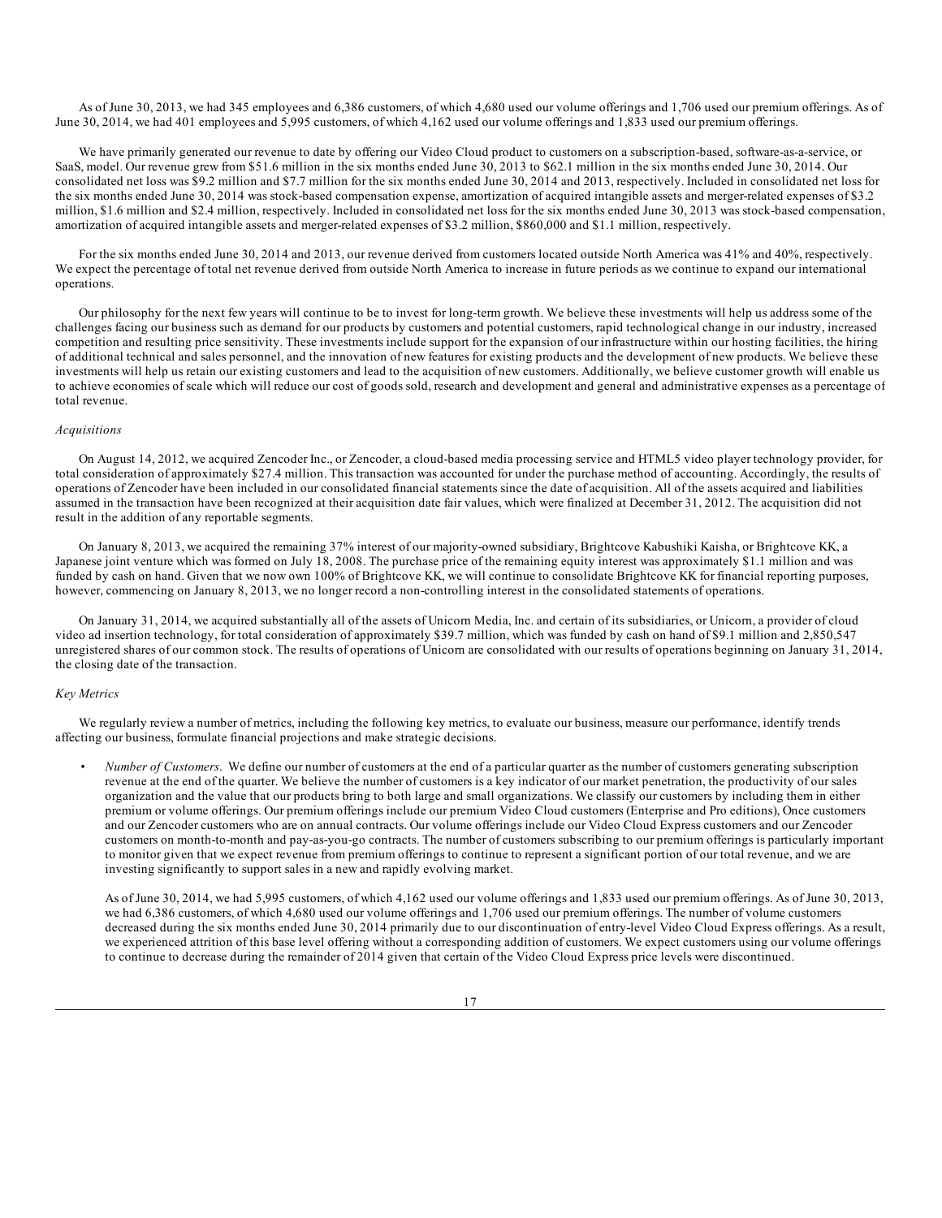As of June 30, 2013, we had 345 employees and 6,386 customers, of which 4,680 used our volume offerings and 1,706 used our premium offerings. As of June 30, 2014, we had 401 employees and 5,995 customers, of which 4,162 used our volume offerings and 1,833 used our premium offerings.

We have primarily generated our revenue to date by offering our Video Cloud product to customers on a subscription-based, software-as-a-service, or SaaS, model. Our revenue grew from $51.6 million in the six months ended June 30, 2013 to $62.1 million in the six months ended June 30, 2014. Our consolidated net loss was $9.2 million and $7.7 million for the six months ended June 30, 2014 and 2013, respectively. Included in consolidated net loss for the six months ended June 30, 2014 was stock-based compensation expense, amortization of acquired intangible assets and merger-related expenses of $3.2 million, $1.6 million and $2.4 million, respectively. Included in consolidated net loss for the six months ended June 30, 2013 was stock-based compensation, amortization of acquired intangible assets and merger-related expenses of $3.2 million, $860,000 and $1.1 million, respectively.

For the six months ended June 30, 2014 and 2013, our revenue derived from customers located outside North America was 41% and 40%, respectively. We expect the percentage of total net revenue derived from outside North America to increase in future periods as we continue to expand our international operations.

Our philosophy for the next few years will continue to be to invest for long-term growth. We believe these investments will help us address some of the challenges facing our business such as demand for our products by customers and potential customers, rapid technological change in our industry, increased competition and resulting price sensitivity. These investments include support for the expansion of our infrastructure within our hosting facilities, the hiring of additional technical and sales personnel, and the innovation of new features for existing products and the development of new products. We believe these investments will help us retain our existing customers and lead to the acquisition of new customers. Additionally, we believe customer growth will enable us to achieve economies of scale which will reduce our cost of goods sold, research and development and general and administrative expenses as a percentage of total revenue.

*Acquisitions*

On August 14, 2012, we acquired Zencoder Inc., or Zencoder, a cloud-based media processing service and HTML5 video player technology provider, for total consideration of approximately $27.4 million. This transaction was accounted for under the purchase method of accounting. Accordingly, the results of operations of Zencoder have been included in our consolidated financial statements since the date of acquisition. All of the assets acquired and liabilities assumed in the transaction have been recognized at their acquisition date fair values, which were finalized at December 31, 2012. The acquisition did not result in the addition of any reportable segments.

On January 8, 2013, we acquired the remaining 37% interest of our majority-owned subsidiary, Brightcove Kabushiki Kaisha, or Brightcove KK, a Japanese joint venture which was formed on July 18, 2008. The purchase price of the remaining equity interest was approximately $1.1 million and was funded by cash on hand. Given that we now own 100% of Brightcove KK, we will continue to consolidate Brightcove KK for financial reporting purposes, however, commencing on January 8, 2013, we no longer record a non-controlling interest in the consolidated statements of operations.

On January 31, 2014, we acquired substantially all of the assets of Unicorn Media, Inc. and certain of its subsidiaries, or Unicorn, a provider of cloud video ad insertion technology, for total consideration of approximately $39.7 million, which was funded by cash on hand of $9.1 million and 2,850,547 unregistered shares of our common stock. The results of operations of Unicorn are consolidated with our results of operations beginning on January 31, 2014, the closing date of the transaction.

*Key Metrics*

We regularly review a number of metrics, including the following key metrics, to evaluate our business, measure our performance, identify trends affecting our business, formulate financial projections and make strategic decisions.

- *Number of Customers*. We define our number of customers at the end of a particular quarter as the number of customers generating subscription revenue at the end of the quarter. We believe the number of customers is a key indicator of our market penetration, the productivity of our sales organization and the value that our products bring to both large and small organizations. We classify our customers by including them in either premium or volume offerings. Our premium offerings include our premium Video Cloud customers (Enterprise and Pro editions), Once customers and our Zencoder customers who are on annual contracts. Our volume offerings include our Video Cloud Express customers and our Zencoder customers on month-to-month and pay-as-you-go contracts. The number of customers subscribing to our premium offerings is particularly important to monitor given that we expect revenue from premium offerings to continue to represent a significant portion of our total revenue, and we are investing significantly to support sales in a new and rapidly evolving market.

  As of June 30, 2014, we had 5,995 customers, of which 4,162 used our volume offerings and 1,833 used our premium offerings. As of June 30, 2013, we had 6,386 customers, of which 4,680 used our volume offerings and 1,706 used our premium offerings. The number of volume customers decreased during the six months ended June 30, 2014 primarily due to our discontinuation of entry-level Video Cloud Express offerings. As a result, we experienced attrition of this base level offering without a corresponding addition of customers. We expect customers using our volume offerings to continue to decrease during the remainder of 2014 given that certain of the Video Cloud Express price levels were discontinued.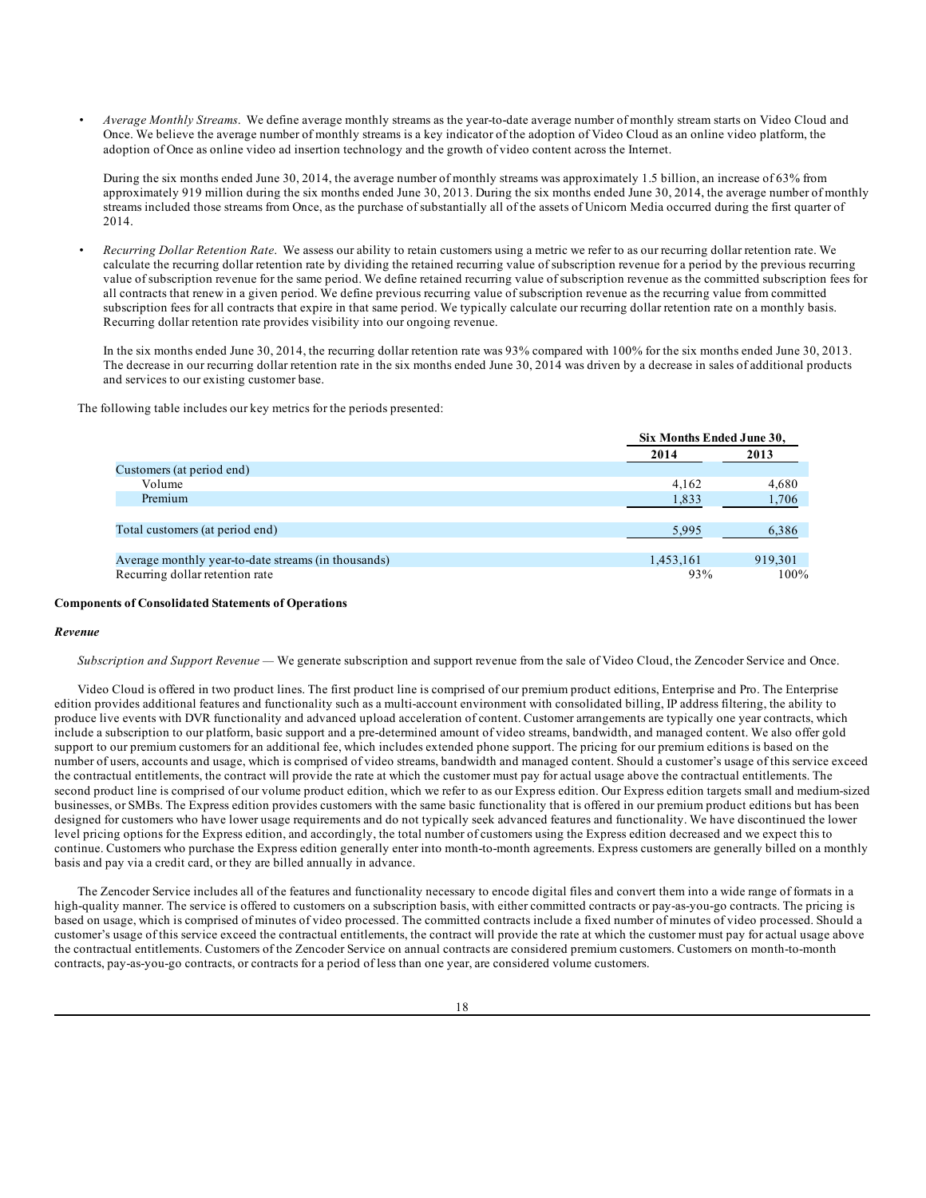- *Average Monthly Streams*. We define average monthly streams as the year-to-date average number of monthly stream starts on Video Cloud and Once. We believe the average number of monthly streams is a key indicator of the adoption of Video Cloud as an online video platform, the adoption of Once as online video ad insertion technology and the growth of video content across the Internet.

  During the six months ended June 30, 2014, the average number of monthly streams was approximately 1.5 billion, an increase of 63% from approximately 919 million during the six months ended June 30, 2013. During the six months ended June 30, 2014, the average number of monthly streams included those streams from Once, as the purchase of substantially all of the assets of Unicorn Media occurred during the first quarter of 2014.

- *Recurring Dollar Retention Rate*. We assess our ability to retain customers using a metric we refer to as our recurring dollar retention rate. We calculate the recurring dollar retention rate by dividing the retained recurring value of subscription revenue for a period by the previous recurring value of subscription revenue for the same period. We define retained recurring value of subscription revenue as the committed subscription fees for all contracts that renew in a given period. We define previous recurring value of subscription revenue as the recurring value from committed subscription fees for all contracts that expire in that same period. We typically calculate our recurring dollar retention rate on a monthly basis. Recurring dollar retention rate provides visibility into our ongoing revenue.

  In the six months ended June 30, 2014, the recurring dollar retention rate was 93% compared with 100% for the six months ended June 30, 2013. The decrease in our recurring dollar retention rate in the six months ended June 30, 2014 was driven by a decrease in sales of additional products and services to our existing customer base.

The following table includes our key metrics for the periods presented:

| | Six Months Ended June 30, | |
|---|---|---|
| | 2014 | 2013 |
| Customers (at period end) | | |
| Volume | 4,162 | 4,680 |
| Premium | 1,833 | 1,706 |
| Total customers (at period end) | 5,995 | 6,386 |
| Average monthly year-to-date streams (in thousands) | 1,453,161 | 919,301 |
| Recurring dollar retention rate | 93% | 100% |

**Components of Consolidated Statements of Operations**

***Revenue***

*Subscription and Support Revenue* — We generate subscription and support revenue from the sale of Video Cloud, the Zencoder Service and Once.

Video Cloud is offered in two product lines. The first product line is comprised of our premium product editions, Enterprise and Pro. The Enterprise edition provides additional features and functionality such as a multi-account environment with consolidated billing, IP address filtering, the ability to produce live events with DVR functionality and advanced upload acceleration of content. Customer arrangements are typically one year contracts, which include a subscription to our platform, basic support and a pre-determined amount of video streams, bandwidth, and managed content. We also offer gold support to our premium customers for an additional fee, which includes extended phone support. The pricing for our premium editions is based on the number of users, accounts and usage, which is comprised of video streams, bandwidth and managed content. Should a customer's usage of this service exceed the contractual entitlements, the contract will provide the rate at which the customer must pay for actual usage above the contractual entitlements. The second product line is comprised of our volume product edition, which we refer to as our Express edition. Our Express edition targets small and medium-sized businesses, or SMBs. The Express edition provides customers with the same basic functionality that is offered in our premium product editions but has been designed for customers who have lower usage requirements and do not typically seek advanced features and functionality. We have discontinued the lower level pricing options for the Express edition, and accordingly, the total number of customers using the Express edition decreased and we expect this to continue. Customers who purchase the Express edition generally enter into month-to-month agreements. Express customers are generally billed on a monthly basis and pay via a credit card, or they are billed annually in advance.

The Zencoder Service includes all of the features and functionality necessary to encode digital files and convert them into a wide range of formats in a high-quality manner. The service is offered to customers on a subscription basis, with either committed contracts or pay-as-you-go contracts. The pricing is based on usage, which is comprised of minutes of video processed. The committed contracts include a fixed number of minutes of video processed. Should a customer's usage of this service exceed the contractual entitlements, the contract will provide the rate at which the customer must pay for actual usage above the contractual entitlements. Customers of the Zencoder Service on annual contracts are considered premium customers. Customers on month-to-month contracts, pay-as-you-go contracts, or contracts for a period of less than one year, are considered volume customers.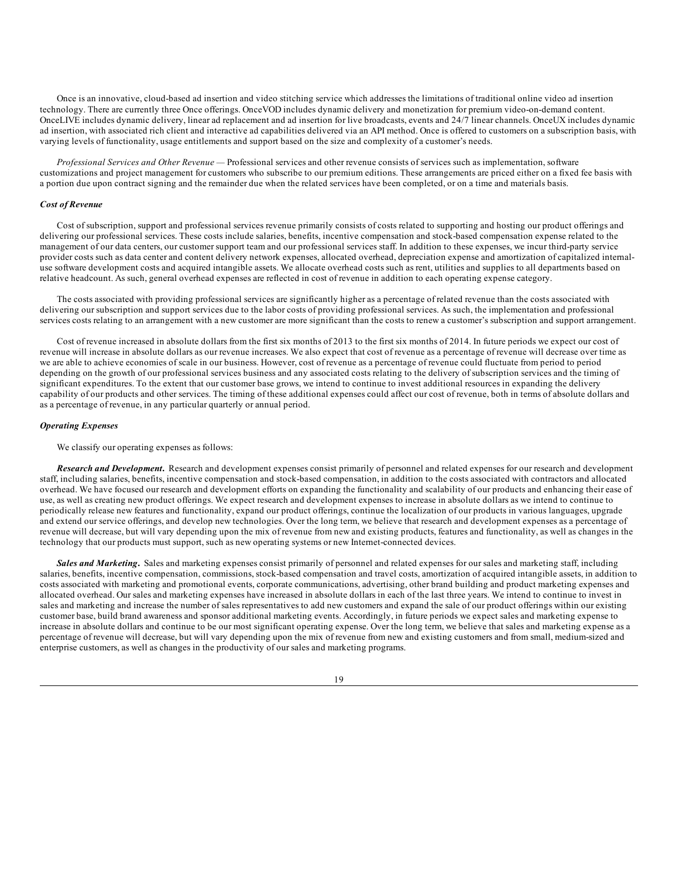Once is an innovative, cloud-based ad insertion and video stitching service which addresses the limitations of traditional online video ad insertion technology. There are currently three Once offerings. OnceVOD includes dynamic delivery and monetization for premium video-on-demand content. OnceLIVE includes dynamic delivery, linear ad replacement and ad insertion for live broadcasts, events and 24/7 linear channels. OnceUX includes dynamic ad insertion, with associated rich client and interactive ad capabilities delivered via an API method. Once is offered to customers on a subscription basis, with varying levels of functionality, usage entitlements and support based on the size and complexity of a customer's needs.

*Professional Services and Other Revenue* — Professional services and other revenue consists of services such as implementation, software customizations and project management for customers who subscribe to our premium editions. These arrangements are priced either on a fixed fee basis with a portion due upon contract signing and the remainder due when the related services have been completed, or on a time and materials basis.

### *Cost of Revenue*

Cost of subscription, support and professional services revenue primarily consists of costs related to supporting and hosting our product offerings and delivering our professional services. These costs include salaries, benefits, incentive compensation and stock-based compensation expense related to the management of our data centers, our customer support team and our professional services staff. In addition to these expenses, we incur third-party service provider costs such as data center and content delivery network expenses, allocated overhead, depreciation expense and amortization of capitalized internal-use software development costs and acquired intangible assets. We allocate overhead costs such as rent, utilities and supplies to all departments based on relative headcount. As such, general overhead expenses are reflected in cost of revenue in addition to each operating expense category.

The costs associated with providing professional services are significantly higher as a percentage of related revenue than the costs associated with delivering our subscription and support services due to the labor costs of providing professional services. As such, the implementation and professional services costs relating to an arrangement with a new customer are more significant than the costs to renew a customer's subscription and support arrangement.

Cost of revenue increased in absolute dollars from the first six months of 2013 to the first six months of 2014. In future periods we expect our cost of revenue will increase in absolute dollars as our revenue increases. We also expect that cost of revenue as a percentage of revenue will decrease over time as we are able to achieve economies of scale in our business. However, cost of revenue as a percentage of revenue could fluctuate from period to period depending on the growth of our professional services business and any associated costs relating to the delivery of subscription services and the timing of significant expenditures. To the extent that our customer base grows, we intend to continue to invest additional resources in expanding the delivery capability of our products and other services. The timing of these additional expenses could affect our cost of revenue, both in terms of absolute dollars and as a percentage of revenue, in any particular quarterly or annual period.

### *Operating Expenses*

We classify our operating expenses as follows:

***Research and Development*.** Research and development expenses consist primarily of personnel and related expenses for our research and development staff, including salaries, benefits, incentive compensation and stock-based compensation, in addition to the costs associated with contractors and allocated overhead. We have focused our research and development efforts on expanding the functionality and scalability of our products and enhancing their ease of use, as well as creating new product offerings. We expect research and development expenses to increase in absolute dollars as we intend to continue to periodically release new features and functionality, expand our product offerings, continue the localization of our products in various languages, upgrade and extend our service offerings, and develop new technologies. Over the long term, we believe that research and development expenses as a percentage of revenue will decrease, but will vary depending upon the mix of revenue from new and existing products, features and functionality, as well as changes in the technology that our products must support, such as new operating systems or new Internet-connected devices.

***Sales and Marketing*.** Sales and marketing expenses consist primarily of personnel and related expenses for our sales and marketing staff, including salaries, benefits, incentive compensation, commissions, stock-based compensation and travel costs, amortization of acquired intangible assets, in addition to costs associated with marketing and promotional events, corporate communications, advertising, other brand building and product marketing expenses and allocated overhead. Our sales and marketing expenses have increased in absolute dollars in each of the last three years. We intend to continue to invest in sales and marketing and increase the number of sales representatives to add new customers and expand the sale of our product offerings within our existing customer base, build brand awareness and sponsor additional marketing events. Accordingly, in future periods we expect sales and marketing expense to increase in absolute dollars and continue to be our most significant operating expense. Over the long term, we believe that sales and marketing expense as a percentage of revenue will decrease, but will vary depending upon the mix of revenue from new and existing customers and from small, medium-sized and enterprise customers, as well as changes in the productivity of our sales and marketing programs.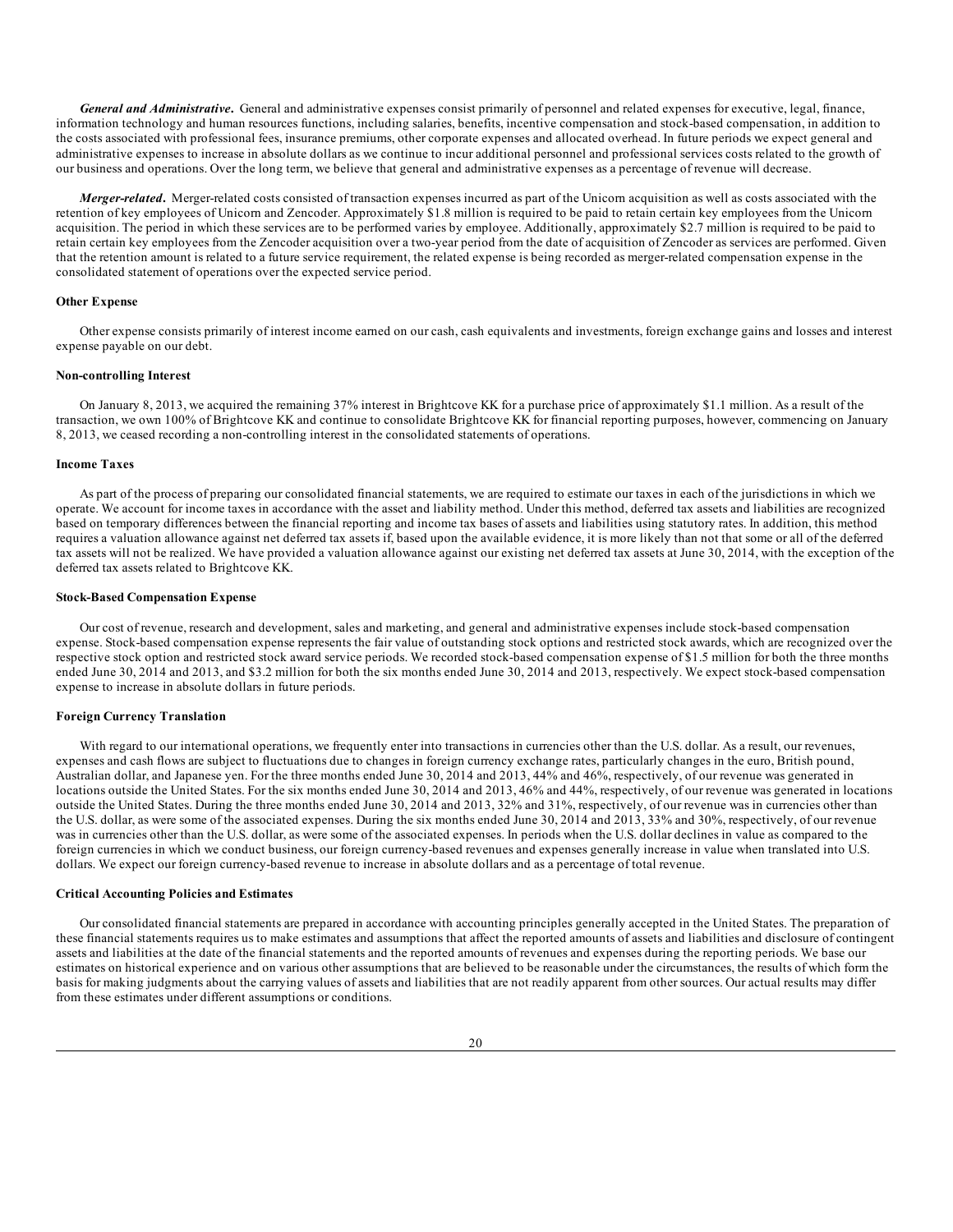***General and Administrative*.** General and administrative expenses consist primarily of personnel and related expenses for executive, legal, finance, information technology and human resources functions, including salaries, benefits, incentive compensation and stock-based compensation, in addition to the costs associated with professional fees, insurance premiums, other corporate expenses and allocated overhead. In future periods we expect general and administrative expenses to increase in absolute dollars as we continue to incur additional personnel and professional services costs related to the growth of our business and operations. Over the long term, we believe that general and administrative expenses as a percentage of revenue will decrease.

***Merger-related*.** Merger-related costs consisted of transaction expenses incurred as part of the Unicorn acquisition as well as costs associated with the retention of key employees of Unicorn and Zencoder. Approximately $1.8 million is required to be paid to retain certain key employees from the Unicorn acquisition. The period in which these services are to be performed varies by employee. Additionally, approximately $2.7 million is required to be paid to retain certain key employees from the Zencoder acquisition over a two-year period from the date of acquisition of Zencoder as services are performed. Given that the retention amount is related to a future service requirement, the related expense is being recorded as merger-related compensation expense in the consolidated statement of operations over the expected service period.

**Other Expense**

Other expense consists primarily of interest income earned on our cash, cash equivalents and investments, foreign exchange gains and losses and interest expense payable on our debt.

**Non-controlling Interest**

On January 8, 2013, we acquired the remaining 37% interest in Brightcove KK for a purchase price of approximately $1.1 million. As a result of the transaction, we own 100% of Brightcove KK and continue to consolidate Brightcove KK for financial reporting purposes, however, commencing on January 8, 2013, we ceased recording a non-controlling interest in the consolidated statements of operations.

**Income Taxes**

As part of the process of preparing our consolidated financial statements, we are required to estimate our taxes in each of the jurisdictions in which we operate. We account for income taxes in accordance with the asset and liability method. Under this method, deferred tax assets and liabilities are recognized based on temporary differences between the financial reporting and income tax bases of assets and liabilities using statutory rates. In addition, this method requires a valuation allowance against net deferred tax assets if, based upon the available evidence, it is more likely than not that some or all of the deferred tax assets will not be realized. We have provided a valuation allowance against our existing net deferred tax assets at June 30, 2014, with the exception of the deferred tax assets related to Brightcove KK.

**Stock-Based Compensation Expense**

Our cost of revenue, research and development, sales and marketing, and general and administrative expenses include stock-based compensation expense. Stock-based compensation expense represents the fair value of outstanding stock options and restricted stock awards, which are recognized over the respective stock option and restricted stock award service periods. We recorded stock-based compensation expense of $1.5 million for both the three months ended June 30, 2014 and 2013, and $3.2 million for both the six months ended June 30, 2014 and 2013, respectively. We expect stock-based compensation expense to increase in absolute dollars in future periods.

**Foreign Currency Translation**

With regard to our international operations, we frequently enter into transactions in currencies other than the U.S. dollar. As a result, our revenues, expenses and cash flows are subject to fluctuations due to changes in foreign currency exchange rates, particularly changes in the euro, British pound, Australian dollar, and Japanese yen. For the three months ended June 30, 2014 and 2013, 44% and 46%, respectively, of our revenue was generated in locations outside the United States. For the six months ended June 30, 2014 and 2013, 46% and 44%, respectively, of our revenue was generated in locations outside the United States. During the three months ended June 30, 2014 and 2013, 32% and 31%, respectively, of our revenue was in currencies other than the U.S. dollar, as were some of the associated expenses. During the six months ended June 30, 2014 and 2013, 33% and 30%, respectively, of our revenue was in currencies other than the U.S. dollar, as were some of the associated expenses. In periods when the U.S. dollar declines in value as compared to the foreign currencies in which we conduct business, our foreign currency-based revenues and expenses generally increase in value when translated into U.S. dollars. We expect our foreign currency-based revenue to increase in absolute dollars and as a percentage of total revenue.

**Critical Accounting Policies and Estimates**

Our consolidated financial statements are prepared in accordance with accounting principles generally accepted in the United States. The preparation of these financial statements requires us to make estimates and assumptions that affect the reported amounts of assets and liabilities and disclosure of contingent assets and liabilities at the date of the financial statements and the reported amounts of revenues and expenses during the reporting periods. We base our estimates on historical experience and on various other assumptions that are believed to be reasonable under the circumstances, the results of which form the basis for making judgments about the carrying values of assets and liabilities that are not readily apparent from other sources. Our actual results may differ from these estimates under different assumptions or conditions.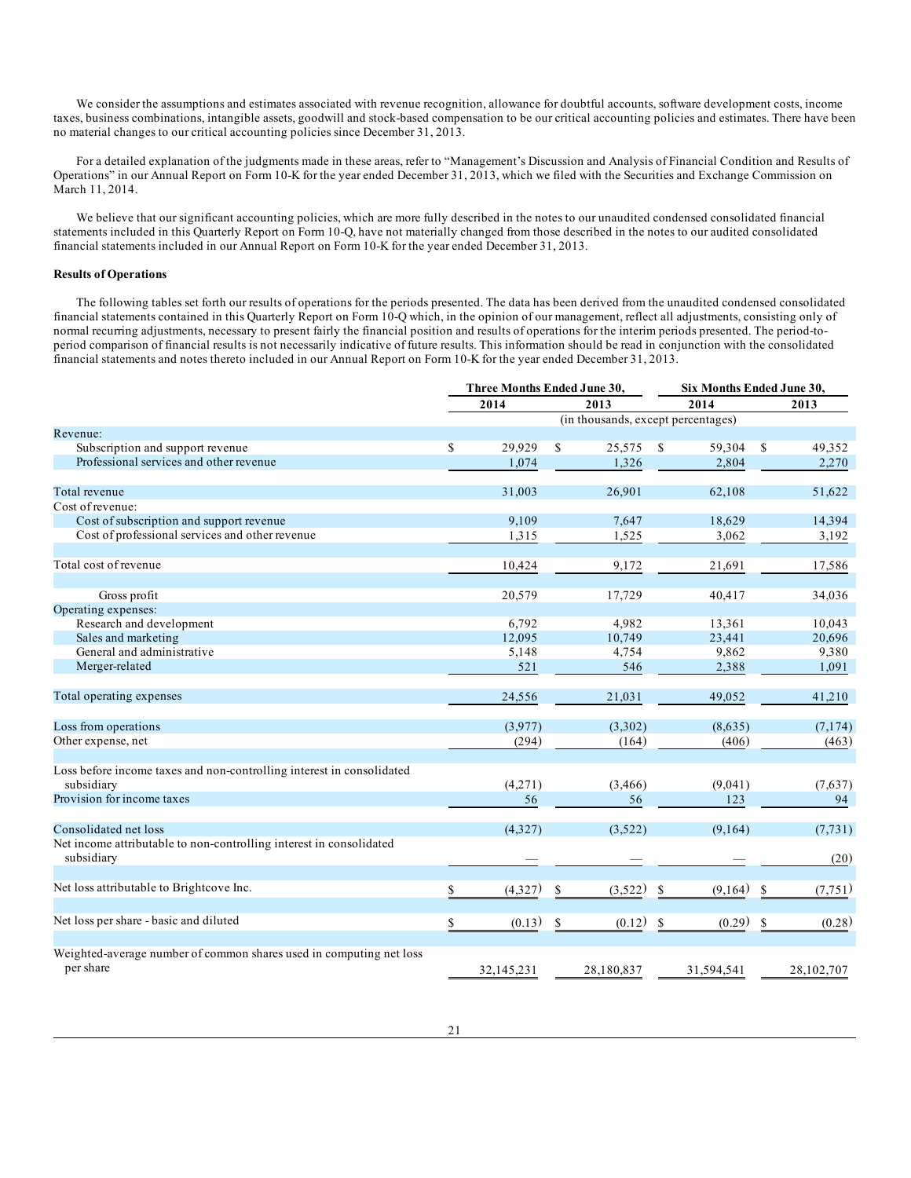We consider the assumptions and estimates associated with revenue recognition, allowance for doubtful accounts, software development costs, income taxes, business combinations, intangible assets, goodwill and stock-based compensation to be our critical accounting policies and estimates. There have been no material changes to our critical accounting policies since December 31, 2013.

For a detailed explanation of the judgments made in these areas, refer to "Management's Discussion and Analysis of Financial Condition and Results of Operations" in our Annual Report on Form 10-K for the year ended December 31, 2013, which we filed with the Securities and Exchange Commission on March 11, 2014.

We believe that our significant accounting policies, which are more fully described in the notes to our unaudited condensed consolidated financial statements included in this Quarterly Report on Form 10-Q, have not materially changed from those described in the notes to our audited consolidated financial statements included in our Annual Report on Form 10-K for the year ended December 31, 2013.

**Results of Operations**

The following tables set forth our results of operations for the periods presented. The data has been derived from the unaudited condensed consolidated financial statements contained in this Quarterly Report on Form 10-Q which, in the opinion of our management, reflect all adjustments, consisting only of normal recurring adjustments, necessary to present fairly the financial position and results of operations for the interim periods presented. The period-to-period comparison of financial results is not necessarily indicative of future results. This information should be read in conjunction with the consolidated financial statements and notes thereto included in our Annual Report on Form 10-K for the year ended December 31, 2013.

| | Three Months Ended June 30, | | Six Months Ended June 30, | |
|---|---|---|---|---|
| | 2014 | 2013 | 2014 | 2013 |
| | (in thousands, except percentages) | | | |
| Revenue: | | | | |
| Subscription and support revenue | $ 29,929 | $ 25,575 | $ 59,304 | $ 49,352 |
| Professional services and other revenue | 1,074 | 1,326 | 2,804 | 2,270 |
| Total revenue | 31,003 | 26,901 | 62,108 | 51,622 |
| Cost of revenue: | | | | |
| Cost of subscription and support revenue | 9,109 | 7,647 | 18,629 | 14,394 |
| Cost of professional services and other revenue | 1,315 | 1,525 | 3,062 | 3,192 |
| Total cost of revenue | 10,424 | 9,172 | 21,691 | 17,586 |
| Gross profit | 20,579 | 17,729 | 40,417 | 34,036 |
| Operating expenses: | | | | |
| Research and development | 6,792 | 4,982 | 13,361 | 10,043 |
| Sales and marketing | 12,095 | 10,749 | 23,441 | 20,696 |
| General and administrative | 5,148 | 4,754 | 9,862 | 9,380 |
| Merger-related | 521 | 546 | 2,388 | 1,091 |
| Total operating expenses | 24,556 | 21,031 | 49,052 | 41,210 |
| Loss from operations | (3,977) | (3,302) | (8,635) | (7,174) |
| Other expense, net | (294) | (164) | (406) | (463) |
| Loss before income taxes and non-controlling interest in consolidated subsidiary | (4,271) | (3,466) | (9,041) | (7,637) |
| Provision for income taxes | 56 | 56 | 123 | 94 |
| Consolidated net loss | (4,327) | (3,522) | (9,164) | (7,731) |
| Net income attributable to non-controlling interest in consolidated subsidiary | — | — | — | (20) |
| Net loss attributable to Brightcove Inc. | $ (4,327) | $ (3,522) | $ (9,164) | $ (7,751) |
| Net loss per share - basic and diluted | $ (0.13) | $ (0.12) | $ (0.29) | $ (0.28) |
| Weighted-average number of common shares used in computing net loss per share | 32,145,231 | 28,180,837 | 31,594,541 | 28,102,707 |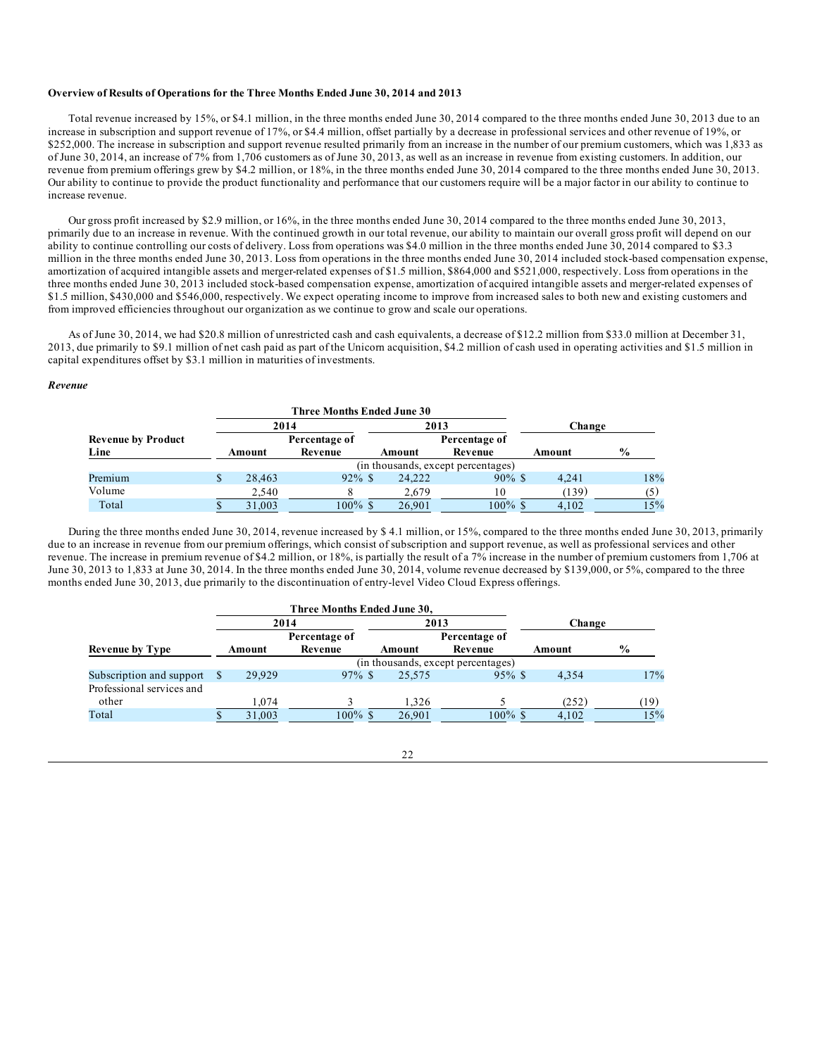**Overview of Results of Operations for the Three Months Ended June 30, 2014 and 2013**

Total revenue increased by 15%, or $4.1 million, in the three months ended June 30, 2014 compared to the three months ended June 30, 2013 due to an increase in subscription and support revenue of 17%, or $4.4 million, offset partially by a decrease in professional services and other revenue of 19%, or $252,000. The increase in subscription and support revenue resulted primarily from an increase in the number of our premium customers, which was 1,833 as of June 30, 2014, an increase of 7% from 1,706 customers as of June 30, 2013, as well as an increase in revenue from existing customers. In addition, our revenue from premium offerings grew by $4.2 million, or 18%, in the three months ended June 30, 2014 compared to the three months ended June 30, 2013. Our ability to continue to provide the product functionality and performance that our customers require will be a major factor in our ability to continue to increase revenue.

Our gross profit increased by $2.9 million, or 16%, in the three months ended June 30, 2014 compared to the three months ended June 30, 2013, primarily due to an increase in revenue. With the continued growth in our total revenue, our ability to maintain our overall gross profit will depend on our ability to continue controlling our costs of delivery. Loss from operations was $4.0 million in the three months ended June 30, 2014 compared to $3.3 million in the three months ended June 30, 2013. Loss from operations in the three months ended June 30, 2014 included stock-based compensation expense, amortization of acquired intangible assets and merger-related expenses of $1.5 million, $864,000 and $521,000, respectively. Loss from operations in the three months ended June 30, 2013 included stock-based compensation expense, amortization of acquired intangible assets and merger-related expenses of $1.5 million, $430,000 and $546,000, respectively. We expect operating income to improve from increased sales to both new and existing customers and from improved efficiencies throughout our organization as we continue to grow and scale our operations.

As of June 30, 2014, we had $20.8 million of unrestricted cash and cash equivalents, a decrease of $12.2 million from $33.0 million at December 31, 2013, due primarily to $9.1 million of net cash paid as part of the Unicorn acquisition, $4.2 million of cash used in operating activities and $1.5 million in capital expenditures offset by $3.1 million in maturities of investments.

***Revenue***

| | Three Months Ended June 30 | | | | | |
|---|---|---|---|---|---|---|
| | 2014 | | 2013 | | Change | |
| **Revenue by Product Line** | **Amount** | **Percentage of Revenue** | **Amount** | **Percentage of Revenue** | **Amount** | **%** |
| | (in thousands, except percentages) | | | | | |
| Premium | $ 28,463 | 92% | $ 24,222 | 90% | $ 4,241 | 18% |
| Volume | 2,540 | 8 | 2,679 | 10 | (139) | (5) |
| Total | $ 31,003 | 100% | $ 26,901 | 100% | $ 4,102 | 15% |

During the three months ended June 30, 2014, revenue increased by $ 4.1 million, or 15%, compared to the three months ended June 30, 2013, primarily due to an increase in revenue from our premium offerings, which consist of subscription and support revenue, as well as professional services and other revenue. The increase in premium revenue of $4.2 million, or 18%, is partially the result of a 7% increase in the number of premium customers from 1,706 at June 30, 2013 to 1,833 at June 30, 2014. In the three months ended June 30, 2014, volume revenue decreased by $139,000, or 5%, compared to the three months ended June 30, 2013, due primarily to the discontinuation of entry-level Video Cloud Express offerings.

| | Three Months Ended June 30, | | | | | |
|---|---|---|---|---|---|---|
| | 2014 | | 2013 | | Change | |
| **Revenue by Type** | **Amount** | **Percentage of Revenue** | **Amount** | **Percentage of Revenue** | **Amount** | **%** |
| | (in thousands, except percentages) | | | | | |
| Subscription and support | $ 29,929 | 97% | $ 25,575 | 95% | $ 4,354 | 17% |
| Professional services and other | 1,074 | 3 | 1,326 | 5 | (252) | (19) |
| Total | $ 31,003 | 100% | $ 26,901 | 100% | $ 4,102 | 15% |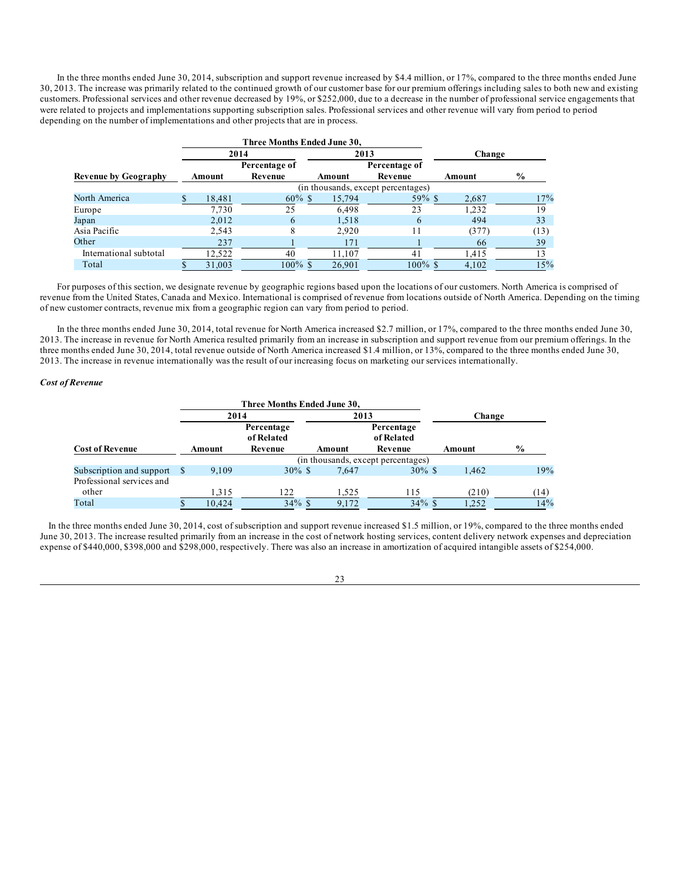In the three months ended June 30, 2014, subscription and support revenue increased by $4.4 million, or 17%, compared to the three months ended June 30, 2013. The increase was primarily related to the continued growth of our customer base for our premium offerings including sales to both new and existing customers. Professional services and other revenue decreased by 19%, or $252,000, due to a decrease in the number of professional service engagements that were related to projects and implementations supporting subscription sales. Professional services and other revenue will vary from period to period depending on the number of implementations and other projects that are in process.

| | Three Months Ended June 30, | | | | | |
|---|---|---|---|---|---|---|
| | 2014 | | 2013 | | Change | |
| Revenue by Geography | Amount | Percentage of Revenue | Amount | Percentage of Revenue | Amount | % |
| | (in thousands, except percentages) | | | | | |
| North America | $ 18,481 | 60% | $ 15,794 | 59% | $ 2,687 | 17% |
| Europe | 7,730 | 25 | 6,498 | 23 | 1,232 | 19 |
| Japan | 2,012 | 6 | 1,518 | 6 | 494 | 33 |
| Asia Pacific | 2,543 | 8 | 2,920 | 11 | (377) | (13) |
| Other | 237 | 1 | 171 | 1 | 66 | 39 |
| International subtotal | 12,522 | 40 | 11,107 | 41 | 1,415 | 13 |
| Total | $ 31,003 | 100% | $ 26,901 | 100% | $ 4,102 | 15% |

For purposes of this section, we designate revenue by geographic regions based upon the locations of our customers. North America is comprised of revenue from the United States, Canada and Mexico. International is comprised of revenue from locations outside of North America. Depending on the timing of new customer contracts, revenue mix from a geographic region can vary from period to period.

In the three months ended June 30, 2014, total revenue for North America increased $2.7 million, or 17%, compared to the three months ended June 30, 2013. The increase in revenue for North America resulted primarily from an increase in subscription and support revenue from our premium offerings. In the three months ended June 30, 2014, total revenue outside of North America increased $1.4 million, or 13%, compared to the three months ended June 30, 2013. The increase in revenue internationally was the result of our increasing focus on marketing our services internationally.

***Cost of Revenue***

| | Three Months Ended June 30, | | | | | |
|---|---|---|---|---|---|---|
| | 2014 | | 2013 | | Change | |
| Cost of Revenue | Amount | Percentage of Related Revenue | Amount | Percentage of Related Revenue | Amount | % |
| | (in thousands, except percentages) | | | | | |
| Subscription and support | $ 9,109 | 30% | $ 7,647 | 30% | $ 1,462 | 19% |
| Professional services and other | 1,315 | 122 | 1,525 | 115 | (210) | (14) |
| Total | $ 10,424 | 34% | $ 9,172 | 34% | $ 1,252 | 14% |

In the three months ended June 30, 2014, cost of subscription and support revenue increased $1.5 million, or 19%, compared to the three months ended June 30, 2013. The increase resulted primarily from an increase in the cost of network hosting services, content delivery network expenses and depreciation expense of $440,000, $398,000 and $298,000, respectively. There was also an increase in amortization of acquired intangible assets of $254,000.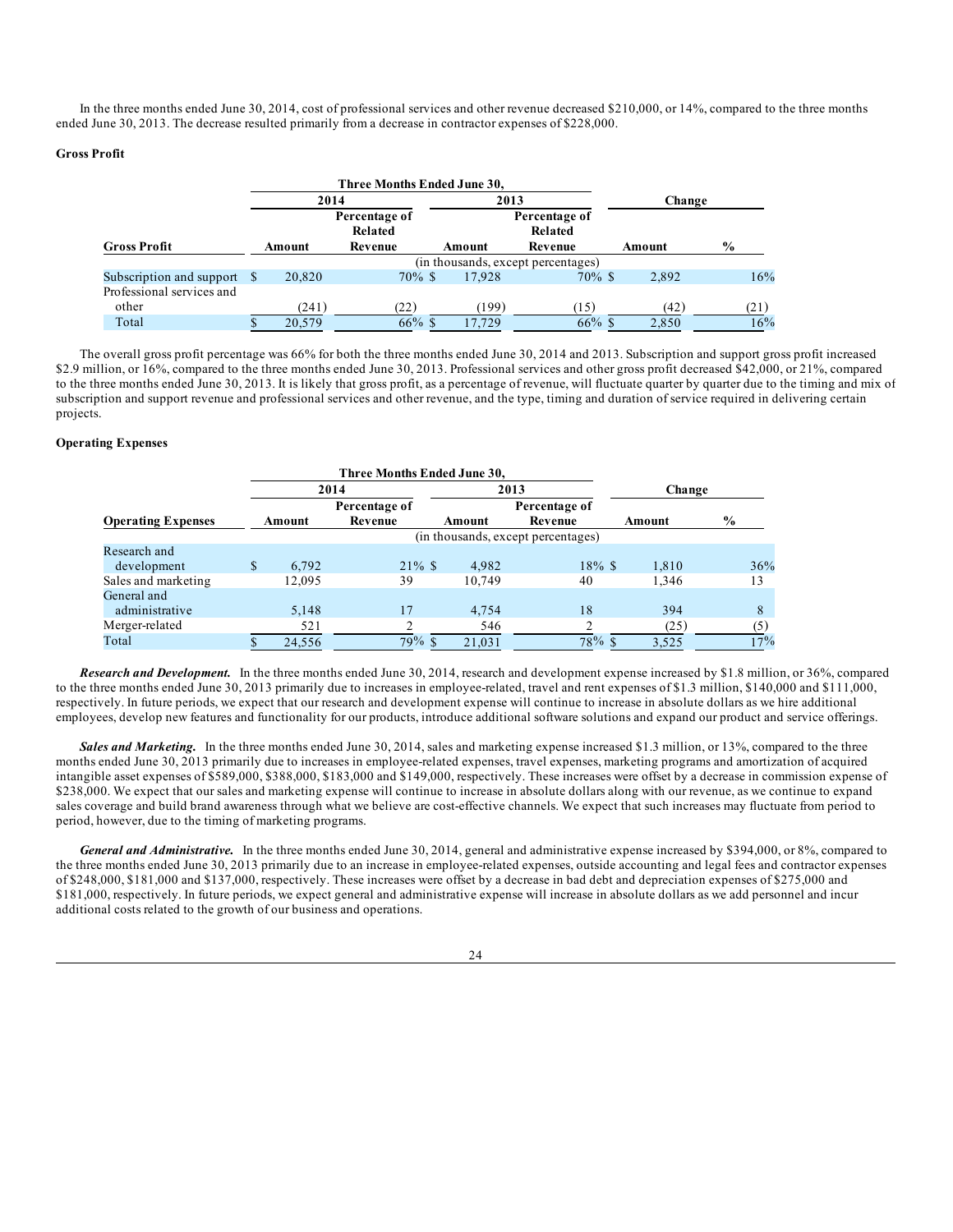In the three months ended June 30, 2014, cost of professional services and other revenue decreased $210,000, or 14%, compared to the three months ended June 30, 2013. The decrease resulted primarily from a decrease in contractor expenses of $228,000.

**Gross Profit**

| | Three Months Ended June 30, | | | | Change | |
|---|---|---|---|---|---|---|
| | 2014 | | 2013 | | | |
| **Gross Profit** | Amount | Percentage of Related Revenue | Amount | Percentage of Related Revenue | Amount | % |
| | (in thousands, except percentages) | | | | | |
| Subscription and support | $ 20,820 | 70% | $ 17,928 | 70% | $ 2,892 | 16% |
| Professional services and other | (241) | (22) | (199) | (15) | (42) | (21) |
| Total | $ 20,579 | 66% | $ 17,729 | 66% | $ 2,850 | 16% |

The overall gross profit percentage was 66% for both the three months ended June 30, 2014 and 2013. Subscription and support gross profit increased $2.9 million, or 16%, compared to the three months ended June 30, 2013. Professional services and other gross profit decreased $42,000, or 21%, compared to the three months ended June 30, 2013. It is likely that gross profit, as a percentage of revenue, will fluctuate quarter by quarter due to the timing and mix of subscription and support revenue and professional services and other revenue, and the type, timing and duration of service required in delivering certain projects.

**Operating Expenses**

| | Three Months Ended June 30, | | | | Change | |
|---|---|---|---|---|---|---|
| | 2014 | | 2013 | | | |
| **Operating Expenses** | Amount | Percentage of Revenue | Amount | Percentage of Revenue | Amount | % |
| | (in thousands, except percentages) | | | | | |
| Research and development | $ 6,792 | 21% | $ 4,982 | 18% | $ 1,810 | 36% |
| Sales and marketing | 12,095 | 39 | 10,749 | 40 | 1,346 | 13 |
| General and administrative | 5,148 | 17 | 4,754 | 18 | 394 | 8 |
| Merger-related | 521 | 2 | 546 | 2 | (25) | (5) |
| Total | $ 24,556 | 79% | $ 21,031 | 78% | $ 3,525 | 17% |

***Research and Development.*** In the three months ended June 30, 2014, research and development expense increased by $1.8 million, or 36%, compared to the three months ended June 30, 2013 primarily due to increases in employee-related, travel and rent expenses of $1.3 million, $140,000 and $111,000, respectively. In future periods, we expect that our research and development expense will continue to increase in absolute dollars as we hire additional employees, develop new features and functionality for our products, introduce additional software solutions and expand our product and service offerings.

***Sales and Marketing.*** In the three months ended June 30, 2014, sales and marketing expense increased $1.3 million, or 13%, compared to the three months ended June 30, 2013 primarily due to increases in employee-related expenses, travel expenses, marketing programs and amortization of acquired intangible asset expenses of $589,000, $388,000, $183,000 and $149,000, respectively. These increases were offset by a decrease in commission expense of $238,000. We expect that our sales and marketing expense will continue to increase in absolute dollars along with our revenue, as we continue to expand sales coverage and build brand awareness through what we believe are cost-effective channels. We expect that such increases may fluctuate from period to period, however, due to the timing of marketing programs.

***General and Administrative.*** In the three months ended June 30, 2014, general and administrative expense increased by $394,000, or 8%, compared to the three months ended June 30, 2013 primarily due to an increase in employee-related expenses, outside accounting and legal fees and contractor expenses of $248,000, $181,000 and $137,000, respectively. These increases were offset by a decrease in bad debt and depreciation expenses of $275,000 and $181,000, respectively. In future periods, we expect general and administrative expense will increase in absolute dollars as we add personnel and incur additional costs related to the growth of our business and operations.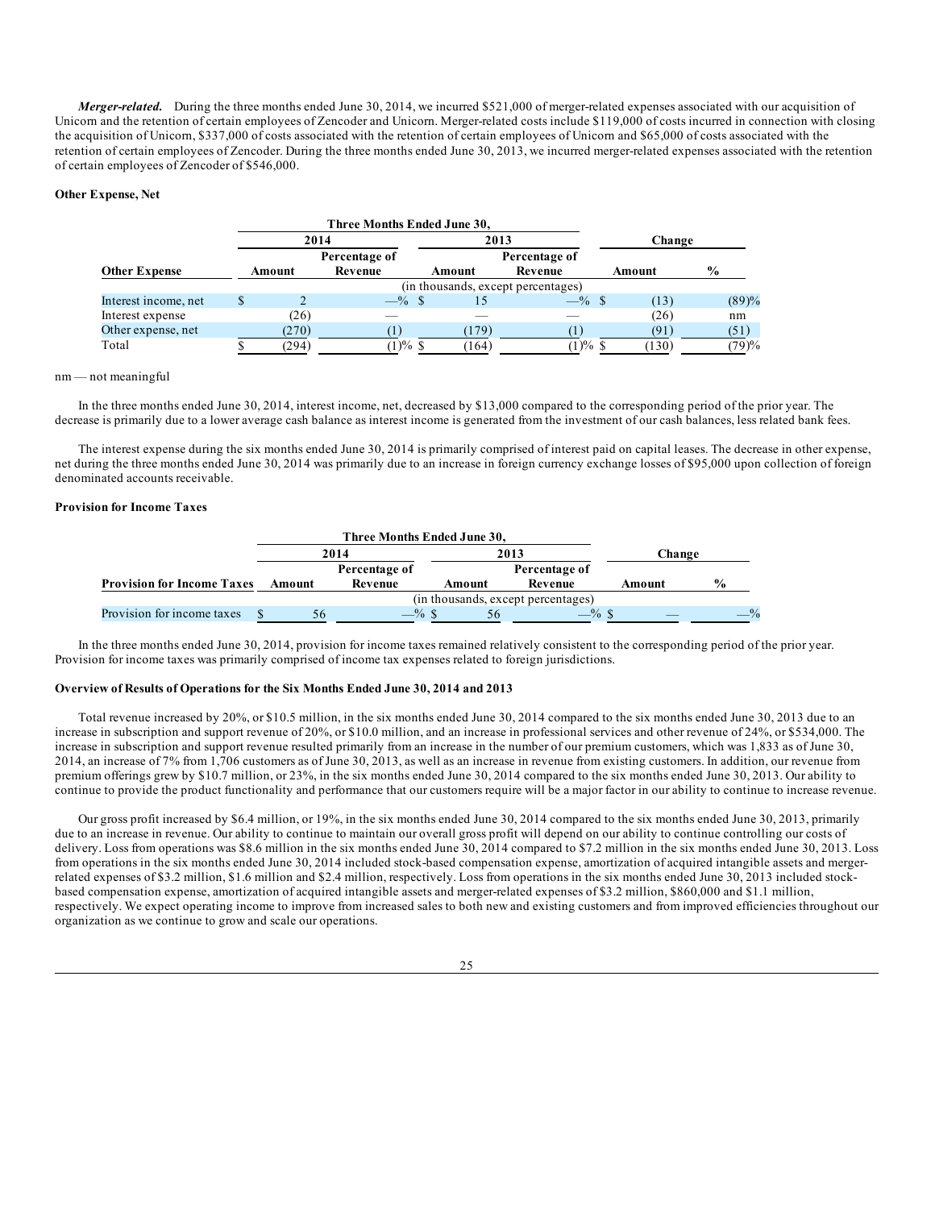***Merger-related.*** During the three months ended June 30, 2014, we incurred $521,000 of merger-related expenses associated with our acquisition of Unicorn and the retention of certain employees of Zencoder and Unicorn. Merger-related costs include $119,000 of costs incurred in connection with closing the acquisition of Unicorn, $337,000 of costs associated with the retention of certain employees of Unicorn and $65,000 of costs associated with the retention of certain employees of Zencoder. During the three months ended June 30, 2013, we incurred merger-related expenses associated with the retention of certain employees of Zencoder of $546,000.

**Other Expense, Net**

| | Three Months Ended June 30, | | | | | |
|---|---|---|---|---|---|---|
| | 2014 | | 2013 | | Change | |
| **Other Expense** | **Amount** | **Percentage of Revenue** | **Amount** | **Percentage of Revenue** | **Amount** | **%** |
| | (in thousands, except percentages) | | | | | |
| Interest income, net | $ 2 | —% | $ 15 | —% | $ (13) | (89)% |
| Interest expense | (26) | — | — | — | (26) | nm |
| Other expense, net | (270) | (1) | (179) | (1) | (91) | (51) |
| Total | $ (294) | (1)% | $ (164) | (1)% | $ (130) | (79)% |

nm — not meaningful

In the three months ended June 30, 2014, interest income, net, decreased by $13,000 compared to the corresponding period of the prior year. The decrease is primarily due to a lower average cash balance as interest income is generated from the investment of our cash balances, less related bank fees.

The interest expense during the six months ended June 30, 2014 is primarily comprised of interest paid on capital leases. The decrease in other expense, net during the three months ended June 30, 2014 was primarily due to an increase in foreign currency exchange losses of $95,000 upon collection of foreign denominated accounts receivable.

**Provision for Income Taxes**

| | Three Months Ended June 30, | | | | | |
|---|---|---|---|---|---|---|
| | 2014 | | 2013 | | Change | |
| **Provision for Income Taxes** | **Amount** | **Percentage of Revenue** | **Amount** | **Percentage of Revenue** | **Amount** | **%** |
| | (in thousands, except percentages) | | | | | |
| Provision for income taxes | $ 56 | —% | $ 56 | —% | $ — | —% |

In the three months ended June 30, 2014, provision for income taxes remained relatively consistent to the corresponding period of the prior year. Provision for income taxes was primarily comprised of income tax expenses related to foreign jurisdictions.

**Overview of Results of Operations for the Six Months Ended June 30, 2014 and 2013**

Total revenue increased by 20%, or $10.5 million, in the six months ended June 30, 2014 compared to the six months ended June 30, 2013 due to an increase in subscription and support revenue of 20%, or $10.0 million, and an increase in professional services and other revenue of 24%, or $534,000. The increase in subscription and support revenue resulted primarily from an increase in the number of our premium customers, which was 1,833 as of June 30, 2014, an increase of 7% from 1,706 customers as of June 30, 2013, as well as an increase in revenue from existing customers. In addition, our revenue from premium offerings grew by $10.7 million, or 23%, in the six months ended June 30, 2014 compared to the six months ended June 30, 2013. Our ability to continue to provide the product functionality and performance that our customers require will be a major factor in our ability to continue to increase revenue.

Our gross profit increased by $6.4 million, or 19%, in the six months ended June 30, 2014 compared to the six months ended June 30, 2013, primarily due to an increase in revenue. Our ability to continue to maintain our overall gross profit will depend on our ability to continue controlling our costs of delivery. Loss from operations was $8.6 million in the six months ended June 30, 2014 compared to $7.2 million in the six months ended June 30, 2013. Loss from operations in the six months ended June 30, 2014 included stock-based compensation expense, amortization of acquired intangible assets and merger-related expenses of $3.2 million, $1.6 million and $2.4 million, respectively. Loss from operations in the six months ended June 30, 2013 included stock-based compensation expense, amortization of acquired intangible assets and merger-related expenses of $3.2 million, $860,000 and $1.1 million, respectively. We expect operating income to improve from increased sales to both new and existing customers and from improved efficiencies throughout our organization as we continue to grow and scale our operations.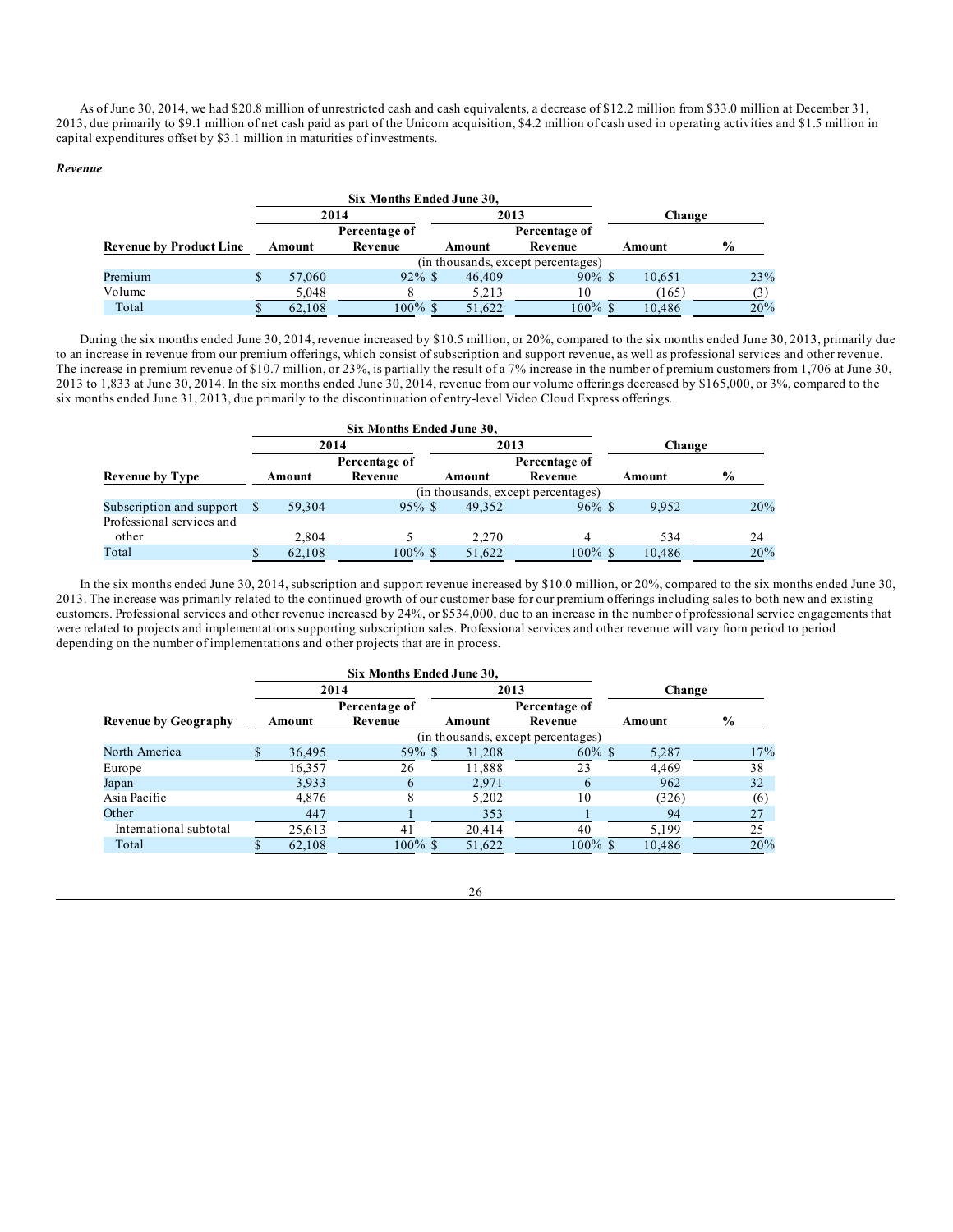As of June 30, 2014, we had $20.8 million of unrestricted cash and cash equivalents, a decrease of $12.2 million from $33.0 million at December 31, 2013, due primarily to $9.1 million of net cash paid as part of the Unicorn acquisition, $4.2 million of cash used in operating activities and $1.5 million in capital expenditures offset by $3.1 million in maturities of investments.

***Revenue***

| | Six Months Ended June 30, | | | | | |
|---|---|---|---|---|---|---|
| | 2014 | | 2013 | | Change | |
| **Revenue by Product Line** | **Amount** | **Percentage of Revenue** | **Amount** | **Percentage of Revenue** | **Amount** | **%** |
| | (in thousands, except percentages) | | | | | |
| Premium | $ 57,060 | 92% | $ 46,409 | 90% | $ 10,651 | 23% |
| Volume | 5,048 | 8 | 5,213 | 10 | (165) | (3) |
| Total | $ 62,108 | 100% | $ 51,622 | 100% | $ 10,486 | 20% |

During the six months ended June 30, 2014, revenue increased by $10.5 million, or 20%, compared to the six months ended June 30, 2013, primarily due to an increase in revenue from our premium offerings, which consist of subscription and support revenue, as well as professional services and other revenue. The increase in premium revenue of $10.7 million, or 23%, is partially the result of a 7% increase in the number of premium customers from 1,706 at June 30, 2013 to 1,833 at June 30, 2014. In the six months ended June 30, 2014, revenue from our volume offerings decreased by $165,000, or 3%, compared to the six months ended June 31, 2013, due primarily to the discontinuation of entry-level Video Cloud Express offerings.

| | Six Months Ended June 30, | | | | | |
|---|---|---|---|---|---|---|
| | 2014 | | 2013 | | Change | |
| **Revenue by Type** | **Amount** | **Percentage of Revenue** | **Amount** | **Percentage of Revenue** | **Amount** | **%** |
| | (in thousands, except percentages) | | | | | |
| Subscription and support | $ 59,304 | 95% | $ 49,352 | 96% | $ 9,952 | 20% |
| Professional services and other | 2,804 | 5 | 2,270 | 4 | 534 | 24 |
| Total | $ 62,108 | 100% | $ 51,622 | 100% | $ 10,486 | 20% |

In the six months ended June 30, 2014, subscription and support revenue increased by $10.0 million, or 20%, compared to the six months ended June 30, 2013. The increase was primarily related to the continued growth of our customer base for our premium offerings including sales to both new and existing customers. Professional services and other revenue increased by 24%, or $534,000, due to an increase in the number of professional service engagements that were related to projects and implementations supporting subscription sales. Professional services and other revenue will vary from period to period depending on the number of implementations and other projects that are in process.

| | Six Months Ended June 30, | | | | | |
|---|---|---|---|---|---|---|
| | 2014 | | 2013 | | Change | |
| **Revenue by Geography** | **Amount** | **Percentage of Revenue** | **Amount** | **Percentage of Revenue** | **Amount** | **%** |
| | (in thousands, except percentages) | | | | | |
| North America | $ 36,495 | 59% | $ 31,208 | 60% | $ 5,287 | 17% |
| Europe | 16,357 | 26 | 11,888 | 23 | 4,469 | 38 |
| Japan | 3,933 | 6 | 2,971 | 6 | 962 | 32 |
| Asia Pacific | 4,876 | 8 | 5,202 | 10 | (326) | (6) |
| Other | 447 | 1 | 353 | 1 | 94 | 27 |
| International subtotal | 25,613 | 41 | 20,414 | 40 | 5,199 | 25 |
| Total | $ 62,108 | 100% | $ 51,622 | 100% | $ 10,486 | 20% |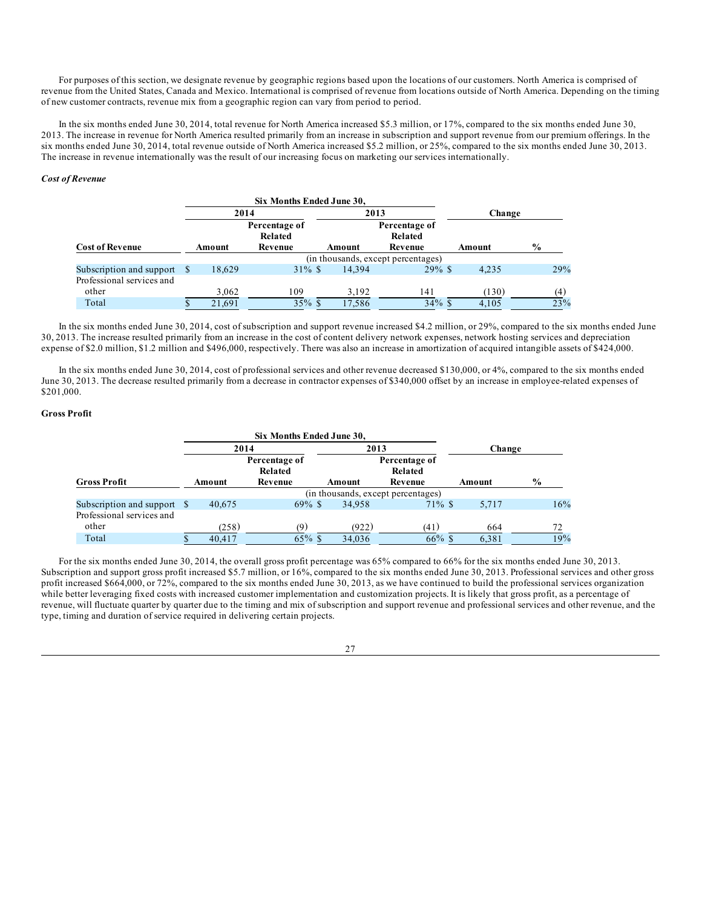For purposes of this section, we designate revenue by geographic regions based upon the locations of our customers. North America is comprised of revenue from the United States, Canada and Mexico. International is comprised of revenue from locations outside of North America. Depending on the timing of new customer contracts, revenue mix from a geographic region can vary from period to period.

In the six months ended June 30, 2014, total revenue for North America increased $5.3 million, or 17%, compared to the six months ended June 30, 2013. The increase in revenue for North America resulted primarily from an increase in subscription and support revenue from our premium offerings. In the six months ended June 30, 2014, total revenue outside of North America increased $5.2 million, or 25%, compared to the six months ended June 30, 2013. The increase in revenue internationally was the result of our increasing focus on marketing our services internationally.

### *Cost of Revenue*

| | Six Months Ended June 30, | | | | | |
|---|---|---|---|---|---|---|
| | 2014 | | 2013 | | Change | |
| **Cost of Revenue** | Amount | Percentage of Related Revenue | Amount | Percentage of Related Revenue | Amount | % |
| | (in thousands, except percentages) | | | | | |
| Subscription and support | $ 18,629 | 31% | $ 14,394 | 29% | $ 4,235 | 29% |
| Professional services and other | 3,062 | 109 | 3,192 | 141 | (130) | (4) |
| Total | $ 21,691 | 35% | $ 17,586 | 34% | $ 4,105 | 23% |

In the six months ended June 30, 2014, cost of subscription and support revenue increased $4.2 million, or 29%, compared to the six months ended June 30, 2013. The increase resulted primarily from an increase in the cost of content delivery network expenses, network hosting services and depreciation expense of $2.0 million, $1.2 million and $496,000, respectively. There was also an increase in amortization of acquired intangible assets of $424,000.

In the six months ended June 30, 2014, cost of professional services and other revenue decreased $130,000, or 4%, compared to the six months ended June 30, 2013. The decrease resulted primarily from a decrease in contractor expenses of $340,000 offset by an increase in employee-related expenses of $201,000.

### Gross Profit

| | Six Months Ended June 30, | | | | | |
|---|---|---|---|---|---|---|
| | 2014 | | 2013 | | Change | |
| **Gross Profit** | Amount | Percentage of Related Revenue | Amount | Percentage of Related Revenue | Amount | % |
| | (in thousands, except percentages) | | | | | |
| Subscription and support | $ 40,675 | 69% | $ 34,958 | 71% | $ 5,717 | 16% |
| Professional services and other | (258) | (9) | (922) | (41) | 664 | 72 |
| Total | $ 40,417 | 65% | $ 34,036 | 66% | $ 6,381 | 19% |

For the six months ended June 30, 2014, the overall gross profit percentage was 65% compared to 66% for the six months ended June 30, 2013. Subscription and support gross profit increased $5.7 million, or 16%, compared to the six months ended June 30, 2013. Professional services and other gross profit increased $664,000, or 72%, compared to the six months ended June 30, 2013, as we have continued to build the professional services organization while better leveraging fixed costs with increased customer implementation and customization projects. It is likely that gross profit, as a percentage of revenue, will fluctuate quarter by quarter due to the timing and mix of subscription and support revenue and professional services and other revenue, and the type, timing and duration of service required in delivering certain projects.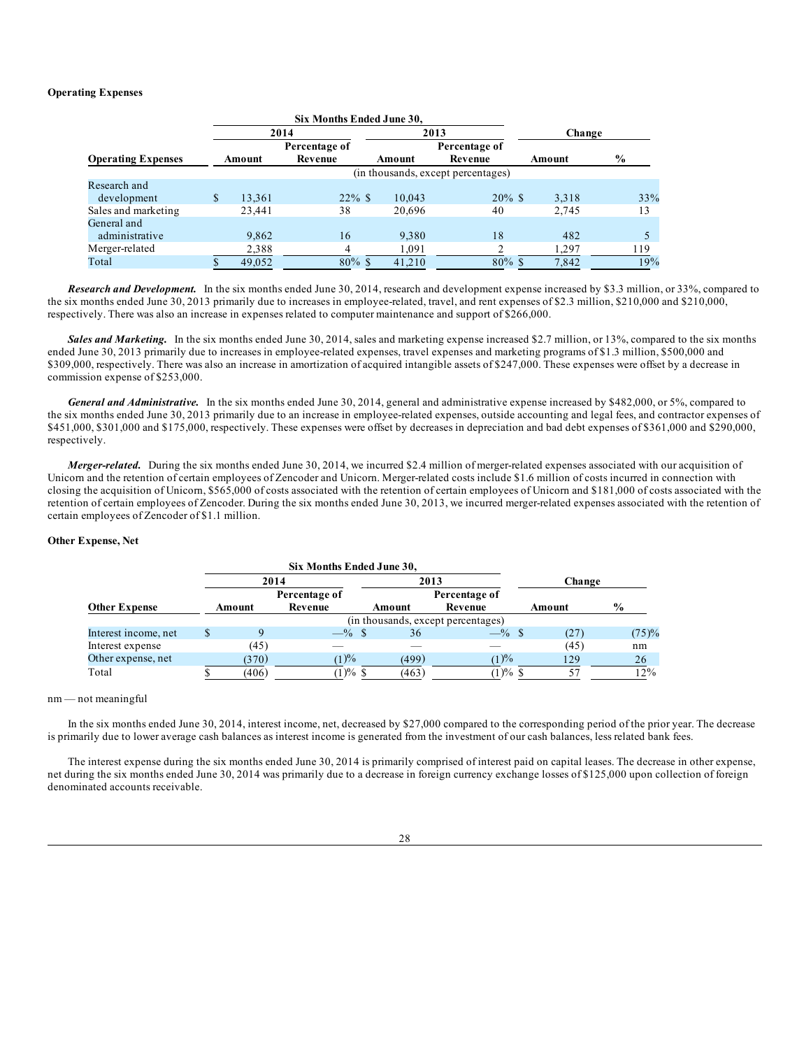**Operating Expenses**

| Operating Expenses | Six Months Ended June 30, 2014 Amount | 2014 Percentage of Revenue | 2013 Amount | 2013 Percentage of Revenue | Change Amount | Change % |
|---|---|---|---|---|---|---|
| | (in thousands, except percentages) | | | | | |
| Research and development | $ 13,361 | 22% | $ 10,043 | 20% | $ 3,318 | 33% |
| Sales and marketing | 23,441 | 38 | 20,696 | 40 | 2,745 | 13 |
| General and administrative | 9,862 | 16 | 9,380 | 18 | 482 | 5 |
| Merger-related | 2,388 | 4 | 1,091 | 2 | 1,297 | 119 |
| Total | $ 49,052 | 80% | $ 41,210 | 80% | $ 7,842 | 19% |

***Research and Development.*** In the six months ended June 30, 2014, research and development expense increased by $3.3 million, or 33%, compared to the six months ended June 30, 2013 primarily due to increases in employee-related, travel, and rent expenses of $2.3 million, $210,000 and $210,000, respectively. There was also an increase in expenses related to computer maintenance and support of $266,000.

***Sales and Marketing.*** In the six months ended June 30, 2014, sales and marketing expense increased $2.7 million, or 13%, compared to the six months ended June 30, 2013 primarily due to increases in employee-related expenses, travel expenses and marketing programs of $1.3 million, $500,000 and $309,000, respectively. There was also an increase in amortization of acquired intangible assets of $247,000. These expenses were offset by a decrease in commission expense of $253,000.

***General and Administrative.*** In the six months ended June 30, 2014, general and administrative expense increased by $482,000, or 5%, compared to the six months ended June 30, 2013 primarily due to an increase in employee-related expenses, outside accounting and legal fees, and contractor expenses of $451,000, $301,000 and $175,000, respectively. These expenses were offset by decreases in depreciation and bad debt expenses of $361,000 and $290,000, respectively.

***Merger-related.*** During the six months ended June 30, 2014, we incurred $2.4 million of merger-related expenses associated with our acquisition of Unicorn and the retention of certain employees of Zencoder and Unicorn. Merger-related costs include $1.6 million of costs incurred in connection with closing the acquisition of Unicorn, $565,000 of costs associated with the retention of certain employees of Unicorn and $181,000 of costs associated with the retention of certain employees of Zencoder. During the six months ended June 30, 2013, we incurred merger-related expenses associated with the retention of certain employees of Zencoder of $1.1 million.

**Other Expense, Net**

| Other Expense | Six Months Ended June 30, 2014 Amount | 2014 Percentage of Revenue | 2013 Amount | 2013 Percentage of Revenue | Change Amount | Change % |
|---|---|---|---|---|---|---|
| | (in thousands, except percentages) | | | | | |
| Interest income, net | $ 9 | —% | $ 36 | —% | $ (27) | (75)% |
| Interest expense | (45) | — | — | — | (45) | nm |
| Other expense, net | (370) | (1)% | (499) | (1)% | 129 | 26 |
| Total | $ (406) | (1)% | $ (463) | (1)% | $ 57 | 12% |

nm — not meaningful

In the six months ended June 30, 2014, interest income, net, decreased by $27,000 compared to the corresponding period of the prior year. The decrease is primarily due to lower average cash balances as interest income is generated from the investment of our cash balances, less related bank fees.

The interest expense during the six months ended June 30, 2014 is primarily comprised of interest paid on capital leases. The decrease in other expense, net during the six months ended June 30, 2014 was primarily due to a decrease in foreign currency exchange losses of $125,000 upon collection of foreign denominated accounts receivable.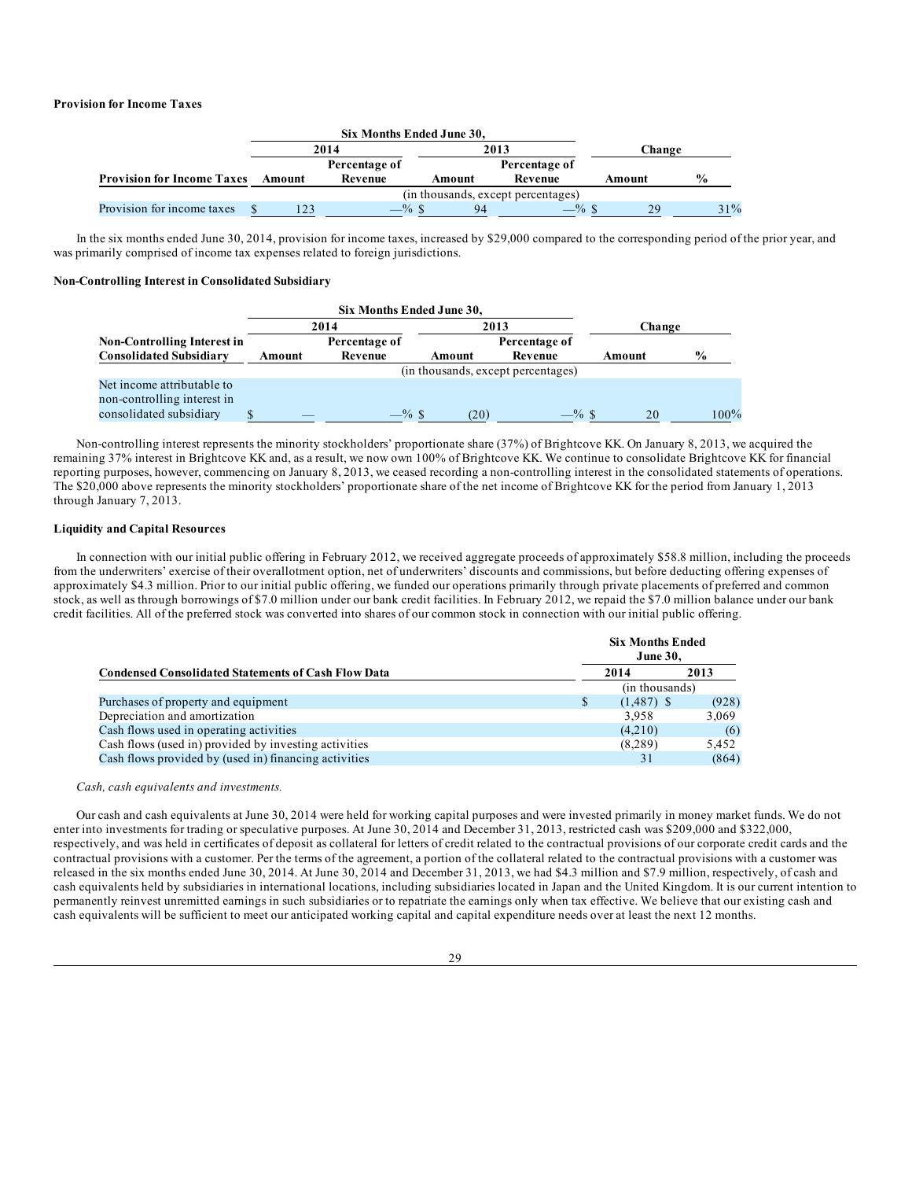**Provision for Income Taxes**

| | Six Months Ended June 30, | | | | Change | |
|---|---|---|---|---|---|---|
| | 2014 | | 2013 | | | |
| **Provision for Income Taxes** | Amount | Percentage of Revenue | Amount | Percentage of Revenue | Amount | % |
| | (in thousands, except percentages) | | | | | |
| Provision for income taxes | $ 123 | —% | $ 94 | —% | $ 29 | 31% |

In the six months ended June 30, 2014, provision for income taxes, increased by $29,000 compared to the corresponding period of the prior year, and was primarily comprised of income tax expenses related to foreign jurisdictions.

**Non-Controlling Interest in Consolidated Subsidiary**

| | Six Months Ended June 30, | | | | Change | |
|---|---|---|---|---|---|---|
| | 2014 | | 2013 | | | |
| **Non-Controlling Interest in Consolidated Subsidiary** | Amount | Percentage of Revenue | Amount | Percentage of Revenue | Amount | % |
| | (in thousands, except percentages) | | | | | |
| Net income attributable to non-controlling interest in consolidated subsidiary | $ — | —% | $ (20) | —% | $ 20 | 100% |

Non-controlling interest represents the minority stockholders' proportionate share (37%) of Brightcove KK. On January 8, 2013, we acquired the remaining 37% interest in Brightcove KK and, as a result, we now own 100% of Brightcove KK. We continue to consolidate Brightcove KK for financial reporting purposes, however, commencing on January 8, 2013, we ceased recording a non-controlling interest in the consolidated statements of operations. The $20,000 above represents the minority stockholders' proportionate share of the net income of Brightcove KK for the period from January 1, 2013 through January 7, 2013.

**Liquidity and Capital Resources**

In connection with our initial public offering in February 2012, we received aggregate proceeds of approximately $58.8 million, including the proceeds from the underwriters' exercise of their overallotment option, net of underwriters' discounts and commissions, but before deducting offering expenses of approximately $4.3 million. Prior to our initial public offering, we funded our operations primarily through private placements of preferred and common stock, as well as through borrowings of $7.0 million under our bank credit facilities. In February 2012, we repaid the $7.0 million balance under our bank credit facilities. All of the preferred stock was converted into shares of our common stock in connection with our initial public offering.

| **Condensed Consolidated Statements of Cash Flow Data** | Six Months Ended June 30, 2014 | 2013 |
|---|---|---|
| | (in thousands) | |
| Purchases of property and equipment | $ (1,487) | $ (928) |
| Depreciation and amortization | 3,958 | 3,069 |
| Cash flows used in operating activities | (4,210) | (6) |
| Cash flows (used in) provided by investing activities | (8,289) | 5,452 |
| Cash flows provided by (used in) financing activities | 31 | (864) |

*Cash, cash equivalents and investments.*

Our cash and cash equivalents at June 30, 2014 were held for working capital purposes and were invested primarily in money market funds. We do not enter into investments for trading or speculative purposes. At June 30, 2014 and December 31, 2013, restricted cash was $209,000 and $322,000, respectively, and was held in certificates of deposit as collateral for letters of credit related to the contractual provisions of our corporate credit cards and the contractual provisions with a customer. Per the terms of the agreement, a portion of the collateral related to the contractual provisions with a customer was released in the six months ended June 30, 2014. At June 30, 2014 and December 31, 2013, we had $4.3 million and $7.9 million, respectively, of cash and cash equivalents held by subsidiaries in international locations, including subsidiaries located in Japan and the United Kingdom. It is our current intention to permanently reinvest unremitted earnings in such subsidiaries or to repatriate the earnings only when tax effective. We believe that our existing cash and cash equivalents will be sufficient to meet our anticipated working capital and capital expenditure needs over at least the next 12 months.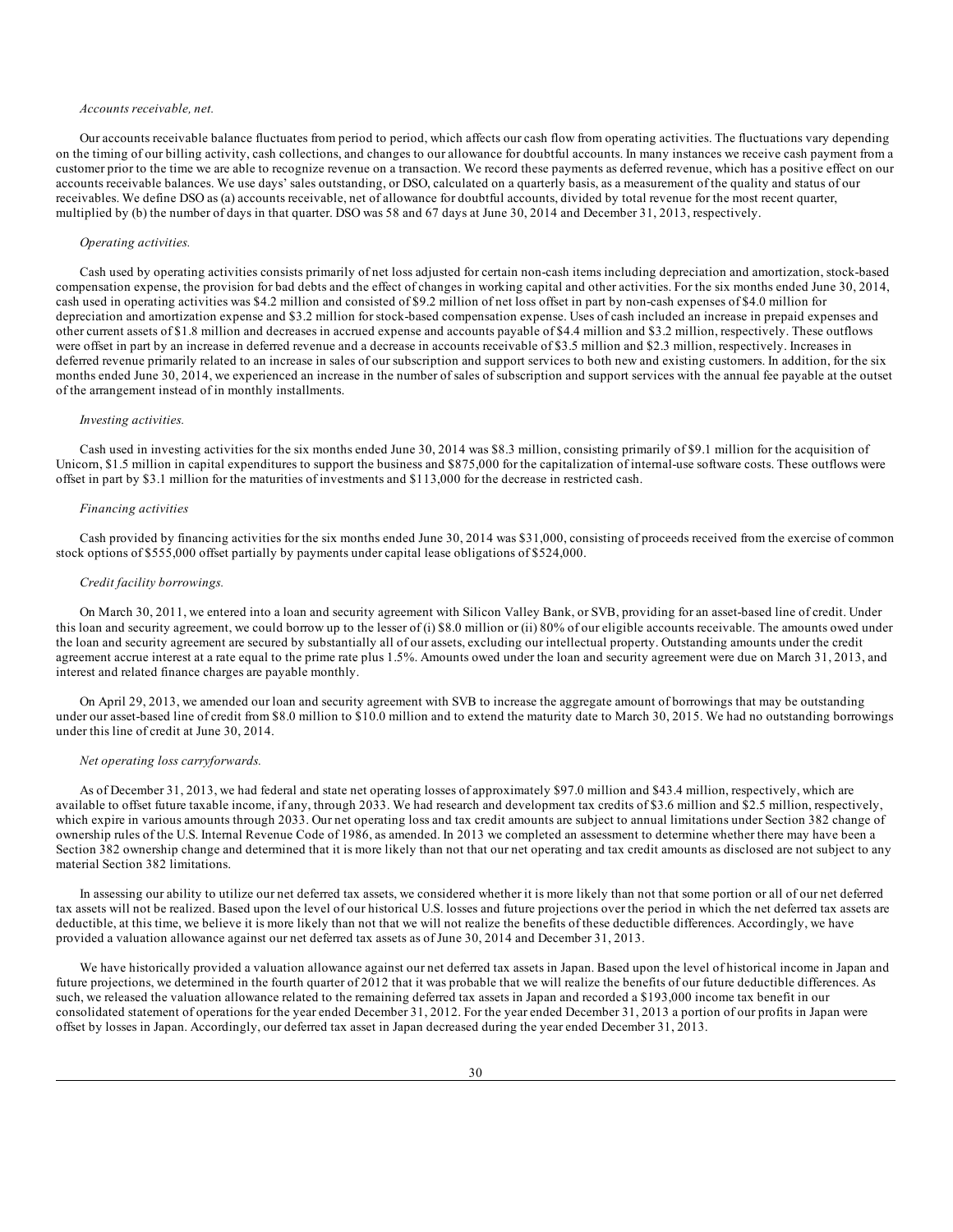*Accounts receivable, net.*

Our accounts receivable balance fluctuates from period to period, which affects our cash flow from operating activities. The fluctuations vary depending on the timing of our billing activity, cash collections, and changes to our allowance for doubtful accounts. In many instances we receive cash payment from a customer prior to the time we are able to recognize revenue on a transaction. We record these payments as deferred revenue, which has a positive effect on our accounts receivable balances. We use days' sales outstanding, or DSO, calculated on a quarterly basis, as a measurement of the quality and status of our receivables. We define DSO as (a) accounts receivable, net of allowance for doubtful accounts, divided by total revenue for the most recent quarter, multiplied by (b) the number of days in that quarter. DSO was 58 and 67 days at June 30, 2014 and December 31, 2013, respectively.

*Operating activities.*

Cash used by operating activities consists primarily of net loss adjusted for certain non-cash items including depreciation and amortization, stock-based compensation expense, the provision for bad debts and the effect of changes in working capital and other activities. For the six months ended June 30, 2014, cash used in operating activities was $4.2 million and consisted of $9.2 million of net loss offset in part by non-cash expenses of $4.0 million for depreciation and amortization expense and $3.2 million for stock-based compensation expense. Uses of cash included an increase in prepaid expenses and other current assets of $1.8 million and decreases in accrued expense and accounts payable of $4.4 million and $3.2 million, respectively. These outflows were offset in part by an increase in deferred revenue and a decrease in accounts receivable of $3.5 million and $2.3 million, respectively. Increases in deferred revenue primarily related to an increase in sales of our subscription and support services to both new and existing customers. In addition, for the six months ended June 30, 2014, we experienced an increase in the number of sales of subscription and support services with the annual fee payable at the outset of the arrangement instead of in monthly installments.

*Investing activities.*

Cash used in investing activities for the six months ended June 30, 2014 was $8.3 million, consisting primarily of $9.1 million for the acquisition of Unicorn, $1.5 million in capital expenditures to support the business and $875,000 for the capitalization of internal-use software costs. These outflows were offset in part by $3.1 million for the maturities of investments and $113,000 for the decrease in restricted cash.

*Financing activities*

Cash provided by financing activities for the six months ended June 30, 2014 was $31,000, consisting of proceeds received from the exercise of common stock options of $555,000 offset partially by payments under capital lease obligations of $524,000.

*Credit facility borrowings.*

On March 30, 2011, we entered into a loan and security agreement with Silicon Valley Bank, or SVB, providing for an asset-based line of credit. Under this loan and security agreement, we could borrow up to the lesser of (i) $8.0 million or (ii) 80% of our eligible accounts receivable. The amounts owed under the loan and security agreement are secured by substantially all of our assets, excluding our intellectual property. Outstanding amounts under the credit agreement accrue interest at a rate equal to the prime rate plus 1.5%. Amounts owed under the loan and security agreement were due on March 31, 2013, and interest and related finance charges are payable monthly.

On April 29, 2013, we amended our loan and security agreement with SVB to increase the aggregate amount of borrowings that may be outstanding under our asset-based line of credit from $8.0 million to $10.0 million and to extend the maturity date to March 30, 2015. We had no outstanding borrowings under this line of credit at June 30, 2014.

*Net operating loss carryforwards.*

As of December 31, 2013, we had federal and state net operating losses of approximately $97.0 million and $43.4 million, respectively, which are available to offset future taxable income, if any, through 2033. We had research and development tax credits of $3.6 million and $2.5 million, respectively, which expire in various amounts through 2033. Our net operating loss and tax credit amounts are subject to annual limitations under Section 382 change of ownership rules of the U.S. Internal Revenue Code of 1986, as amended. In 2013 we completed an assessment to determine whether there may have been a Section 382 ownership change and determined that it is more likely than not that our net operating and tax credit amounts as disclosed are not subject to any material Section 382 limitations.

In assessing our ability to utilize our net deferred tax assets, we considered whether it is more likely than not that some portion or all of our net deferred tax assets will not be realized. Based upon the level of our historical U.S. losses and future projections over the period in which the net deferred tax assets are deductible, at this time, we believe it is more likely than not that we will not realize the benefits of these deductible differences. Accordingly, we have provided a valuation allowance against our net deferred tax assets as of June 30, 2014 and December 31, 2013.

We have historically provided a valuation allowance against our net deferred tax assets in Japan. Based upon the level of historical income in Japan and future projections, we determined in the fourth quarter of 2012 that it was probable that we will realize the benefits of our future deductible differences. As such, we released the valuation allowance related to the remaining deferred tax assets in Japan and recorded a $193,000 income tax benefit in our consolidated statement of operations for the year ended December 31, 2012. For the year ended December 31, 2013 a portion of our profits in Japan were offset by losses in Japan. Accordingly, our deferred tax asset in Japan decreased during the year ended December 31, 2013.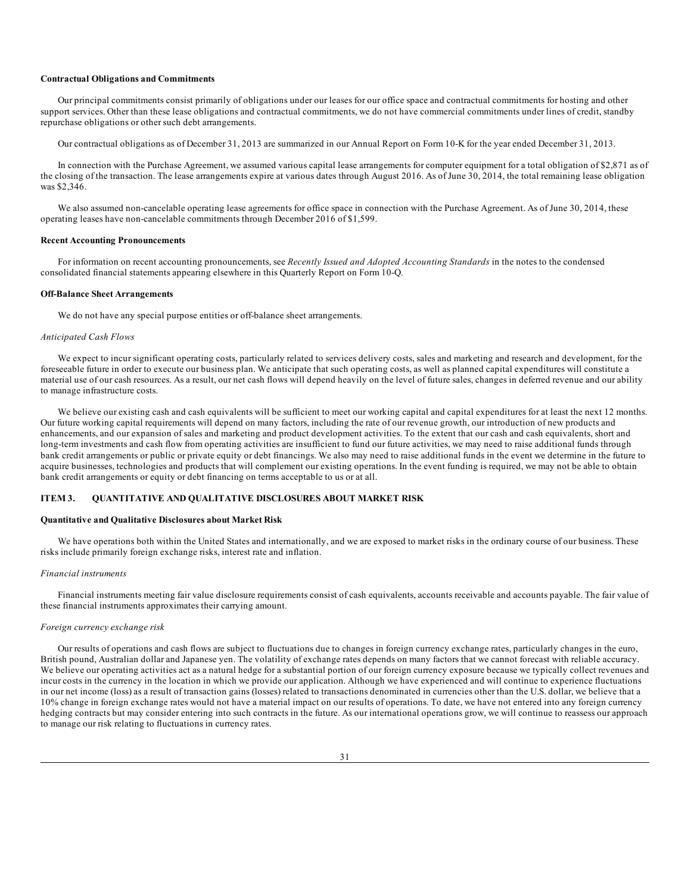**Contractual Obligations and Commitments**

Our principal commitments consist primarily of obligations under our leases for our office space and contractual commitments for hosting and other support services. Other than these lease obligations and contractual commitments, we do not have commercial commitments under lines of credit, standby repurchase obligations or other such debt arrangements.

Our contractual obligations as of December 31, 2013 are summarized in our Annual Report on Form 10-K for the year ended December 31, 2013.

In connection with the Purchase Agreement, we assumed various capital lease arrangements for computer equipment for a total obligation of $2,871 as of the closing of the transaction. The lease arrangements expire at various dates through August 2016. As of June 30, 2014, the total remaining lease obligation was $2,346.

We also assumed non-cancelable operating lease agreements for office space in connection with the Purchase Agreement. As of June 30, 2014, these operating leases have non-cancelable commitments through December 2016 of $1,599.

**Recent Accounting Pronouncements**

For information on recent accounting pronouncements, see *Recently Issued and Adopted Accounting Standards* in the notes to the condensed consolidated financial statements appearing elsewhere in this Quarterly Report on Form 10-Q.

**Off-Balance Sheet Arrangements**

We do not have any special purpose entities or off-balance sheet arrangements.

*Anticipated Cash Flows*

We expect to incur significant operating costs, particularly related to services delivery costs, sales and marketing and research and development, for the foreseeable future in order to execute our business plan. We anticipate that such operating costs, as well as planned capital expenditures will constitute a material use of our cash resources. As a result, our net cash flows will depend heavily on the level of future sales, changes in deferred revenue and our ability to manage infrastructure costs.

We believe our existing cash and cash equivalents will be sufficient to meet our working capital and capital expenditures for at least the next 12 months. Our future working capital requirements will depend on many factors, including the rate of our revenue growth, our introduction of new products and enhancements, and our expansion of sales and marketing and product development activities. To the extent that our cash and cash equivalents, short and long-term investments and cash flow from operating activities are insufficient to fund our future activities, we may need to raise additional funds through bank credit arrangements or public or private equity or debt financings. We also may need to raise additional funds in the event we determine in the future to acquire businesses, technologies and products that will complement our existing operations. In the event funding is required, we may not be able to obtain bank credit arrangements or equity or debt financing on terms acceptable to us or at all.

## ITEM 3. QUANTITATIVE AND QUALITATIVE DISCLOSURES ABOUT MARKET RISK

**Quantitative and Qualitative Disclosures about Market Risk**

We have operations both within the United States and internationally, and we are exposed to market risks in the ordinary course of our business. These risks include primarily foreign exchange risks, interest rate and inflation.

*Financial instruments*

Financial instruments meeting fair value disclosure requirements consist of cash equivalents, accounts receivable and accounts payable. The fair value of these financial instruments approximates their carrying amount.

*Foreign currency exchange risk*

Our results of operations and cash flows are subject to fluctuations due to changes in foreign currency exchange rates, particularly changes in the euro, British pound, Australian dollar and Japanese yen. The volatility of exchange rates depends on many factors that we cannot forecast with reliable accuracy. We believe our operating activities act as a natural hedge for a substantial portion of our foreign currency exposure because we typically collect revenues and incur costs in the currency in the location in which we provide our application. Although we have experienced and will continue to experience fluctuations in our net income (loss) as a result of transaction gains (losses) related to transactions denominated in currencies other than the U.S. dollar, we believe that a 10% change in foreign exchange rates would not have a material impact on our results of operations. To date, we have not entered into any foreign currency hedging contracts but may consider entering into such contracts in the future. As our international operations grow, we will continue to reassess our approach to manage our risk relating to fluctuations in currency rates.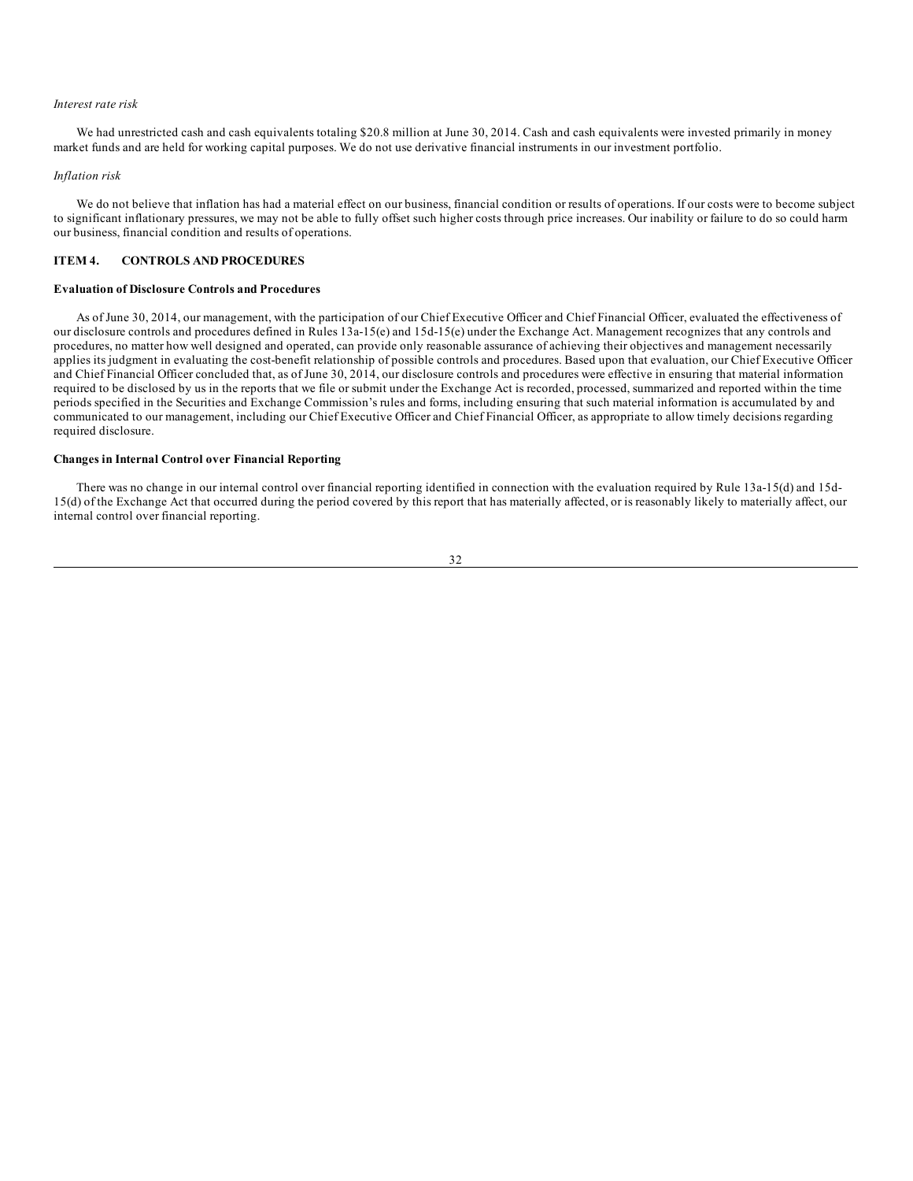*Interest rate risk*

We had unrestricted cash and cash equivalents totaling $20.8 million at June 30, 2014. Cash and cash equivalents were invested primarily in money market funds and are held for working capital purposes. We do not use derivative financial instruments in our investment portfolio.

*Inflation risk*

We do not believe that inflation has had a material effect on our business, financial condition or results of operations. If our costs were to become subject to significant inflationary pressures, we may not be able to fully offset such higher costs through price increases. Our inability or failure to do so could harm our business, financial condition and results of operations.

## ITEM 4. CONTROLS AND PROCEDURES

### Evaluation of Disclosure Controls and Procedures

As of June 30, 2014, our management, with the participation of our Chief Executive Officer and Chief Financial Officer, evaluated the effectiveness of our disclosure controls and procedures defined in Rules 13a-15(e) and 15d-15(e) under the Exchange Act. Management recognizes that any controls and procedures, no matter how well designed and operated, can provide only reasonable assurance of achieving their objectives and management necessarily applies its judgment in evaluating the cost-benefit relationship of possible controls and procedures. Based upon that evaluation, our Chief Executive Officer and Chief Financial Officer concluded that, as of June 30, 2014, our disclosure controls and procedures were effective in ensuring that material information required to be disclosed by us in the reports that we file or submit under the Exchange Act is recorded, processed, summarized and reported within the time periods specified in the Securities and Exchange Commission's rules and forms, including ensuring that such material information is accumulated by and communicated to our management, including our Chief Executive Officer and Chief Financial Officer, as appropriate to allow timely decisions regarding required disclosure.

### Changes in Internal Control over Financial Reporting

There was no change in our internal control over financial reporting identified in connection with the evaluation required by Rule 13a-15(d) and 15d-15(d) of the Exchange Act that occurred during the period covered by this report that has materially affected, or is reasonably likely to materially affect, our internal control over financial reporting.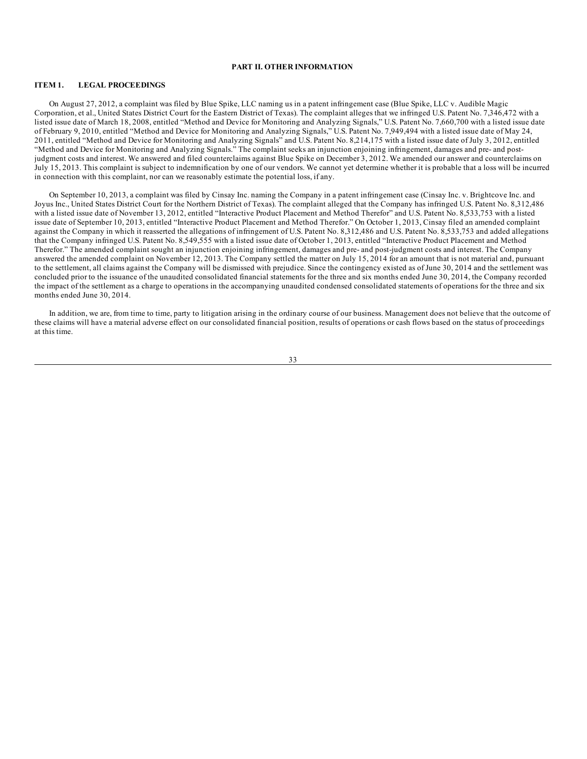## PART II. OTHER INFORMATION

### ITEM 1. LEGAL PROCEEDINGS

On August 27, 2012, a complaint was filed by Blue Spike, LLC naming us in a patent infringement case (Blue Spike, LLC v. Audible Magic Corporation, et al., United States District Court for the Eastern District of Texas). The complaint alleges that we infringed U.S. Patent No. 7,346,472 with a listed issue date of March 18, 2008, entitled "Method and Device for Monitoring and Analyzing Signals," U.S. Patent No. 7,660,700 with a listed issue date of February 9, 2010, entitled "Method and Device for Monitoring and Analyzing Signals," U.S. Patent No. 7,949,494 with a listed issue date of May 24, 2011, entitled "Method and Device for Monitoring and Analyzing Signals" and U.S. Patent No. 8,214,175 with a listed issue date of July 3, 2012, entitled "Method and Device for Monitoring and Analyzing Signals." The complaint seeks an injunction enjoining infringement, damages and pre- and post-judgment costs and interest. We answered and filed counterclaims against Blue Spike on December 3, 2012. We amended our answer and counterclaims on July 15, 2013. This complaint is subject to indemnification by one of our vendors. We cannot yet determine whether it is probable that a loss will be incurred in connection with this complaint, nor can we reasonably estimate the potential loss, if any.

On September 10, 2013, a complaint was filed by Cinsay Inc. naming the Company in a patent infringement case (Cinsay Inc. v. Brightcove Inc. and Joyus Inc., United States District Court for the Northern District of Texas). The complaint alleged that the Company has infringed U.S. Patent No. 8,312,486 with a listed issue date of November 13, 2012, entitled "Interactive Product Placement and Method Therefor" and U.S. Patent No. 8,533,753 with a listed issue date of September 10, 2013, entitled "Interactive Product Placement and Method Therefor." On October 1, 2013, Cinsay filed an amended complaint against the Company in which it reasserted the allegations of infringement of U.S. Patent No. 8,312,486 and U.S. Patent No. 8,533,753 and added allegations that the Company infringed U.S. Patent No. 8,549,555 with a listed issue date of October 1, 2013, entitled "Interactive Product Placement and Method Therefor." The amended complaint sought an injunction enjoining infringement, damages and pre- and post-judgment costs and interest. The Company answered the amended complaint on November 12, 2013. The Company settled the matter on July 15, 2014 for an amount that is not material and, pursuant to the settlement, all claims against the Company will be dismissed with prejudice. Since the contingency existed as of June 30, 2014 and the settlement was concluded prior to the issuance of the unaudited consolidated financial statements for the three and six months ended June 30, 2014, the Company recorded the impact of the settlement as a charge to operations in the accompanying unaudited condensed consolidated statements of operations for the three and six months ended June 30, 2014.

In addition, we are, from time to time, party to litigation arising in the ordinary course of our business. Management does not believe that the outcome of these claims will have a material adverse effect on our consolidated financial position, results of operations or cash flows based on the status of proceedings at this time.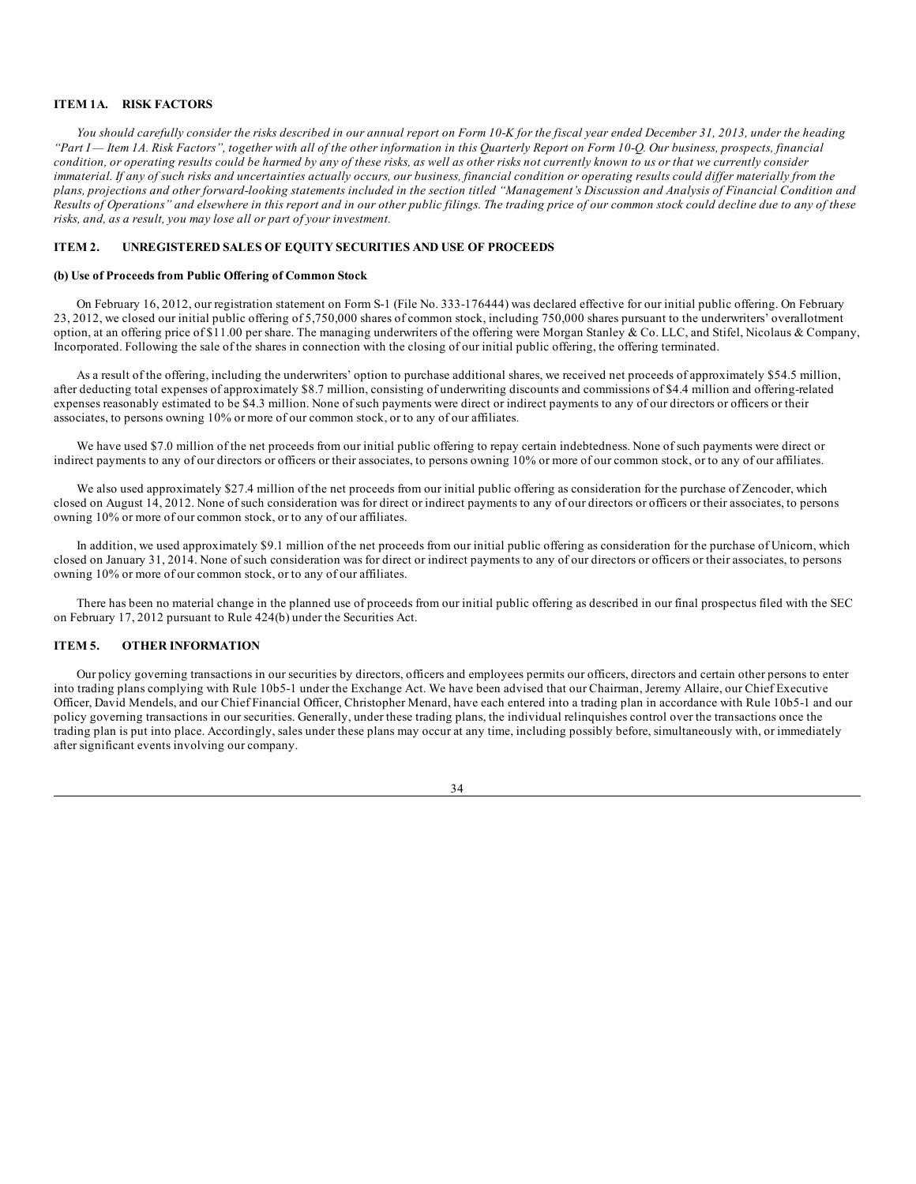## ITEM 1A. RISK FACTORS

*You should carefully consider the risks described in our annual report on Form 10-K for the fiscal year ended December 31, 2013, under the heading "Part I— Item 1A. Risk Factors", together with all of the other information in this Quarterly Report on Form 10-Q. Our business, prospects, financial condition, or operating results could be harmed by any of these risks, as well as other risks not currently known to us or that we currently consider immaterial. If any of such risks and uncertainties actually occurs, our business, financial condition or operating results could differ materially from the plans, projections and other forward-looking statements included in the section titled "Management's Discussion and Analysis of Financial Condition and Results of Operations" and elsewhere in this report and in our other public filings. The trading price of our common stock could decline due to any of these risks, and, as a result, you may lose all or part of your investment.*

## ITEM 2. UNREGISTERED SALES OF EQUITY SECURITIES AND USE OF PROCEEDS

### (b) Use of Proceeds from Public Offering of Common Stock

On February 16, 2012, our registration statement on Form S-1 (File No. 333-176444) was declared effective for our initial public offering. On February 23, 2012, we closed our initial public offering of 5,750,000 shares of common stock, including 750,000 shares pursuant to the underwriters' overallotment option, at an offering price of $11.00 per share. The managing underwriters of the offering were Morgan Stanley & Co. LLC, and Stifel, Nicolaus & Company, Incorporated. Following the sale of the shares in connection with the closing of our initial public offering, the offering terminated.

As a result of the offering, including the underwriters' option to purchase additional shares, we received net proceeds of approximately $54.5 million, after deducting total expenses of approximately $8.7 million, consisting of underwriting discounts and commissions of $4.4 million and offering-related expenses reasonably estimated to be $4.3 million. None of such payments were direct or indirect payments to any of our directors or officers or their associates, to persons owning 10% or more of our common stock, or to any of our affiliates.

We have used $7.0 million of the net proceeds from our initial public offering to repay certain indebtedness. None of such payments were direct or indirect payments to any of our directors or officers or their associates, to persons owning 10% or more of our common stock, or to any of our affiliates.

We also used approximately $27.4 million of the net proceeds from our initial public offering as consideration for the purchase of Zencoder, which closed on August 14, 2012. None of such consideration was for direct or indirect payments to any of our directors or officers or their associates, to persons owning 10% or more of our common stock, or to any of our affiliates.

In addition, we used approximately $9.1 million of the net proceeds from our initial public offering as consideration for the purchase of Unicorn, which closed on January 31, 2014. None of such consideration was for direct or indirect payments to any of our directors or officers or their associates, to persons owning 10% or more of our common stock, or to any of our affiliates.

There has been no material change in the planned use of proceeds from our initial public offering as described in our final prospectus filed with the SEC on February 17, 2012 pursuant to Rule 424(b) under the Securities Act.

## ITEM 5. OTHER INFORMATION

Our policy governing transactions in our securities by directors, officers and employees permits our officers, directors and certain other persons to enter into trading plans complying with Rule 10b5-1 under the Exchange Act. We have been advised that our Chairman, Jeremy Allaire, our Chief Executive Officer, David Mendels, and our Chief Financial Officer, Christopher Menard, have each entered into a trading plan in accordance with Rule 10b5-1 and our policy governing transactions in our securities. Generally, under these trading plans, the individual relinquishes control over the transactions once the trading plan is put into place. Accordingly, sales under these plans may occur at any time, including possibly before, simultaneously with, or immediately after significant events involving our company.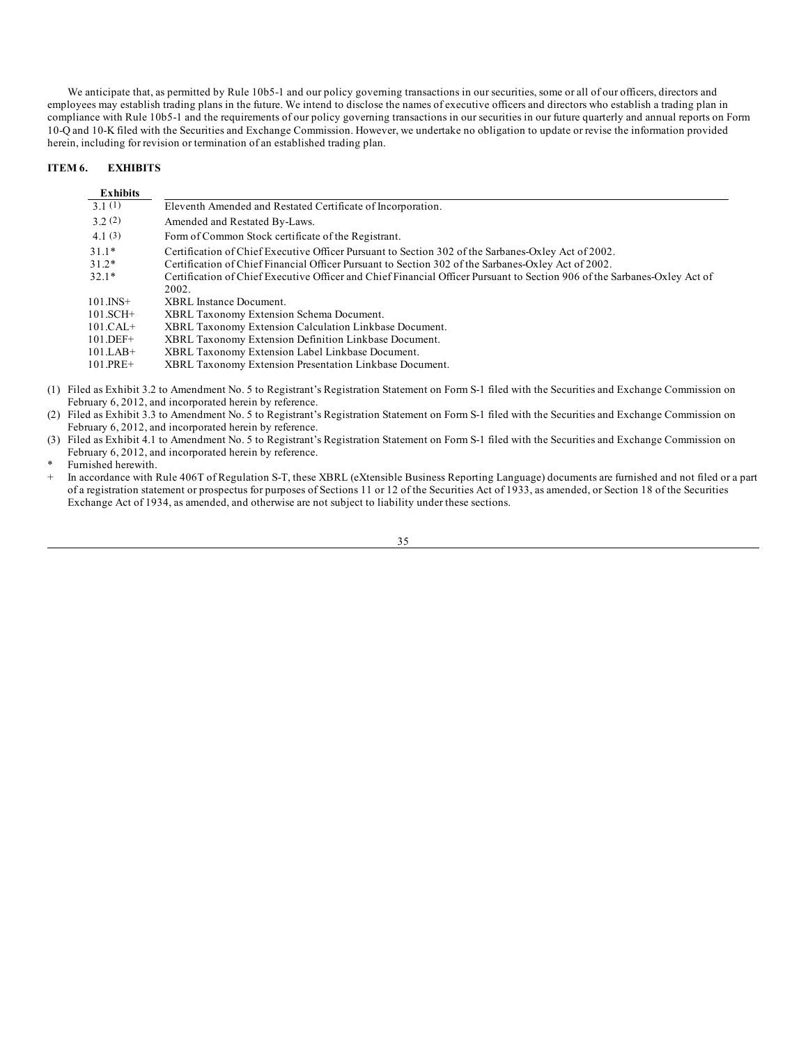We anticipate that, as permitted by Rule 10b5-1 and our policy governing transactions in our securities, some or all of our officers, directors and employees may establish trading plans in the future. We intend to disclose the names of executive officers and directors who establish a trading plan in compliance with Rule 10b5-1 and the requirements of our policy governing transactions in our securities in our future quarterly and annual reports on Form 10-Q and 10-K filed with the Securities and Exchange Commission. However, we undertake no obligation to update or revise the information provided herein, including for revision or termination of an established trading plan.

## ITEM 6. EXHIBITS

| Exhibits | |
|---|---|
| 3.1 (1) | Eleventh Amended and Restated Certificate of Incorporation. |
| 3.2 (2) | Amended and Restated By-Laws. |
| 4.1 (3) | Form of Common Stock certificate of the Registrant. |
| 31.1* | Certification of Chief Executive Officer Pursuant to Section 302 of the Sarbanes-Oxley Act of 2002. |
| 31.2* | Certification of Chief Financial Officer Pursuant to Section 302 of the Sarbanes-Oxley Act of 2002. |
| 32.1* | Certification of Chief Executive Officer and Chief Financial Officer Pursuant to Section 906 of the Sarbanes-Oxley Act of 2002. |
| 101.INS+ | XBRL Instance Document. |
| 101.SCH+ | XBRL Taxonomy Extension Schema Document. |
| 101.CAL+ | XBRL Taxonomy Extension Calculation Linkbase Document. |
| 101.DEF+ | XBRL Taxonomy Extension Definition Linkbase Document. |
| 101.LAB+ | XBRL Taxonomy Extension Label Linkbase Document. |
| 101.PRE+ | XBRL Taxonomy Extension Presentation Linkbase Document. |

(1) Filed as Exhibit 3.2 to Amendment No. 5 to Registrant's Registration Statement on Form S-1 filed with the Securities and Exchange Commission on February 6, 2012, and incorporated herein by reference.

(2) Filed as Exhibit 3.3 to Amendment No. 5 to Registrant's Registration Statement on Form S-1 filed with the Securities and Exchange Commission on February 6, 2012, and incorporated herein by reference.

(3) Filed as Exhibit 4.1 to Amendment No. 5 to Registrant's Registration Statement on Form S-1 filed with the Securities and Exchange Commission on February 6, 2012, and incorporated herein by reference.

\* Furnished herewith.

\+ In accordance with Rule 406T of Regulation S-T, these XBRL (eXtensible Business Reporting Language) documents are furnished and not filed or a part of a registration statement or prospectus for purposes of Sections 11 or 12 of the Securities Act of 1933, as amended, or Section 18 of the Securities Exchange Act of 1934, as amended, and otherwise are not subject to liability under these sections.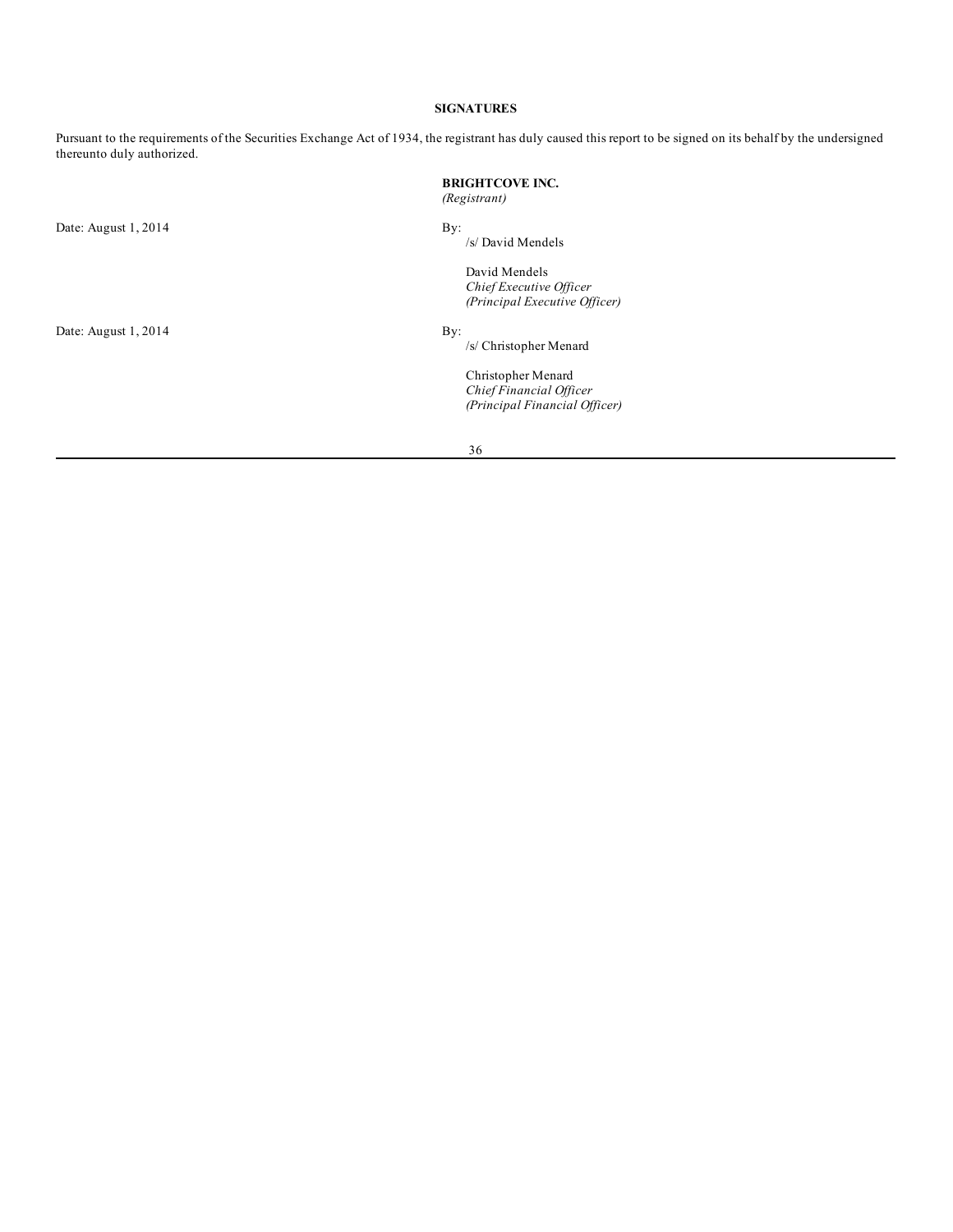## SIGNATURES

Pursuant to the requirements of the Securities Exchange Act of 1934, the registrant has duly caused this report to be signed on its behalf by the undersigned thereunto duly authorized.

**BRIGHTCOVE INC.**
*(Registrant)*

Date: August 1, 2014

By:
/s/ David Mendels

David Mendels
*Chief Executive Officer*
*(Principal Executive Officer)*

Date: August 1, 2014

By:
/s/ Christopher Menard

Christopher Menard
*Chief Financial Officer*
*(Principal Financial Officer)*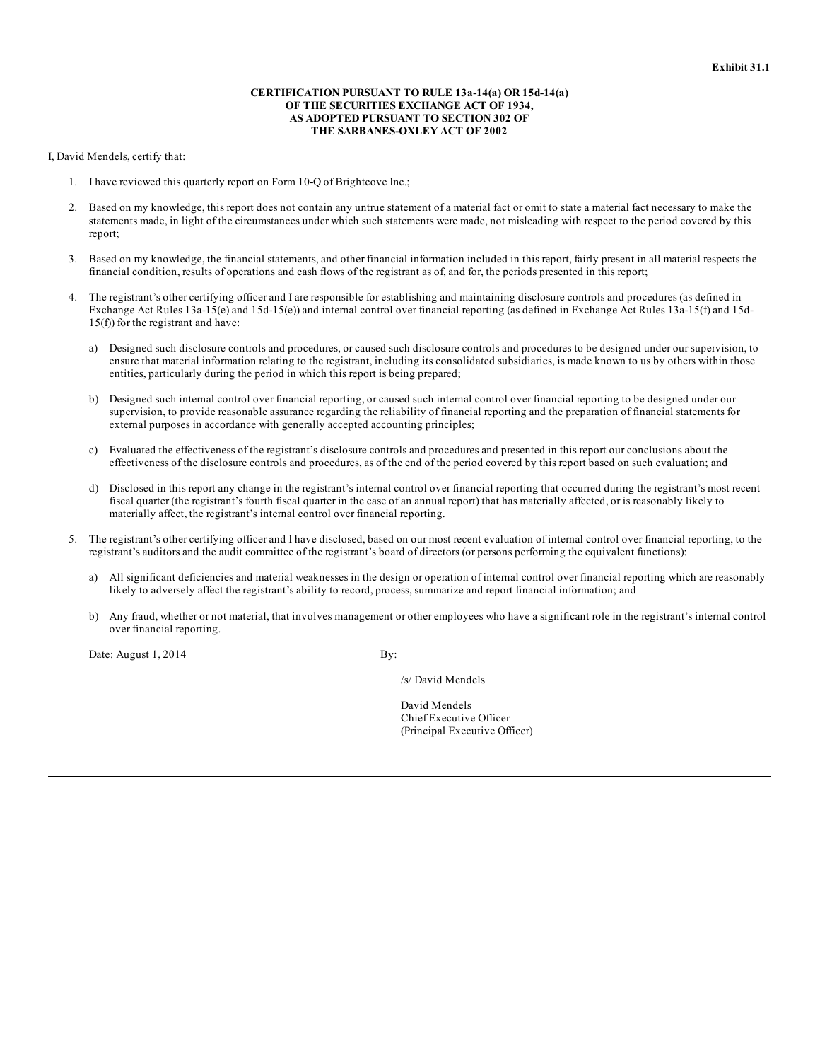**Exhibit 31.1**

**CERTIFICATION PURSUANT TO RULE 13a-14(a) OR 15d-14(a)
OF THE SECURITIES EXCHANGE ACT OF 1934,
AS ADOPTED PURSUANT TO SECTION 302 OF
THE SARBANES-OXLEY ACT OF 2002**

I, David Mendels, certify that:

1. I have reviewed this quarterly report on Form 10-Q of Brightcove Inc.;

2. Based on my knowledge, this report does not contain any untrue statement of a material fact or omit to state a material fact necessary to make the statements made, in light of the circumstances under which such statements were made, not misleading with respect to the period covered by this report;

3. Based on my knowledge, the financial statements, and other financial information included in this report, fairly present in all material respects the financial condition, results of operations and cash flows of the registrant as of, and for, the periods presented in this report;

4. The registrant's other certifying officer and I are responsible for establishing and maintaining disclosure controls and procedures (as defined in Exchange Act Rules 13a-15(e) and 15d-15(e)) and internal control over financial reporting (as defined in Exchange Act Rules 13a-15(f) and 15d-15(f)) for the registrant and have:

   a) Designed such disclosure controls and procedures, or caused such disclosure controls and procedures to be designed under our supervision, to ensure that material information relating to the registrant, including its consolidated subsidiaries, is made known to us by others within those entities, particularly during the period in which this report is being prepared;

   b) Designed such internal control over financial reporting, or caused such internal control over financial reporting to be designed under our supervision, to provide reasonable assurance regarding the reliability of financial reporting and the preparation of financial statements for external purposes in accordance with generally accepted accounting principles;

   c) Evaluated the effectiveness of the registrant's disclosure controls and procedures and presented in this report our conclusions about the effectiveness of the disclosure controls and procedures, as of the end of the period covered by this report based on such evaluation; and

   d) Disclosed in this report any change in the registrant's internal control over financial reporting that occurred during the registrant's most recent fiscal quarter (the registrant's fourth fiscal quarter in the case of an annual report) that has materially affected, or is reasonably likely to materially affect, the registrant's internal control over financial reporting.

5. The registrant's other certifying officer and I have disclosed, based on our most recent evaluation of internal control over financial reporting, to the registrant's auditors and the audit committee of the registrant's board of directors (or persons performing the equivalent functions):

   a) All significant deficiencies and material weaknesses in the design or operation of internal control over financial reporting which are reasonably likely to adversely affect the registrant's ability to record, process, summarize and report financial information; and

   b) Any fraud, whether or not material, that involves management or other employees who have a significant role in the registrant's internal control over financial reporting.

Date: August 1, 2014

By:

/s/ David Mendels

David Mendels
Chief Executive Officer
(Principal Executive Officer)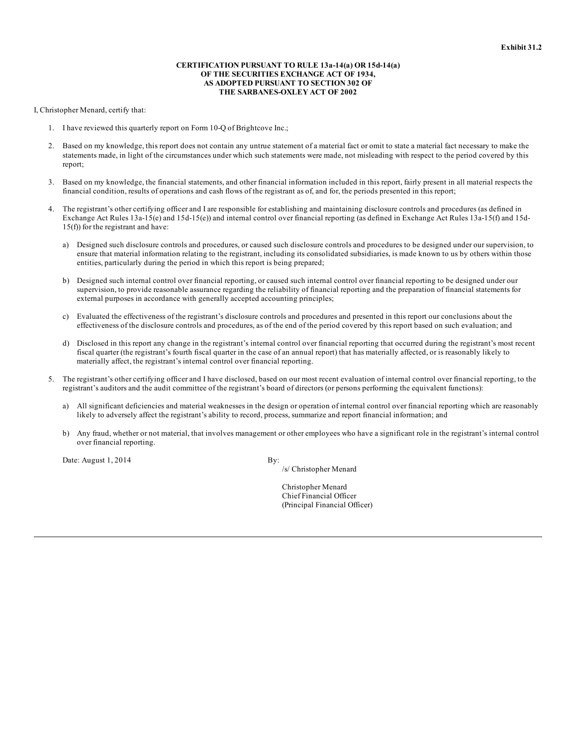**Exhibit 31.2**

**CERTIFICATION PURSUANT TO RULE 13a-14(a) OR 15d-14(a)**
**OF THE SECURITIES EXCHANGE ACT OF 1934,**
**AS ADOPTED PURSUANT TO SECTION 302 OF**
**THE SARBANES-OXLEY ACT OF 2002**

I, Christopher Menard, certify that:

1. I have reviewed this quarterly report on Form 10-Q of Brightcove Inc.;

2. Based on my knowledge, this report does not contain any untrue statement of a material fact or omit to state a material fact necessary to make the statements made, in light of the circumstances under which such statements were made, not misleading with respect to the period covered by this report;

3. Based on my knowledge, the financial statements, and other financial information included in this report, fairly present in all material respects the financial condition, results of operations and cash flows of the registrant as of, and for, the periods presented in this report;

4. The registrant's other certifying officer and I are responsible for establishing and maintaining disclosure controls and procedures (as defined in Exchange Act Rules 13a-15(e) and 15d-15(e)) and internal control over financial reporting (as defined in Exchange Act Rules 13a-15(f) and 15d-15(f)) for the registrant and have:

   a) Designed such disclosure controls and procedures, or caused such disclosure controls and procedures to be designed under our supervision, to ensure that material information relating to the registrant, including its consolidated subsidiaries, is made known to us by others within those entities, particularly during the period in which this report is being prepared;

   b) Designed such internal control over financial reporting, or caused such internal control over financial reporting to be designed under our supervision, to provide reasonable assurance regarding the reliability of financial reporting and the preparation of financial statements for external purposes in accordance with generally accepted accounting principles;

   c) Evaluated the effectiveness of the registrant's disclosure controls and procedures and presented in this report our conclusions about the effectiveness of the disclosure controls and procedures, as of the end of the period covered by this report based on such evaluation; and

   d) Disclosed in this report any change in the registrant's internal control over financial reporting that occurred during the registrant's most recent fiscal quarter (the registrant's fourth fiscal quarter in the case of an annual report) that has materially affected, or is reasonably likely to materially affect, the registrant's internal control over financial reporting.

5. The registrant's other certifying officer and I have disclosed, based on our most recent evaluation of internal control over financial reporting, to the registrant's auditors and the audit committee of the registrant's board of directors (or persons performing the equivalent functions):

   a) All significant deficiencies and material weaknesses in the design or operation of internal control over financial reporting which are reasonably likely to adversely affect the registrant's ability to record, process, summarize and report financial information; and

   b) Any fraud, whether or not material, that involves management or other employees who have a significant role in the registrant's internal control over financial reporting.

Date: August 1, 2014

By:
/s/ Christopher Menard

Christopher Menard
Chief Financial Officer
(Principal Financial Officer)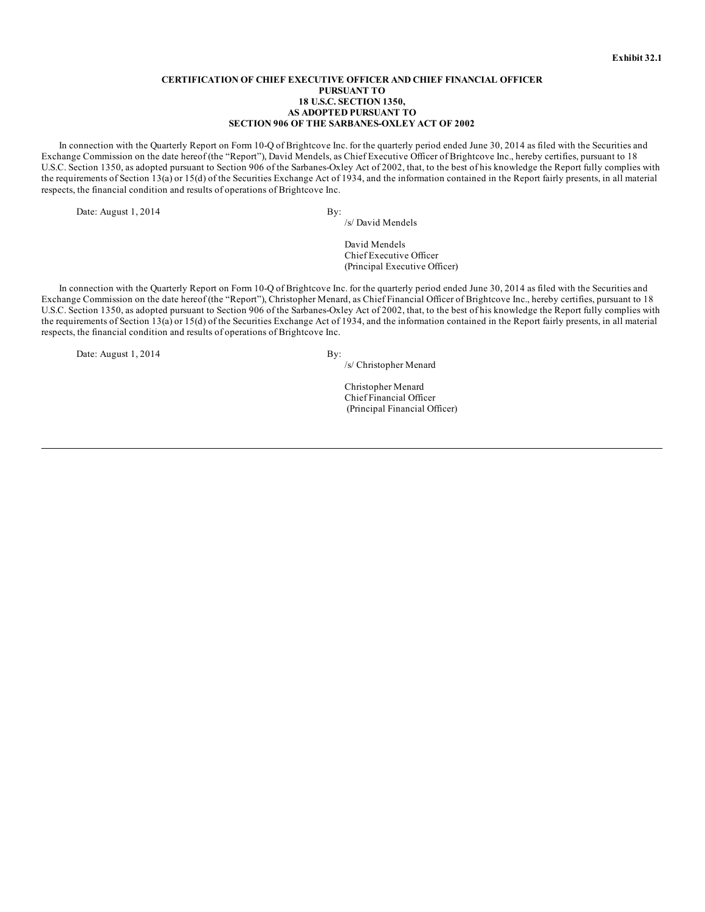**Exhibit 32.1**

**CERTIFICATION OF CHIEF EXECUTIVE OFFICER AND CHIEF FINANCIAL OFFICER PURSUANT TO 18 U.S.C. SECTION 1350, AS ADOPTED PURSUANT TO SECTION 906 OF THE SARBANES-OXLEY ACT OF 2002**

In connection with the Quarterly Report on Form 10-Q of Brightcove Inc. for the quarterly period ended June 30, 2014 as filed with the Securities and Exchange Commission on the date hereof (the "Report"), David Mendels, as Chief Executive Officer of Brightcove Inc., hereby certifies, pursuant to 18 U.S.C. Section 1350, as adopted pursuant to Section 906 of the Sarbanes-Oxley Act of 2002, that, to the best of his knowledge the Report fully complies with the requirements of Section 13(a) or 15(d) of the Securities Exchange Act of 1934, and the information contained in the Report fairly presents, in all material respects, the financial condition and results of operations of Brightcove Inc.

Date: August 1, 2014

By:

/s/ David Mendels

David Mendels
Chief Executive Officer
(Principal Executive Officer)

In connection with the Quarterly Report on Form 10-Q of Brightcove Inc. for the quarterly period ended June 30, 2014 as filed with the Securities and Exchange Commission on the date hereof (the "Report"), Christopher Menard, as Chief Financial Officer of Brightcove Inc., hereby certifies, pursuant to 18 U.S.C. Section 1350, as adopted pursuant to Section 906 of the Sarbanes-Oxley Act of 2002, that, to the best of his knowledge the Report fully complies with the requirements of Section 13(a) or 15(d) of the Securities Exchange Act of 1934, and the information contained in the Report fairly presents, in all material respects, the financial condition and results of operations of Brightcove Inc.

Date: August 1, 2014

By:

/s/ Christopher Menard

Christopher Menard
Chief Financial Officer
(Principal Financial Officer)